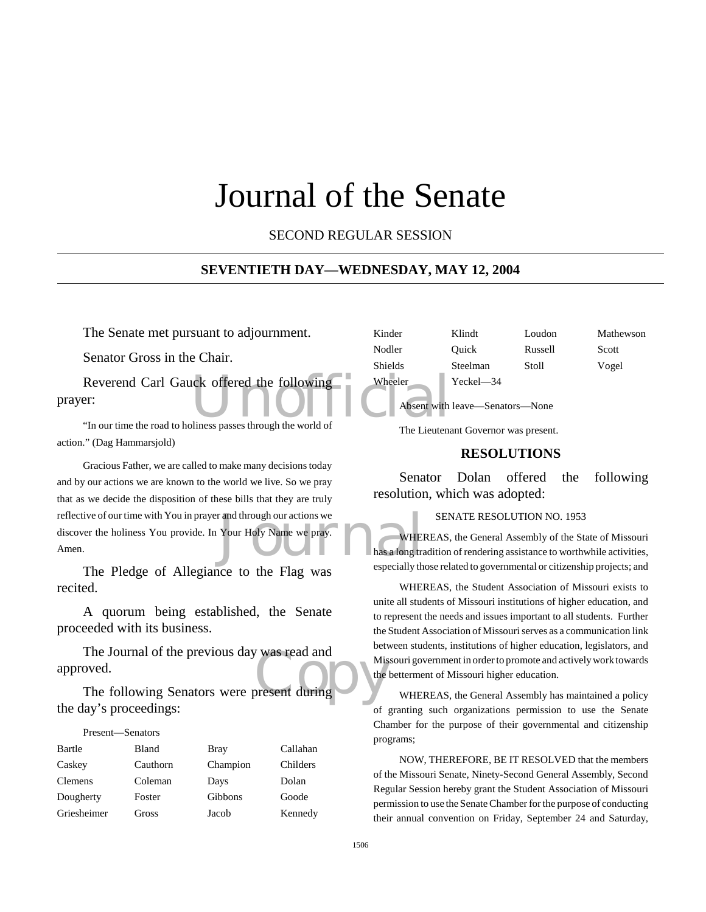# Journal of the Senate

SECOND REGULAR SESSION

## SEVENTIETH DAY—WEDNESDAY, MAY 12, 2004

The Senate met pursuant to adjournment.

Senator Gross in the Chair.

Reverend Carl Gauck offered the following prayer:

"In our time the road to holiness passes through the world of action." (Dag Hammarsjold)

Gracious Father, we are called to make many decisions today and by our actions we are known to the world we live. So we pray that as we decide the disposition of these bills that they are truly reflective of our time with You in prayer and through our actions we discover the holiness You provide. In Your Holy Name we pray. Amen.

The Pledge of Allegiance to the Flag was recited.

A quorum being established, the Senate proceeded with its business.

The Journal of the previous day was read and approved.

The following Senators were present during the day's proceedings:

Present—Senators

| | | | |
|---|---|---|---|
| Bartle | Bland | Bray | Callahan |
| Caskey | Cauthorn | Champion | Childers |
| Clemens | Coleman | Days | Dolan |
| Dougherty | Foster | Gibbons | Goode |
| Griesheimer | Gross | Jacob | Kennedy |
| Kinder | Klindt | Loudon | Mathewson |
| Nodler | Quick | Russell | Scott |
| Shields | Steelman | Stoll | Vogel |
| Wheeler | Yeckel—34 | | |

Absent with leave—Senators—None

The Lieutenant Governor was present.

## RESOLUTIONS

Senator Dolan offered the following resolution, which was adopted:

SENATE RESOLUTION NO. 1953

WHEREAS, the General Assembly of the State of Missouri has a long tradition of rendering assistance to worthwhile activities, especially those related to governmental or citizenship projects; and

WHEREAS, the Student Association of Missouri exists to unite all students of Missouri institutions of higher education, and to represent the needs and issues important to all students. Further the Student Association of Missouri serves as a communication link between students, institutions of higher education, legislators, and Missouri government in order to promote and actively work towards the betterment of Missouri higher education.

WHEREAS, the General Assembly has maintained a policy of granting such organizations permission to use the Senate Chamber for the purpose of their governmental and citizenship programs;

NOW, THEREFORE, BE IT RESOLVED that the members of the Missouri Senate, Ninety-Second General Assembly, Second Regular Session hereby grant the Student Association of Missouri permission to use the Senate Chamber for the purpose of conducting their annual convention on Friday, September 24 and Saturday,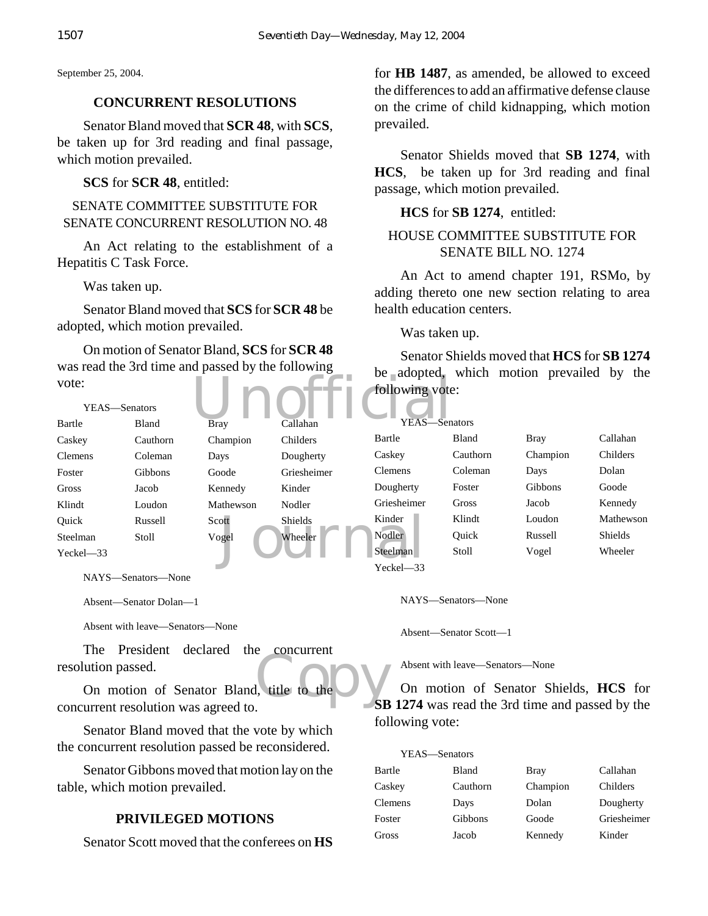September 25, 2004.

## CONCURRENT RESOLUTIONS

Senator Bland moved that **SCR 48**, with **SCS**, be taken up for 3rd reading and final passage, which motion prevailed.

**SCS** for **SCR 48**, entitled:

SENATE COMMITTEE SUBSTITUTE FOR SENATE CONCURRENT RESOLUTION NO. 48

An Act relating to the establishment of a Hepatitis C Task Force.

Was taken up.

Senator Bland moved that **SCS** for **SCR 48** be adopted, which motion prevailed.

On motion of Senator Bland, **SCS** for **SCR 48** was read the 3rd time and passed by the following vote:

YEAS—Senators

| | | | |
|---|---|---|---|
| Bartle | Bland | Bray | Callahan |
| Caskey | Cauthorn | Champion | Childers |
| Clemens | Coleman | Days | Dougherty |
| Foster | Gibbons | Goode | Griesheimer |
| Gross | Jacob | Kennedy | Kinder |
| Klindt | Loudon | Mathewson | Nodler |
| Quick | Russell | Scott | Shields |
| Steelman | Stoll | Vogel | Wheeler |
| Yeckel—33 | | | |

NAYS—Senators—None

Absent—Senator Dolan—1

Absent with leave—Senators—None

The President declared the concurrent resolution passed.

On motion of Senator Bland, title to the concurrent resolution was agreed to.

Senator Bland moved that the vote by which the concurrent resolution passed be reconsidered.

Senator Gibbons moved that motion lay on the table, which motion prevailed.

## PRIVILEGED MOTIONS

Senator Scott moved that the conferees on **HS** for **HB 1487**, as amended, be allowed to exceed the differences to add an affirmative defense clause on the crime of child kidnapping, which motion prevailed.

Senator Shields moved that **SB 1274**, with **HCS**, be taken up for 3rd reading and final passage, which motion prevailed.

**HCS** for **SB 1274**, entitled:

HOUSE COMMITTEE SUBSTITUTE FOR SENATE BILL NO. 1274

An Act to amend chapter 191, RSMo, by adding thereto one new section relating to area health education centers.

Was taken up.

Senator Shields moved that **HCS** for **SB 1274** be adopted, which motion prevailed by the following vote:

YEAS—Senators

| | | | |
|---|---|---|---|
| Bartle | Bland | Bray | Callahan |
| Caskey | Cauthorn | Champion | Childers |
| Clemens | Coleman | Days | Dolan |
| Dougherty | Foster | Gibbons | Goode |
| Griesheimer | Gross | Jacob | Kennedy |
| Kinder | Klindt | Loudon | Mathewson |
| Nodler | Quick | Russell | Shields |
| Steelman | Stoll | Vogel | Wheeler |
| Yeckel—33 | | | |

NAYS—Senators—None

Absent—Senator Scott—1

Absent with leave—Senators—None

On motion of Senator Shields, **HCS** for **SB 1274** was read the 3rd time and passed by the following vote:

YEAS—Senators

| | | | |
|---|---|---|---|
| Bartle | Bland | Bray | Callahan |
| Caskey | Cauthorn | Champion | Childers |
| Clemens | Days | Dolan | Dougherty |
| Foster | Gibbons | Goode | Griesheimer |
| Gross | Jacob | Kennedy | Kinder |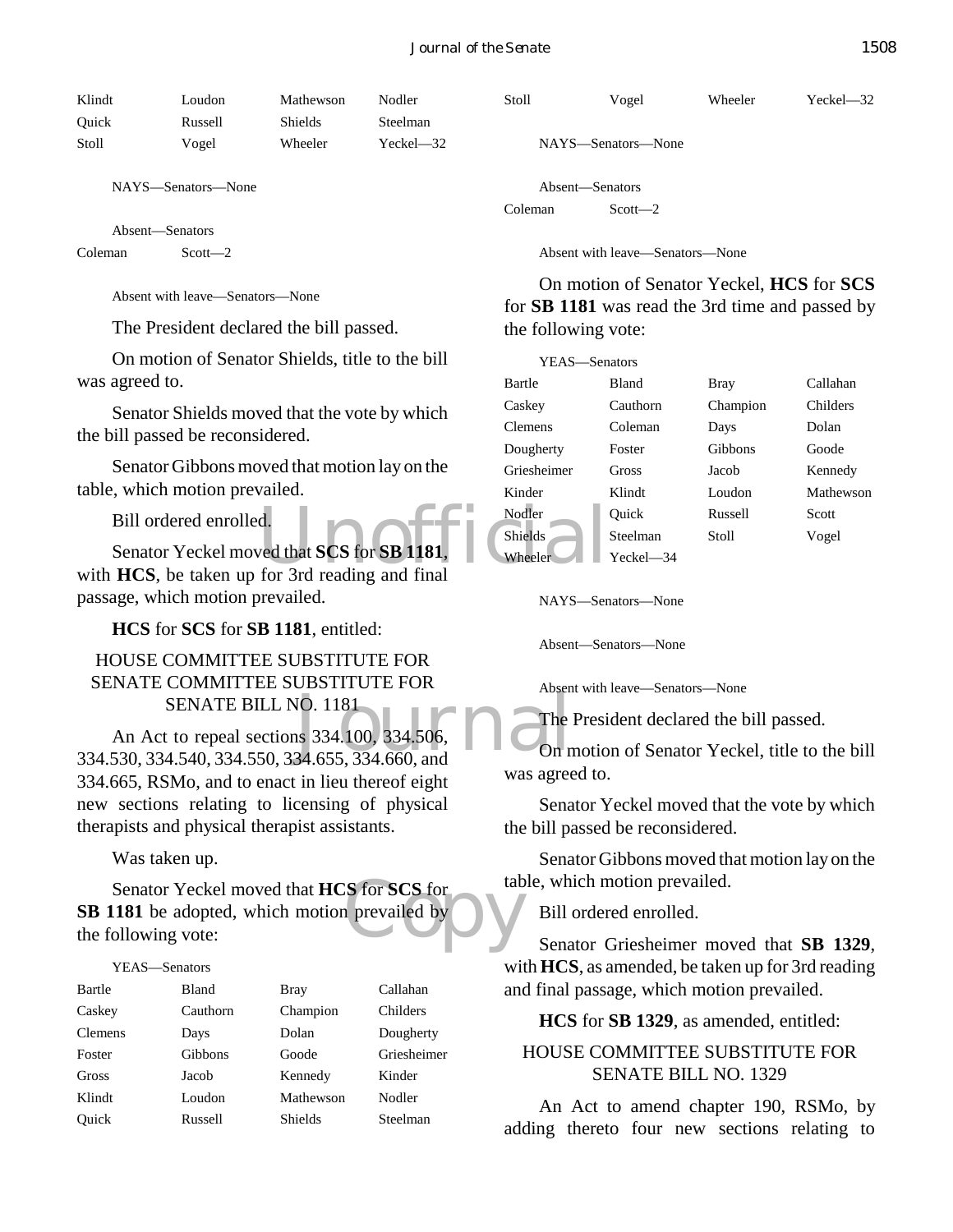| | | | |
|---|---|---|---|
| Klindt | Loudon | Mathewson | Nodler |
| Quick | Russell | Shields | Steelman |
| Stoll | Vogel | Wheeler | Yeckel—32 |

NAYS—Senators—None

Absent—Senators

| | |
|---|---|
| Coleman | Scott—2 |

Absent with leave—Senators—None

The President declared the bill passed.

On motion of Senator Shields, title to the bill was agreed to.

Senator Shields moved that the vote by which the bill passed be reconsidered.

Senator Gibbons moved that motion lay on the table, which motion prevailed.

Bill ordered enrolled.

Senator Yeckel moved that **SCS** for **SB 1181**, with **HCS**, be taken up for 3rd reading and final passage, which motion prevailed.

**HCS** for **SCS** for **SB 1181**, entitled:

HOUSE COMMITTEE SUBSTITUTE FOR SENATE COMMITTEE SUBSTITUTE FOR SENATE BILL NO. 1181

An Act to repeal sections 334.100, 334.506, 334.530, 334.540, 334.550, 334.655, 334.660, and 334.665, RSMo, and to enact in lieu thereof eight new sections relating to licensing of physical therapists and physical therapist assistants.

Was taken up.

Senator Yeckel moved that **HCS** for **SCS** for **SB 1181** be adopted, which motion prevailed by the following vote:

YEAS—Senators

| | | | |
|---|---|---|---|
| Bartle | Bland | Bray | Callahan |
| Caskey | Cauthorn | Champion | Childers |
| Clemens | Days | Dolan | Dougherty |
| Foster | Gibbons | Goode | Griesheimer |
| Gross | Jacob | Kennedy | Kinder |
| Klindt | Loudon | Mathewson | Nodler |
| Quick | Russell | Shields | Steelman |
| Stoll | Vogel | Wheeler | Yeckel—32 |

NAYS—Senators—None

Absent—Senators

| | |
|---|---|
| Coleman | Scott—2 |

Absent with leave—Senators—None

On motion of Senator Yeckel, **HCS** for **SCS** for **SB 1181** was read the 3rd time and passed by the following vote:

YEAS—Senators

| | | | |
|---|---|---|---|
| Bartle | Bland | Bray | Callahan |
| Caskey | Cauthorn | Champion | Childers |
| Clemens | Coleman | Days | Dolan |
| Dougherty | Foster | Gibbons | Goode |
| Griesheimer | Gross | Jacob | Kennedy |
| Kinder | Klindt | Loudon | Mathewson |
| Nodler | Quick | Russell | Scott |
| Shields | Steelman | Stoll | Vogel |
| Wheeler | Yeckel—34 | | |

NAYS—Senators—None

Absent—Senators—None

Absent with leave—Senators—None

The President declared the bill passed.

On motion of Senator Yeckel, title to the bill was agreed to.

Senator Yeckel moved that the vote by which the bill passed be reconsidered.

Senator Gibbons moved that motion lay on the table, which motion prevailed.

Bill ordered enrolled.

Senator Griesheimer moved that **SB 1329**, with **HCS**, as amended, be taken up for 3rd reading and final passage, which motion prevailed.

**HCS** for **SB 1329**, as amended, entitled:

HOUSE COMMITTEE SUBSTITUTE FOR SENATE BILL NO. 1329

An Act to amend chapter 190, RSMo, by adding thereto four new sections relating to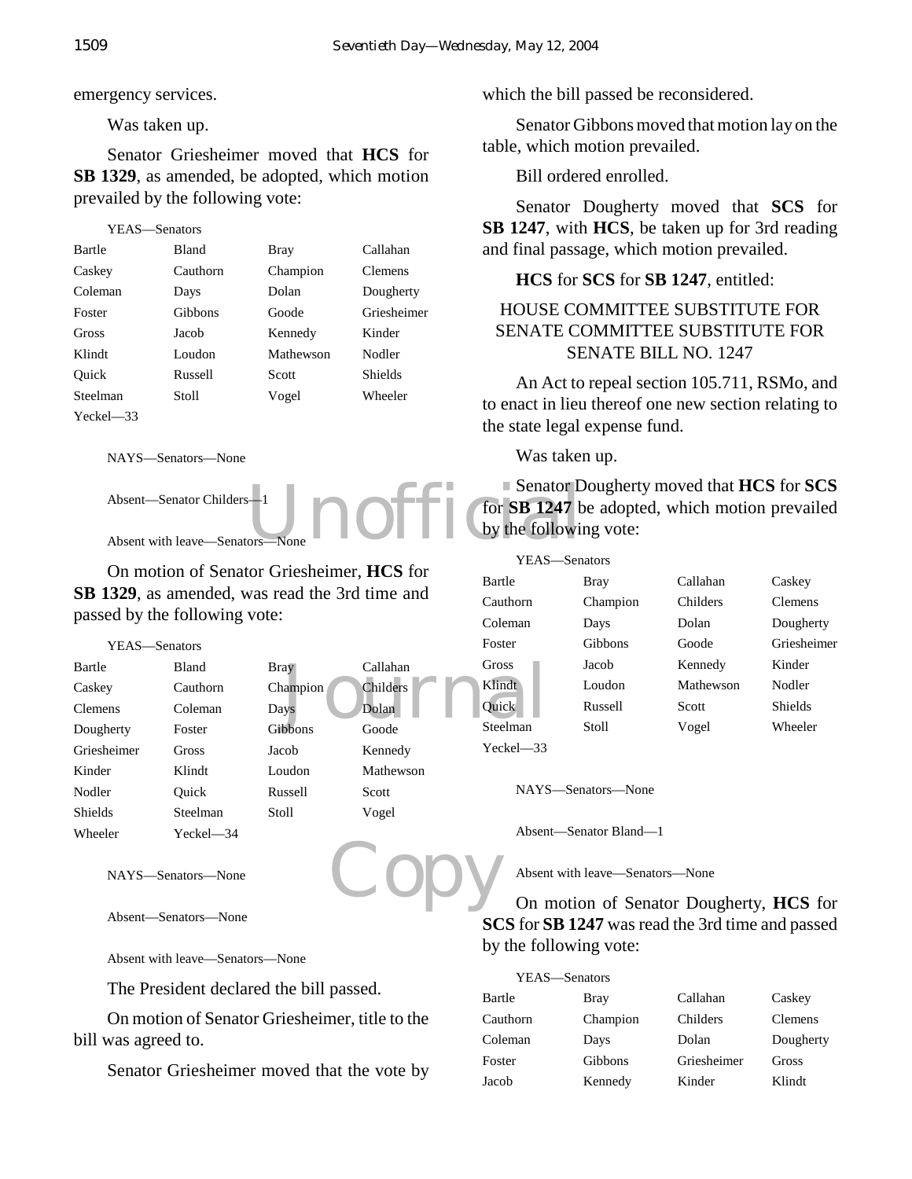emergency services.

Was taken up.

Senator Griesheimer moved that **HCS** for **SB 1329**, as amended, be adopted, which motion prevailed by the following vote:

YEAS—Senators

| | | | |
|---|---|---|---|
| Bartle | Bland | Bray | Callahan |
| Caskey | Cauthorn | Champion | Clemens |
| Coleman | Days | Dolan | Dougherty |
| Foster | Gibbons | Goode | Griesheimer |
| Gross | Jacob | Kennedy | Kinder |
| Klindt | Loudon | Mathewson | Nodler |
| Quick | Russell | Scott | Shields |
| Steelman | Stoll | Vogel | Wheeler |
| Yeckel—33 | | | |

NAYS—Senators—None

Absent—Senator Childers—1

Absent with leave—Senators—None

On motion of Senator Griesheimer, **HCS** for **SB 1329**, as amended, was read the 3rd time and passed by the following vote:

YEAS—Senators

| | | | |
|---|---|---|---|
| Bartle | Bland | Bray | Callahan |
| Caskey | Cauthorn | Champion | Childers |
| Clemens | Coleman | Days | Dolan |
| Dougherty | Foster | Gibbons | Goode |
| Griesheimer | Gross | Jacob | Kennedy |
| Kinder | Klindt | Loudon | Mathewson |
| Nodler | Quick | Russell | Scott |
| Shields | Steelman | Stoll | Vogel |
| Wheeler | Yeckel—34 | | |

NAYS—Senators—None

Absent—Senators—None

Absent with leave—Senators—None

The President declared the bill passed.

On motion of Senator Griesheimer, title to the bill was agreed to.

Senator Griesheimer moved that the vote by which the bill passed be reconsidered.

Senator Gibbons moved that motion lay on the table, which motion prevailed.

Bill ordered enrolled.

Senator Dougherty moved that **SCS** for **SB 1247**, with **HCS**, be taken up for 3rd reading and final passage, which motion prevailed.

**HCS** for **SCS** for **SB 1247**, entitled:

HOUSE COMMITTEE SUBSTITUTE FOR SENATE COMMITTEE SUBSTITUTE FOR SENATE BILL NO. 1247

An Act to repeal section 105.711, RSMo, and to enact in lieu thereof one new section relating to the state legal expense fund.

Was taken up.

Senator Dougherty moved that **HCS** for **SCS** for **SB 1247** be adopted, which motion prevailed by the following vote:

YEAS—Senators

| | | | |
|---|---|---|---|
| Bartle | Bray | Callahan | Caskey |
| Cauthorn | Champion | Childers | Clemens |
| Coleman | Days | Dolan | Dougherty |
| Foster | Gibbons | Goode | Griesheimer |
| Gross | Jacob | Kennedy | Kinder |
| Klindt | Loudon | Mathewson | Nodler |
| Quick | Russell | Scott | Shields |
| Steelman | Stoll | Vogel | Wheeler |
| Yeckel—33 | | | |

NAYS—Senators—None

Absent—Senator Bland—1

Absent with leave—Senators—None

On motion of Senator Dougherty, **HCS** for **SCS** for **SB 1247** was read the 3rd time and passed by the following vote:

YEAS—Senators

| | | | |
|---|---|---|---|
| Bartle | Bray | Callahan | Caskey |
| Cauthorn | Champion | Childers | Clemens |
| Coleman | Days | Dolan | Dougherty |
| Foster | Gibbons | Griesheimer | Gross |
| Jacob | Kennedy | Kinder | Klindt |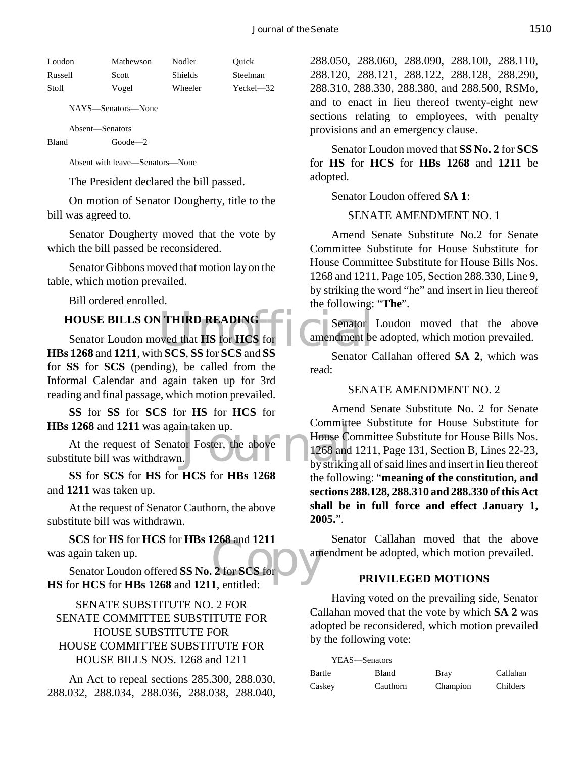| Loudon | Mathewson | Nodler | Quick |
|---|---|---|---|
| Russell | Scott | Shields | Steelman |
| Stoll | Vogel | Wheeler | Yeckel—32 |

NAYS—Senators—None

Absent—Senators

| Bland | Goode—2 |
|---|---|

Absent with leave—Senators—None

The President declared the bill passed.

On motion of Senator Dougherty, title to the bill was agreed to.

Senator Dougherty moved that the vote by which the bill passed be reconsidered.

Senator Gibbons moved that motion lay on the table, which motion prevailed.

Bill ordered enrolled.

## HOUSE BILLS ON THIRD READING

Senator Loudon moved that **HS** for **HCS** for **HBs 1268** and **1211**, with **SCS**, **SS** for **SCS** and **SS** for **SS** for **SCS** (pending), be called from the Informal Calendar and again taken up for 3rd reading and final passage, which motion prevailed.

**SS** for **SS** for **SCS** for **HS** for **HCS** for **HBs 1268** and **1211** was again taken up.

At the request of Senator Foster, the above substitute bill was withdrawn.

**SS** for **SCS** for **HS** for **HCS** for **HBs 1268** and **1211** was taken up.

At the request of Senator Cauthorn, the above substitute bill was withdrawn.

**SCS** for **HS** for **HCS** for **HBs 1268** and **1211** was again taken up.

Senator Loudon offered **SS No. 2** for **SCS** for **HS** for **HCS** for **HBs 1268** and **1211**, entitled:

SENATE SUBSTITUTE NO. 2 FOR
SENATE COMMITTEE SUBSTITUTE FOR
HOUSE SUBSTITUTE FOR
HOUSE COMMITTEE SUBSTITUTE FOR
HOUSE BILLS NOS. 1268 and 1211

An Act to repeal sections 285.300, 288.030, 288.032, 288.034, 288.036, 288.038, 288.040, 288.050, 288.060, 288.090, 288.100, 288.110, 288.120, 288.121, 288.122, 288.128, 288.290, 288.310, 288.330, 288.380, and 288.500, RSMo, and to enact in lieu thereof twenty-eight new sections relating to employees, with penalty provisions and an emergency clause.

Senator Loudon moved that **SS No. 2** for **SCS** for **HS** for **HCS** for **HBs 1268** and **1211** be adopted.

Senator Loudon offered **SA 1**:

SENATE AMENDMENT NO. 1

Amend Senate Substitute No.2 for Senate Committee Substitute for House Substitute for House Committee Substitute for House Bills Nos. 1268 and 1211, Page 105, Section 288.330, Line 9, by striking the word "he" and insert in lieu thereof the following: "**The**".

Senator Loudon moved that the above amendment be adopted, which motion prevailed.

Senator Callahan offered **SA 2**, which was read:

SENATE AMENDMENT NO. 2

Amend Senate Substitute No. 2 for Senate Committee Substitute for House Substitute for House Committee Substitute for House Bills Nos. 1268 and 1211, Page 131, Section B, Lines 22-23, by striking all of said lines and insert in lieu thereof the following: "**meaning of the constitution, and sections 288.128, 288.310 and 288.330 of this Act shall be in full force and effect January 1, 2005.**".

Senator Callahan moved that the above amendment be adopted, which motion prevailed.

## PRIVILEGED MOTIONS

Having voted on the prevailing side, Senator Callahan moved that the vote by which **SA 2** was adopted be reconsidered, which motion prevailed by the following vote:

YEAS—Senators

| Bartle | Bland | Bray | Callahan |
|---|---|---|---|
| Caskey | Cauthorn | Champion | Childers |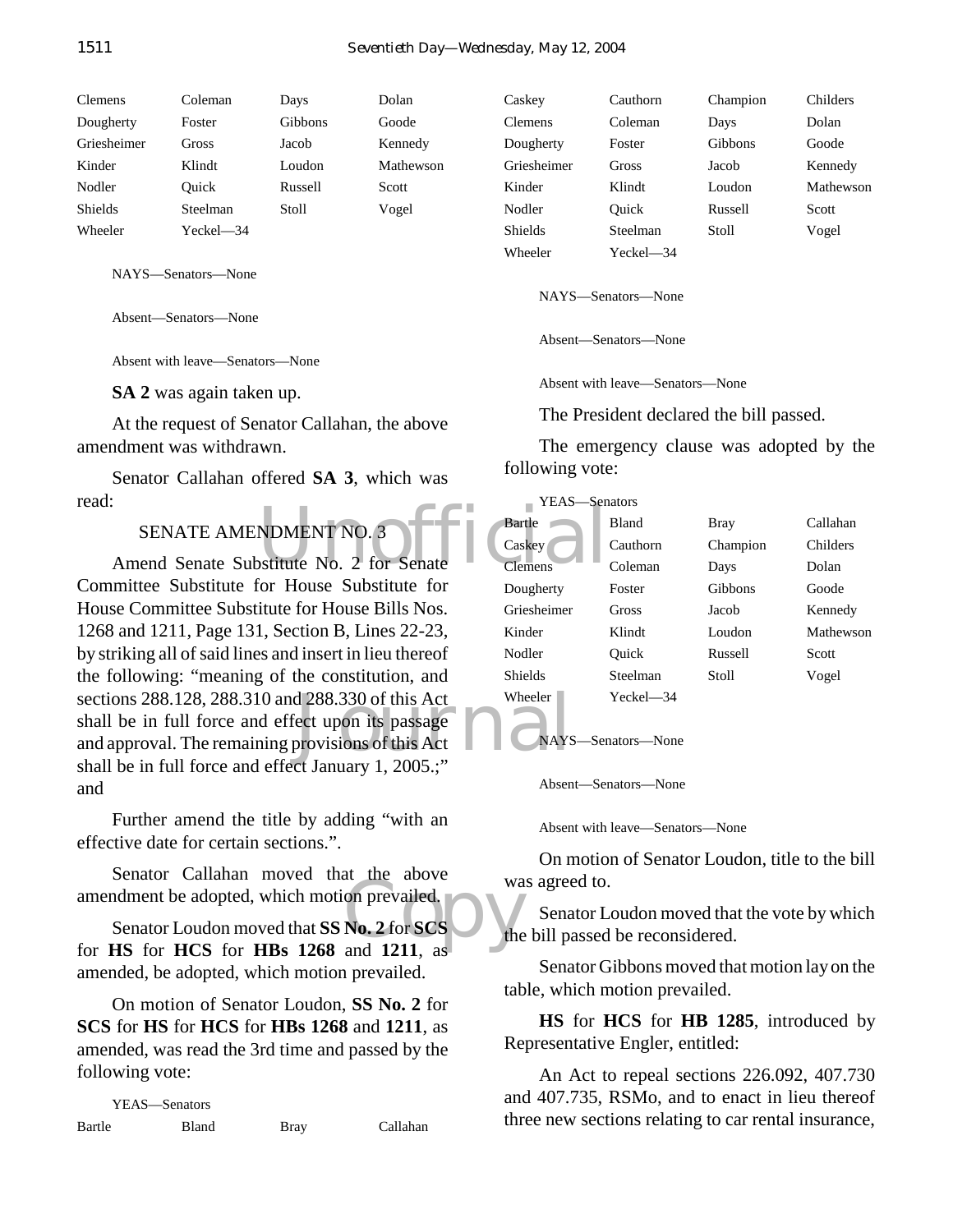| | | | |
|---|---|---|---|
| Clemens | Coleman | Days | Dolan |
| Dougherty | Foster | Gibbons | Goode |
| Griesheimer | Gross | Jacob | Kennedy |
| Kinder | Klindt | Loudon | Mathewson |
| Nodler | Quick | Russell | Scott |
| Shields | Steelman | Stoll | Vogel |
| Wheeler | Yeckel—34 | | |

NAYS—Senators—None

Absent—Senators—None

Absent with leave—Senators—None

**SA 2** was again taken up.

At the request of Senator Callahan, the above amendment was withdrawn.

Senator Callahan offered **SA 3**, which was read:

SENATE AMENDMENT NO. 3

Amend Senate Substitute No. 2 for Senate Committee Substitute for House Substitute for House Committee Substitute for House Bills Nos. 1268 and 1211, Page 131, Section B, Lines 22-23, by striking all of said lines and insert in lieu thereof the following: "meaning of the constitution, and sections 288.128, 288.310 and 288.330 of this Act shall be in full force and effect upon its passage and approval. The remaining provisions of this Act shall be in full force and effect January 1, 2005.;" and

Further amend the title by adding "with an effective date for certain sections.".

Senator Callahan moved that the above amendment be adopted, which motion prevailed.

Senator Loudon moved that **SS No. 2** for **SCS** for **HS** for **HCS** for **HBs 1268** and **1211**, as amended, be adopted, which motion prevailed.

On motion of Senator Loudon, **SS No. 2** for **SCS** for **HS** for **HCS** for **HBs 1268** and **1211**, as amended, was read the 3rd time and passed by the following vote:

YEAS—Senators

| | | | |
|---|---|---|---|
| Bartle | Bland | Bray | Callahan |
| Caskey | Cauthorn | Champion | Childers |
| Clemens | Coleman | Days | Dolan |
| Dougherty | Foster | Gibbons | Goode |
| Griesheimer | Gross | Jacob | Kennedy |
| Kinder | Klindt | Loudon | Mathewson |
| Nodler | Quick | Russell | Scott |
| Shields | Steelman | Stoll | Vogel |
| Wheeler | Yeckel—34 | | |

NAYS—Senators—None

Absent—Senators—None

Absent with leave—Senators—None

The President declared the bill passed.

The emergency clause was adopted by the following vote:

YEAS—Senators

| | | | |
|---|---|---|---|
| Bartle | Bland | Bray | Callahan |
| Caskey | Cauthorn | Champion | Childers |
| Clemens | Coleman | Days | Dolan |
| Dougherty | Foster | Gibbons | Goode |
| Griesheimer | Gross | Jacob | Kennedy |
| Kinder | Klindt | Loudon | Mathewson |
| Nodler | Quick | Russell | Scott |
| Shields | Steelman | Stoll | Vogel |
| Wheeler | Yeckel—34 | | |

NAYS—Senators—None

Absent—Senators—None

Absent with leave—Senators—None

On motion of Senator Loudon, title to the bill was agreed to.

Senator Loudon moved that the vote by which the bill passed be reconsidered.

Senator Gibbons moved that motion lay on the table, which motion prevailed.

**HS** for **HCS** for **HB 1285**, introduced by Representative Engler, entitled:

An Act to repeal sections 226.092, 407.730 and 407.735, RSMo, and to enact in lieu thereof three new sections relating to car rental insurance,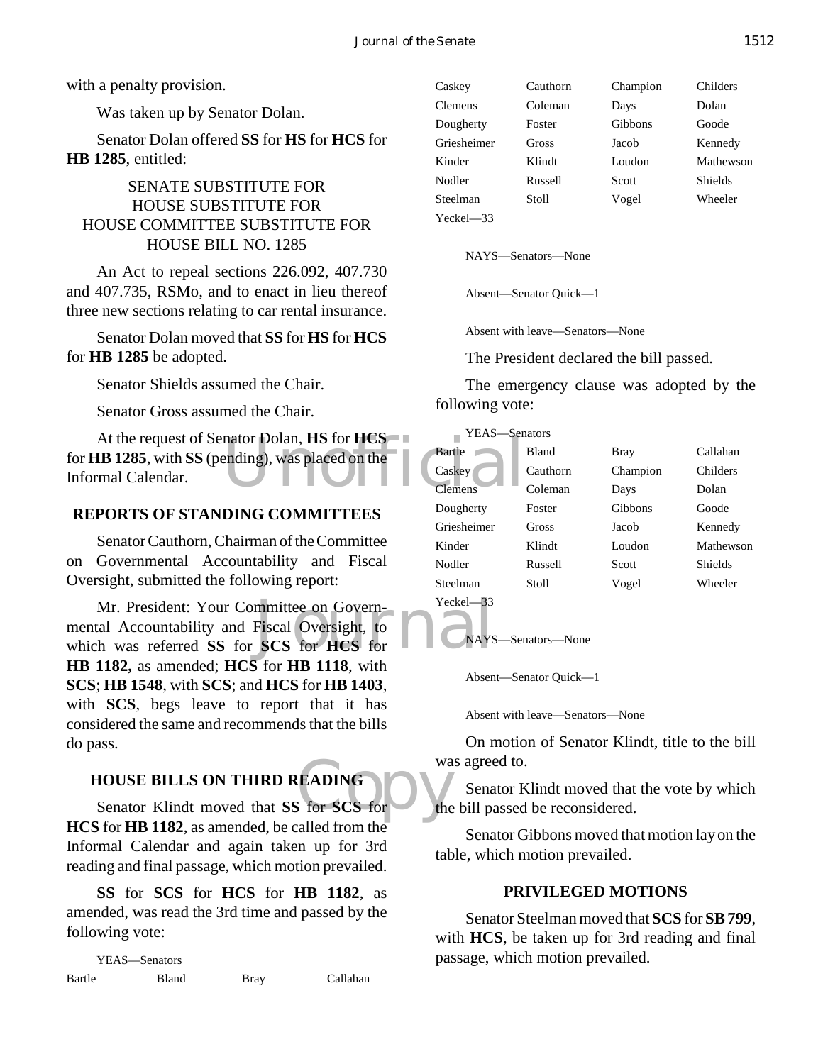with a penalty provision.

Was taken up by Senator Dolan.

Senator Dolan offered **SS** for **HS** for **HCS** for **HB 1285**, entitled:

SENATE SUBSTITUTE FOR
HOUSE SUBSTITUTE FOR
HOUSE COMMITTEE SUBSTITUTE FOR
HOUSE BILL NO. 1285

An Act to repeal sections 226.092, 407.730 and 407.735, RSMo, and to enact in lieu thereof three new sections relating to car rental insurance.

Senator Dolan moved that **SS** for **HS** for **HCS** for **HB 1285** be adopted.

Senator Shields assumed the Chair.

Senator Gross assumed the Chair.

At the request of Senator Dolan, **HS** for **HCS** for **HB 1285**, with **SS** (pending), was placed on the Informal Calendar.

## REPORTS OF STANDING COMMITTEES

Senator Cauthorn, Chairman of the Committee on Governmental Accountability and Fiscal Oversight, submitted the following report:

Mr. President: Your Committee on Governmental Accountability and Fiscal Oversight, to which was referred **SS** for **SCS** for **HCS** for **HB 1182,** as amended; **HCS** for **HB 1118**, with **SCS**; **HB 1548**, with **SCS**; and **HCS** for **HB 1403**, with **SCS**, begs leave to report that it has considered the same and recommends that the bills do pass.

## HOUSE BILLS ON THIRD READING

Senator Klindt moved that **SS** for **SCS** for **HCS** for **HB 1182**, as amended, be called from the Informal Calendar and again taken up for 3rd reading and final passage, which motion prevailed.

**SS** for **SCS** for **HCS** for **HB 1182**, as amended, was read the 3rd time and passed by the following vote:

YEAS—Senators

| | | | |
|---|---|---|---|
| Bartle | Bland | Bray | Callahan |
| Caskey | Cauthorn | Champion | Childers |
| Clemens | Coleman | Days | Dolan |
| Dougherty | Foster | Gibbons | Goode |
| Griesheimer | Gross | Jacob | Kennedy |
| Kinder | Klindt | Loudon | Mathewson |
| Nodler | Russell | Scott | Shields |
| Steelman | Stoll | Vogel | Wheeler |
| Yeckel—33 | | | |

NAYS—Senators—None

Absent—Senator Quick—1

Absent with leave—Senators—None

The President declared the bill passed.

The emergency clause was adopted by the following vote:

YEAS—Senators

| | | | |
|---|---|---|---|
| Bartle | Bland | Bray | Callahan |
| Caskey | Cauthorn | Champion | Childers |
| Clemens | Coleman | Days | Dolan |
| Dougherty | Foster | Gibbons | Goode |
| Griesheimer | Gross | Jacob | Kennedy |
| Kinder | Klindt | Loudon | Mathewson |
| Nodler | Russell | Scott | Shields |
| Steelman | Stoll | Vogel | Wheeler |
| Yeckel—33 | | | |

NAYS—Senators—None

Absent—Senator Quick—1

Absent with leave—Senators—None

On motion of Senator Klindt, title to the bill was agreed to.

Senator Klindt moved that the vote by which the bill passed be reconsidered.

Senator Gibbons moved that motion lay on the table, which motion prevailed.

## PRIVILEGED MOTIONS

Senator Steelman moved that **SCS** for **SB 799**, with **HCS**, be taken up for 3rd reading and final passage, which motion prevailed.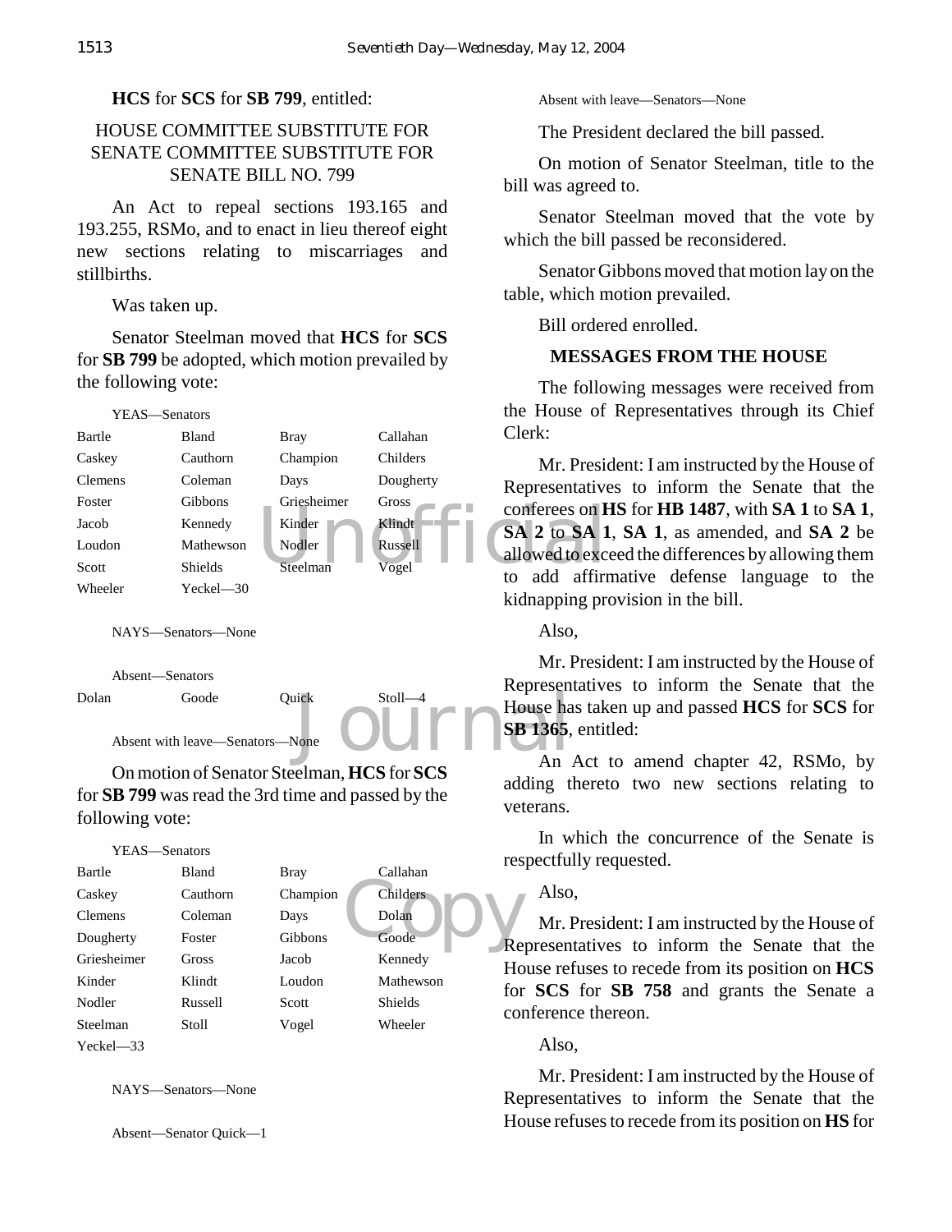**HCS** for **SCS** for **SB 799**, entitled:

HOUSE COMMITTEE SUBSTITUTE FOR SENATE COMMITTEE SUBSTITUTE FOR SENATE BILL NO. 799

An Act to repeal sections 193.165 and 193.255, RSMo, and to enact in lieu thereof eight new sections relating to miscarriages and stillbirths.

Was taken up.

Senator Steelman moved that **HCS** for **SCS** for **SB 799** be adopted, which motion prevailed by the following vote:

YEAS—Senators

| | | | |
|---|---|---|---|
| Bartle | Bland | Bray | Callahan |
| Caskey | Cauthorn | Champion | Childers |
| Clemens | Coleman | Days | Dougherty |
| Foster | Gibbons | Griesheimer | Gross |
| Jacob | Kennedy | Kinder | Klindt |
| Loudon | Mathewson | Nodler | Russell |
| Scott | Shields | Steelman | Vogel |
| Wheeler | Yeckel—30 | | |

NAYS—Senators—None

Absent—Senators

| | | | |
|---|---|---|---|
| Dolan | Goode | Quick | Stoll—4 |

Absent with leave—Senators—None

On motion of Senator Steelman, **HCS** for **SCS** for **SB 799** was read the 3rd time and passed by the following vote:

YEAS—Senators

| | | | |
|---|---|---|---|
| Bartle | Bland | Bray | Callahan |
| Caskey | Cauthorn | Champion | Childers |
| Clemens | Coleman | Days | Dolan |
| Dougherty | Foster | Gibbons | Goode |
| Griesheimer | Gross | Jacob | Kennedy |
| Kinder | Klindt | Loudon | Mathewson |
| Nodler | Russell | Scott | Shields |
| Steelman | Stoll | Vogel | Wheeler |
| Yeckel—33 | | | |

NAYS—Senators—None

Absent—Senator Quick—1

Absent with leave—Senators—None

The President declared the bill passed.

On motion of Senator Steelman, title to the bill was agreed to.

Senator Steelman moved that the vote by which the bill passed be reconsidered.

Senator Gibbons moved that motion lay on the table, which motion prevailed.

Bill ordered enrolled.

**MESSAGES FROM THE HOUSE**

The following messages were received from the House of Representatives through its Chief Clerk:

Mr. President: I am instructed by the House of Representatives to inform the Senate that the conferees on **HS** for **HB 1487**, with **SA 1** to **SA 1**, **SA 2** to **SA 1**, **SA 1**, as amended, and **SA 2** be allowed to exceed the differences by allowing them to add affirmative defense language to the kidnapping provision in the bill.

Also,

Mr. President: I am instructed by the House of Representatives to inform the Senate that the House has taken up and passed **HCS** for **SCS** for **SB 1365**, entitled:

An Act to amend chapter 42, RSMo, by adding thereto two new sections relating to veterans.

In which the concurrence of the Senate is respectfully requested.

Also,

Mr. President: I am instructed by the House of Representatives to inform the Senate that the House refuses to recede from its position on **HCS** for **SCS** for **SB 758** and grants the Senate a conference thereon.

Also,

Mr. President: I am instructed by the House of Representatives to inform the Senate that the House refuses to recede from its position on **HS** for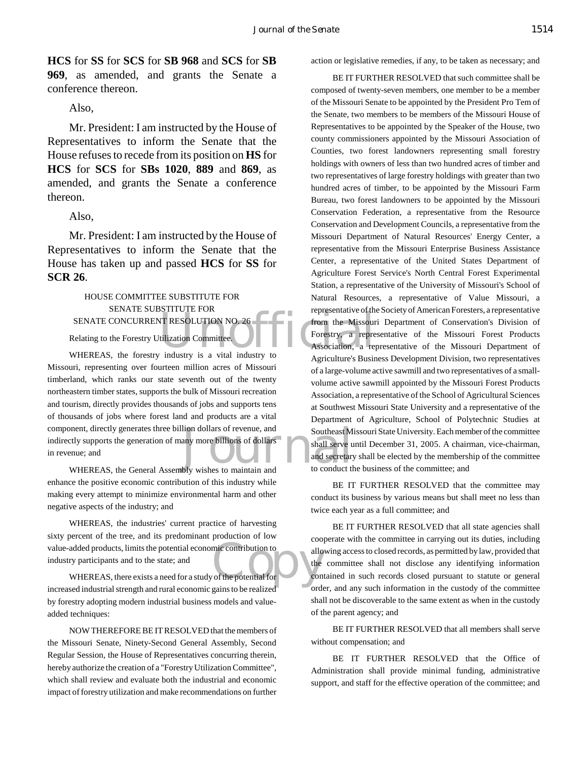**HCS** for **SS** for **SCS** for **SB 968** and **SCS** for **SB 969**, as amended, and grants the Senate a conference thereon.

Also,

Mr. President: I am instructed by the House of Representatives to inform the Senate that the House refuses to recede from its position on **HS** for **HCS** for **SCS** for **SBs 1020**, **889** and **869**, as amended, and grants the Senate a conference thereon.

Also,

Mr. President: I am instructed by the House of Representatives to inform the Senate that the House has taken up and passed **HCS** for **SS** for **SCR 26**.

HOUSE COMMITTEE SUBSTITUTE FOR
SENATE SUBSTITUTE FOR
SENATE CONCURRENT RESOLUTION NO. 26

Relating to the Forestry Utilization Committee.

WHEREAS, the forestry industry is a vital industry to Missouri, representing over fourteen million acres of Missouri timberland, which ranks our state seventh out of the twenty northeastern timber states, supports the bulk of Missouri recreation and tourism, directly provides thousands of jobs and supports tens of thousands of jobs where forest land and products are a vital component, directly generates three billion dollars of revenue, and indirectly supports the generation of many more billions of dollars in revenue; and

WHEREAS, the General Assembly wishes to maintain and enhance the positive economic contribution of this industry while making every attempt to minimize environmental harm and other negative aspects of the industry; and

WHEREAS, the industries' current practice of harvesting sixty percent of the tree, and its predominant production of low value-added products, limits the potential economic contribution to industry participants and to the state; and

WHEREAS, there exists a need for a study of the potential for increased industrial strength and rural economic gains to be realized by forestry adopting modern industrial business models and value-added techniques:

NOW THEREFORE BE IT RESOLVED that the members of the Missouri Senate, Ninety-Second General Assembly, Second Regular Session, the House of Representatives concurring therein, hereby authorize the creation of a "Forestry Utilization Committee", which shall review and evaluate both the industrial and economic impact of forestry utilization and make recommendations on further action or legislative remedies, if any, to be taken as necessary; and

BE IT FURTHER RESOLVED that such committee shall be composed of twenty-seven members, one member to be a member of the Missouri Senate to be appointed by the President Pro Tem of the Senate, two members to be members of the Missouri House of Representatives to be appointed by the Speaker of the House, two county commissioners appointed by the Missouri Association of Counties, two forest landowners representing small forestry holdings with owners of less than two hundred acres of timber and two representatives of large forestry holdings with greater than two hundred acres of timber, to be appointed by the Missouri Farm Bureau, two forest landowners to be appointed by the Missouri Conservation Federation, a representative from the Resource Conservation and Development Councils, a representative from the Missouri Department of Natural Resources' Energy Center, a representative from the Missouri Enterprise Business Assistance Center, a representative of the United States Department of Agriculture Forest Service's North Central Forest Experimental Station, a representative of the University of Missouri's School of Natural Resources, a representative of Value Missouri, a representative of the Society of American Foresters, a representative from the Missouri Department of Conservation's Division of Forestry, a representative of the Missouri Forest Products Association, a representative of the Missouri Department of Agriculture's Business Development Division, two representatives of a large-volume active sawmill and two representatives of a small-volume active sawmill appointed by the Missouri Forest Products Association, a representative of the School of Agricultural Sciences at Southwest Missouri State University and a representative of the Department of Agriculture, School of Polytechnic Studies at Southeast Missouri State University. Each member of the committee shall serve until December 31, 2005. A chairman, vice-chairman, and secretary shall be elected by the membership of the committee to conduct the business of the committee; and

BE IT FURTHER RESOLVED that the committee may conduct its business by various means but shall meet no less than twice each year as a full committee; and

BE IT FURTHER RESOLVED that all state agencies shall cooperate with the committee in carrying out its duties, including allowing access to closed records, as permitted by law, provided that the committee shall not disclose any identifying information contained in such records closed pursuant to statute or general order, and any such information in the custody of the committee shall not be discoverable to the same extent as when in the custody of the parent agency; and

BE IT FURTHER RESOLVED that all members shall serve without compensation; and

BE IT FURTHER RESOLVED that the Office of Administration shall provide minimal funding, administrative support, and staff for the effective operation of the committee; and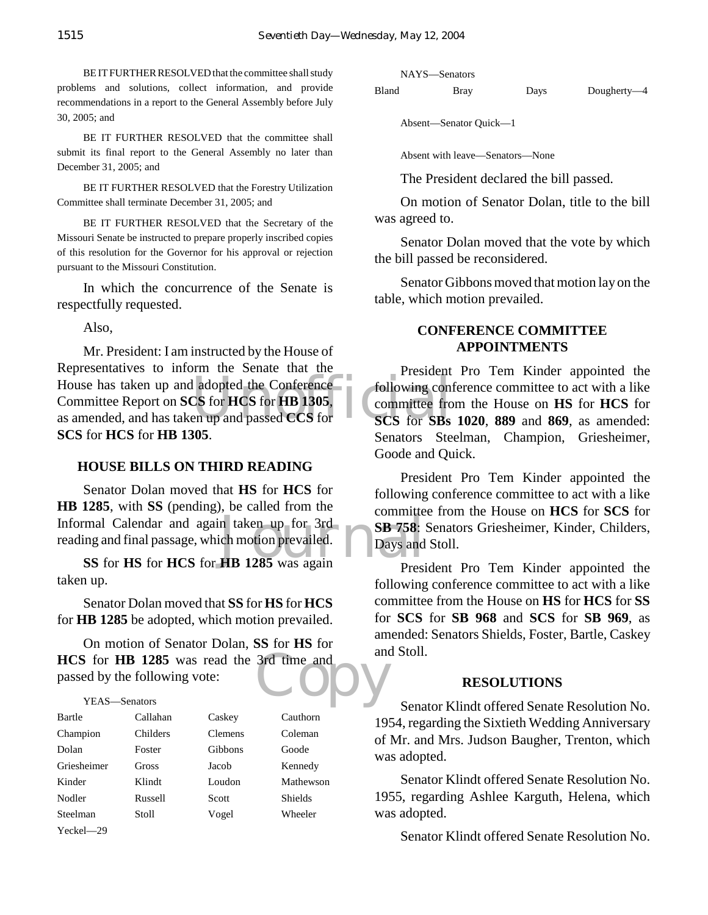BE IT FURTHER RESOLVED that the committee shall study problems and solutions, collect information, and provide recommendations in a report to the General Assembly before July 30, 2005; and

BE IT FURTHER RESOLVED that the committee shall submit its final report to the General Assembly no later than December 31, 2005; and

BE IT FURTHER RESOLVED that the Forestry Utilization Committee shall terminate December 31, 2005; and

BE IT FURTHER RESOLVED that the Secretary of the Missouri Senate be instructed to prepare properly inscribed copies of this resolution for the Governor for his approval or rejection pursuant to the Missouri Constitution.

In which the concurrence of the Senate is respectfully requested.

Also,

Mr. President: I am instructed by the House of Representatives to inform the Senate that the House has taken up and adopted the Conference Committee Report on **SCS** for **HCS** for **HB 1305**, as amended, and has taken up and passed **CCS** for **SCS** for **HCS** for **HB 1305**.

## HOUSE BILLS ON THIRD READING

Senator Dolan moved that **HS** for **HCS** for **HB 1285**, with **SS** (pending), be called from the Informal Calendar and again taken up for 3rd reading and final passage, which motion prevailed.

**SS** for **HS** for **HCS** for **HB 1285** was again taken up.

Senator Dolan moved that **SS** for **HS** for **HCS** for **HB 1285** be adopted, which motion prevailed.

On motion of Senator Dolan, **SS** for **HS** for **HCS** for **HB 1285** was read the 3rd time and passed by the following vote:

YEAS—Senators

| | | | |
|---|---|---|---|
| Bartle | Callahan | Caskey | Cauthorn |
| Champion | Childers | Clemens | Coleman |
| Dolan | Foster | Gibbons | Goode |
| Griesheimer | Gross | Jacob | Kennedy |
| Kinder | Klindt | Loudon | Mathewson |
| Nodler | Russell | Scott | Shields |
| Steelman | Stoll | Vogel | Wheeler |
| Yeckel—29 | | | |

NAYS—Senators

| | | | |
|---|---|---|---|
| Bland | Bray | Days | Dougherty—4 |

Absent—Senator Quick—1

Absent with leave—Senators—None

The President declared the bill passed.

On motion of Senator Dolan, title to the bill was agreed to.

Senator Dolan moved that the vote by which the bill passed be reconsidered.

Senator Gibbons moved that motion lay on the table, which motion prevailed.

## CONFERENCE COMMITTEE APPOINTMENTS

President Pro Tem Kinder appointed the following conference committee to act with a like committee from the House on **HS** for **HCS** for **SCS** for **SBs 1020**, **889** and **869**, as amended: Senators Steelman, Champion, Griesheimer, Goode and Quick.

President Pro Tem Kinder appointed the following conference committee to act with a like committee from the House on **HCS** for **SCS** for **SB 758**: Senators Griesheimer, Kinder, Childers, Days and Stoll.

President Pro Tem Kinder appointed the following conference committee to act with a like committee from the House on **HS** for **HCS** for **SS** for **SCS** for **SB 968** and **SCS** for **SB 969**, as amended: Senators Shields, Foster, Bartle, Caskey and Stoll.

## RESOLUTIONS

Senator Klindt offered Senate Resolution No. 1954, regarding the Sixtieth Wedding Anniversary of Mr. and Mrs. Judson Baugher, Trenton, which was adopted.

Senator Klindt offered Senate Resolution No. 1955, regarding Ashlee Karguth, Helena, which was adopted.

Senator Klindt offered Senate Resolution No.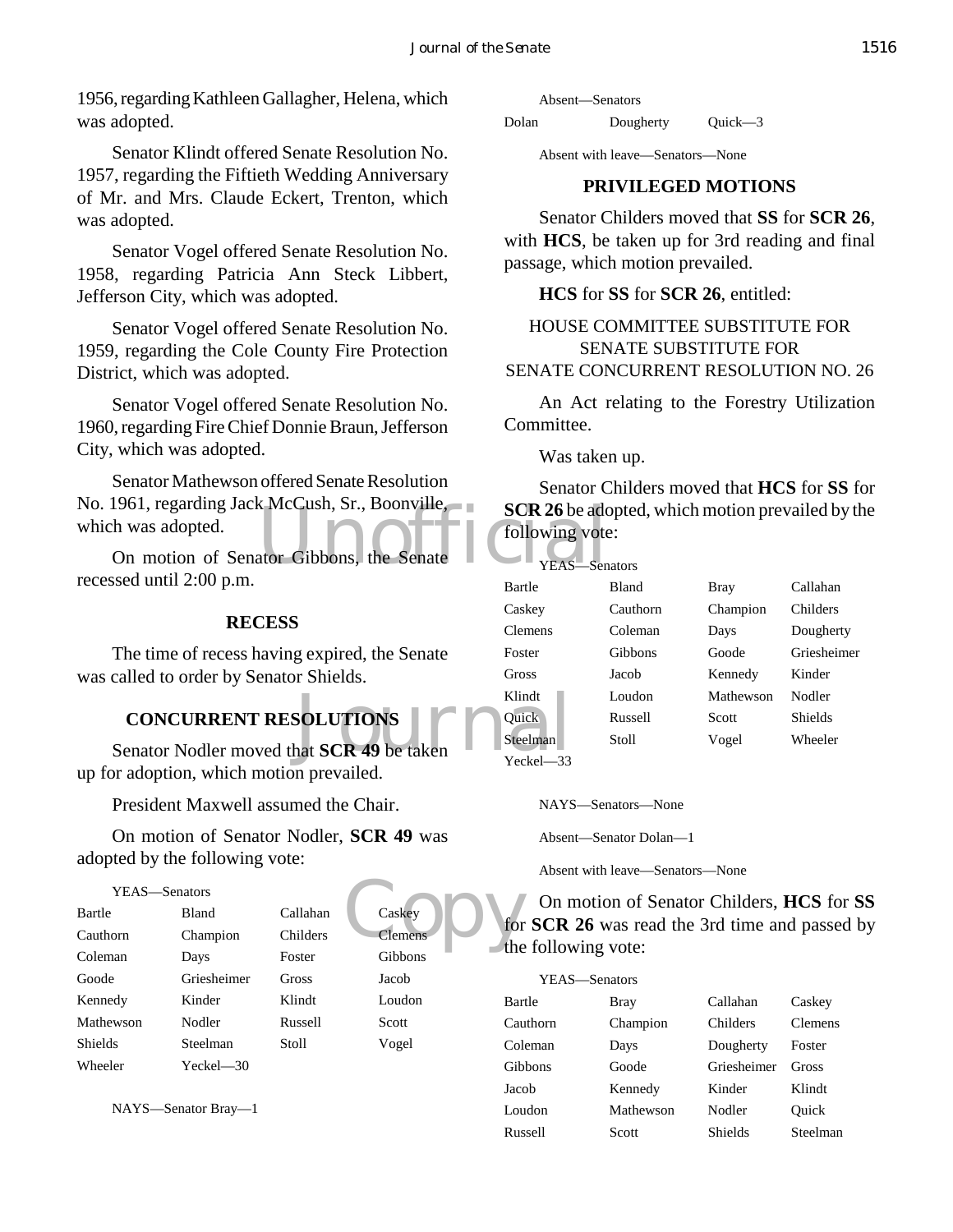1956, regarding Kathleen Gallagher, Helena, which was adopted.

Senator Klindt offered Senate Resolution No. 1957, regarding the Fiftieth Wedding Anniversary of Mr. and Mrs. Claude Eckert, Trenton, which was adopted.

Senator Vogel offered Senate Resolution No. 1958, regarding Patricia Ann Steck Libbert, Jefferson City, which was adopted.

Senator Vogel offered Senate Resolution No. 1959, regarding the Cole County Fire Protection District, which was adopted.

Senator Vogel offered Senate Resolution No. 1960, regarding Fire Chief Donnie Braun, Jefferson City, which was adopted.

Senator Mathewson offered Senate Resolution No. 1961, regarding Jack McCush, Sr., Boonville, which was adopted.

On motion of Senator Gibbons, the Senate recessed until 2:00 p.m.

## RECESS

The time of recess having expired, the Senate was called to order by Senator Shields.

## CONCURRENT RESOLUTIONS

Senator Nodler moved that **SCR 49** be taken up for adoption, which motion prevailed.

President Maxwell assumed the Chair.

On motion of Senator Nodler, **SCR 49** was adopted by the following vote:

YEAS—Senators

| | | | |
|---|---|---|---|
| Bartle | Bland | Callahan | Caskey |
| Cauthorn | Champion | Childers | Clemens |
| Coleman | Days | Foster | Gibbons |
| Goode | Griesheimer | Gross | Jacob |
| Kennedy | Kinder | Klindt | Loudon |
| Mathewson | Nodler | Russell | Scott |
| Shields | Steelman | Stoll | Vogel |
| Wheeler | Yeckel—30 | | |

NAYS—Senator Bray—1

Absent—Senators

| | | |
|---|---|---|
| Dolan | Dougherty | Quick—3 |

Absent with leave—Senators—None

## PRIVILEGED MOTIONS

Senator Childers moved that **SS** for **SCR 26**, with **HCS**, be taken up for 3rd reading and final passage, which motion prevailed.

**HCS** for **SS** for **SCR 26**, entitled:

HOUSE COMMITTEE SUBSTITUTE FOR SENATE SUBSTITUTE FOR SENATE CONCURRENT RESOLUTION NO. 26

An Act relating to the Forestry Utilization Committee.

Was taken up.

Senator Childers moved that **HCS** for **SS** for **SCR 26** be adopted, which motion prevailed by the following vote:

YEAS—Senators

| | | | |
|---|---|---|---|
| Bartle | Bland | Bray | Callahan |
| Caskey | Cauthorn | Champion | Childers |
| Clemens | Coleman | Days | Dougherty |
| Foster | Gibbons | Goode | Griesheimer |
| Gross | Jacob | Kennedy | Kinder |
| Klindt | Loudon | Mathewson | Nodler |
| Quick | Russell | Scott | Shields |
| Steelman | Stoll | Vogel | Wheeler |
| Yeckel—33 | | | |

NAYS—Senators—None

Absent—Senator Dolan—1

Absent with leave—Senators—None

On motion of Senator Childers, **HCS** for **SS** for **SCR 26** was read the 3rd time and passed by the following vote:

YEAS—Senators

| | | | |
|---|---|---|---|
| Bartle | Bray | Callahan | Caskey |
| Cauthorn | Champion | Childers | Clemens |
| Coleman | Days | Dougherty | Foster |
| Gibbons | Goode | Griesheimer | Gross |
| Jacob | Kennedy | Kinder | Klindt |
| Loudon | Mathewson | Nodler | Quick |
| Russell | Scott | Shields | Steelman |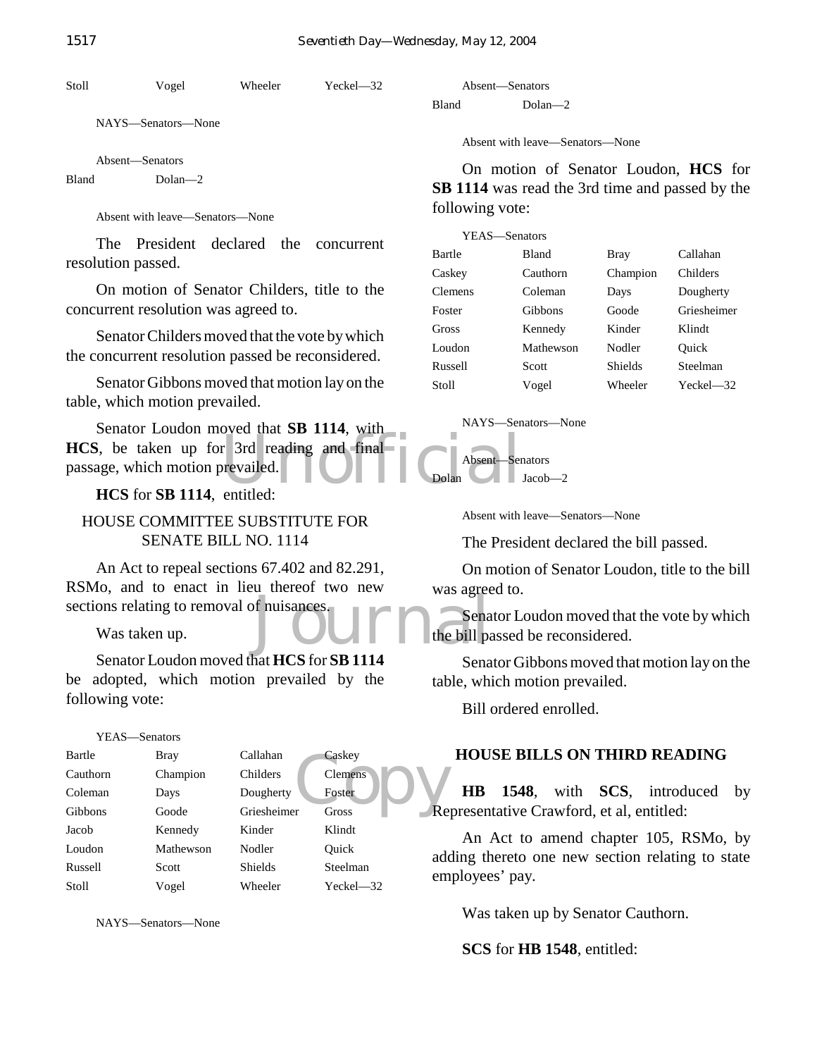| Stoll | Vogel | Wheeler | Yeckel—32 |
|---|---|---|---|

NAYS—Senators—None

Absent—Senators

| Bland | Dolan—2 |
|---|---|

Absent with leave—Senators—None

The President declared the concurrent resolution passed.

On motion of Senator Childers, title to the concurrent resolution was agreed to.

Senator Childers moved that the vote by which the concurrent resolution passed be reconsidered.

Senator Gibbons moved that motion lay on the table, which motion prevailed.

Senator Loudon moved that **SB 1114**, with **HCS**, be taken up for 3rd reading and final passage, which motion prevailed.

**HCS** for **SB 1114**, entitled:

HOUSE COMMITTEE SUBSTITUTE FOR SENATE BILL NO. 1114

An Act to repeal sections 67.402 and 82.291, RSMo, and to enact in lieu thereof two new sections relating to removal of nuisances.

Was taken up.

Senator Loudon moved that **HCS** for **SB 1114** be adopted, which motion prevailed by the following vote:

YEAS—Senators

| Bartle | Bray | Callahan | Caskey |
|---|---|---|---|
| Cauthorn | Champion | Childers | Clemens |
| Coleman | Days | Dougherty | Foster |
| Gibbons | Goode | Griesheimer | Gross |
| Jacob | Kennedy | Kinder | Klindt |
| Loudon | Mathewson | Nodler | Quick |
| Russell | Scott | Shields | Steelman |
| Stoll | Vogel | Wheeler | Yeckel—32 |

NAYS—Senators—None

Absent—Senators

| Bland | Dolan—2 |
|---|---|

Absent with leave—Senators—None

On motion of Senator Loudon, **HCS** for **SB 1114** was read the 3rd time and passed by the following vote:

YEAS—Senators

| Bartle | Bland | Bray | Callahan |
|---|---|---|---|
| Caskey | Cauthorn | Champion | Childers |
| Clemens | Coleman | Days | Dougherty |
| Foster | Gibbons | Goode | Griesheimer |
| Gross | Kennedy | Kinder | Klindt |
| Loudon | Mathewson | Nodler | Quick |
| Russell | Scott | Shields | Steelman |
| Stoll | Vogel | Wheeler | Yeckel—32 |

NAYS—Senators—None

Absent—Senators

| Dolan | Jacob—2 |
|---|---|

Absent with leave—Senators—None

The President declared the bill passed.

On motion of Senator Loudon, title to the bill was agreed to.

Senator Loudon moved that the vote by which the bill passed be reconsidered.

Senator Gibbons moved that motion lay on the table, which motion prevailed.

Bill ordered enrolled.

## HOUSE BILLS ON THIRD READING

**HB 1548**, with **SCS**, introduced by Representative Crawford, et al, entitled:

An Act to amend chapter 105, RSMo, by adding thereto one new section relating to state employees' pay.

Was taken up by Senator Cauthorn.

**SCS** for **HB 1548**, entitled: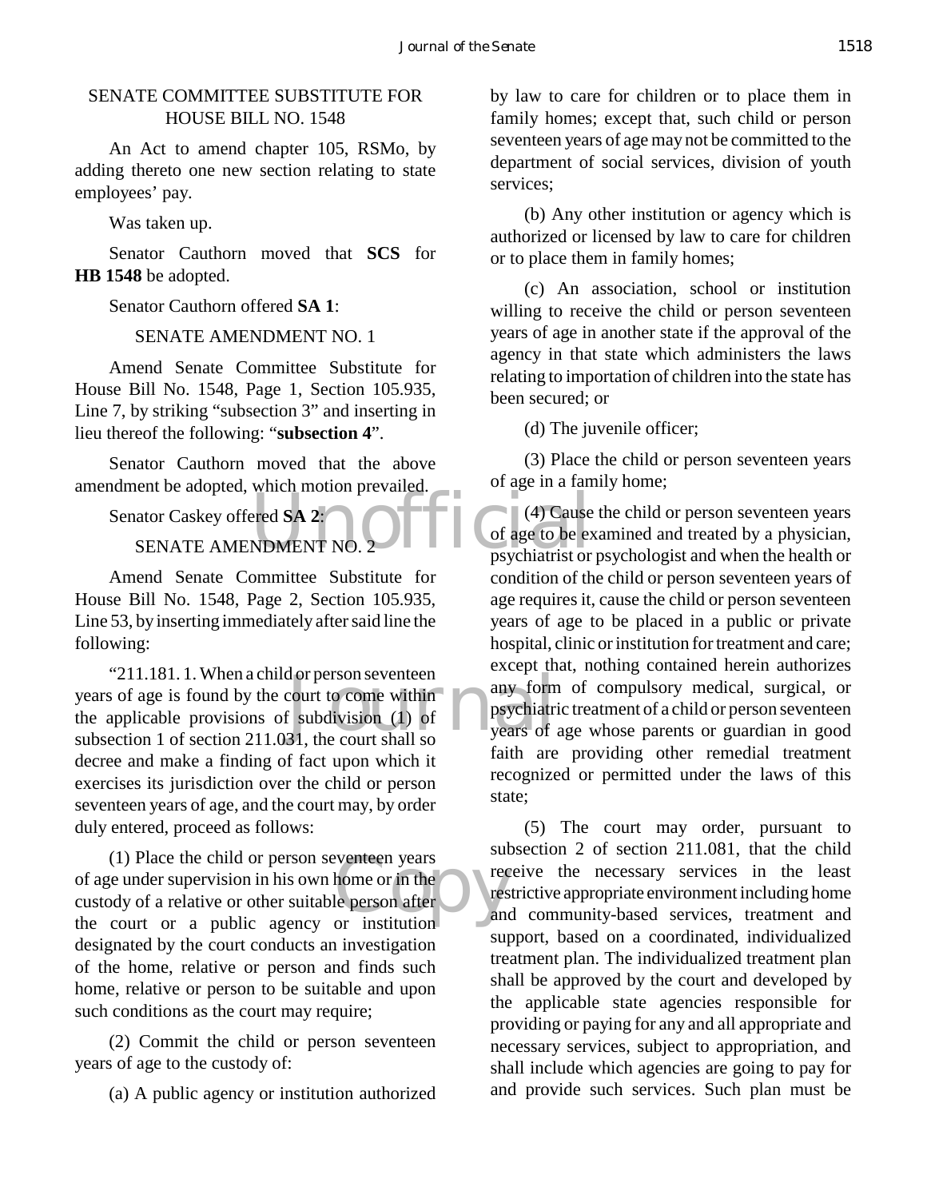SENATE COMMITTEE SUBSTITUTE FOR HOUSE BILL NO. 1548

An Act to amend chapter 105, RSMo, by adding thereto one new section relating to state employees' pay.

Was taken up.

Senator Cauthorn moved that **SCS** for **HB 1548** be adopted.

Senator Cauthorn offered **SA 1**:

SENATE AMENDMENT NO. 1

Amend Senate Committee Substitute for House Bill No. 1548, Page 1, Section 105.935, Line 7, by striking "subsection 3" and inserting in lieu thereof the following: "**subsection 4**".

Senator Cauthorn moved that the above amendment be adopted, which motion prevailed.

Senator Caskey offered **SA 2**:

SENATE AMENDMENT NO. 2

Amend Senate Committee Substitute for House Bill No. 1548, Page 2, Section 105.935, Line 53, by inserting immediately after said line the following:

"211.181. 1. When a child or person seventeen years of age is found by the court to come within the applicable provisions of subdivision (1) of subsection 1 of section 211.031, the court shall so decree and make a finding of fact upon which it exercises its jurisdiction over the child or person seventeen years of age, and the court may, by order duly entered, proceed as follows:

(1) Place the child or person seventeen years of age under supervision in his own home or in the custody of a relative or other suitable person after the court or a public agency or institution designated by the court conducts an investigation of the home, relative or person and finds such home, relative or person to be suitable and upon such conditions as the court may require;

(2) Commit the child or person seventeen years of age to the custody of:

(a) A public agency or institution authorized by law to care for children or to place them in family homes; except that, such child or person seventeen years of age may not be committed to the department of social services, division of youth services;

(b) Any other institution or agency which is authorized or licensed by law to care for children or to place them in family homes;

(c) An association, school or institution willing to receive the child or person seventeen years of age in another state if the approval of the agency in that state which administers the laws relating to importation of children into the state has been secured; or

(d) The juvenile officer;

(3) Place the child or person seventeen years of age in a family home;

(4) Cause the child or person seventeen years of age to be examined and treated by a physician, psychiatrist or psychologist and when the health or condition of the child or person seventeen years of age requires it, cause the child or person seventeen years of age to be placed in a public or private hospital, clinic or institution for treatment and care; except that, nothing contained herein authorizes any form of compulsory medical, surgical, or psychiatric treatment of a child or person seventeen years of age whose parents or guardian in good faith are providing other remedial treatment recognized or permitted under the laws of this state;

(5) The court may order, pursuant to subsection 2 of section 211.081, that the child receive the necessary services in the least restrictive appropriate environment including home and community-based services, treatment and support, based on a coordinated, individualized treatment plan. The individualized treatment plan shall be approved by the court and developed by the applicable state agencies responsible for providing or paying for any and all appropriate and necessary services, subject to appropriation, and shall include which agencies are going to pay for and provide such services. Such plan must be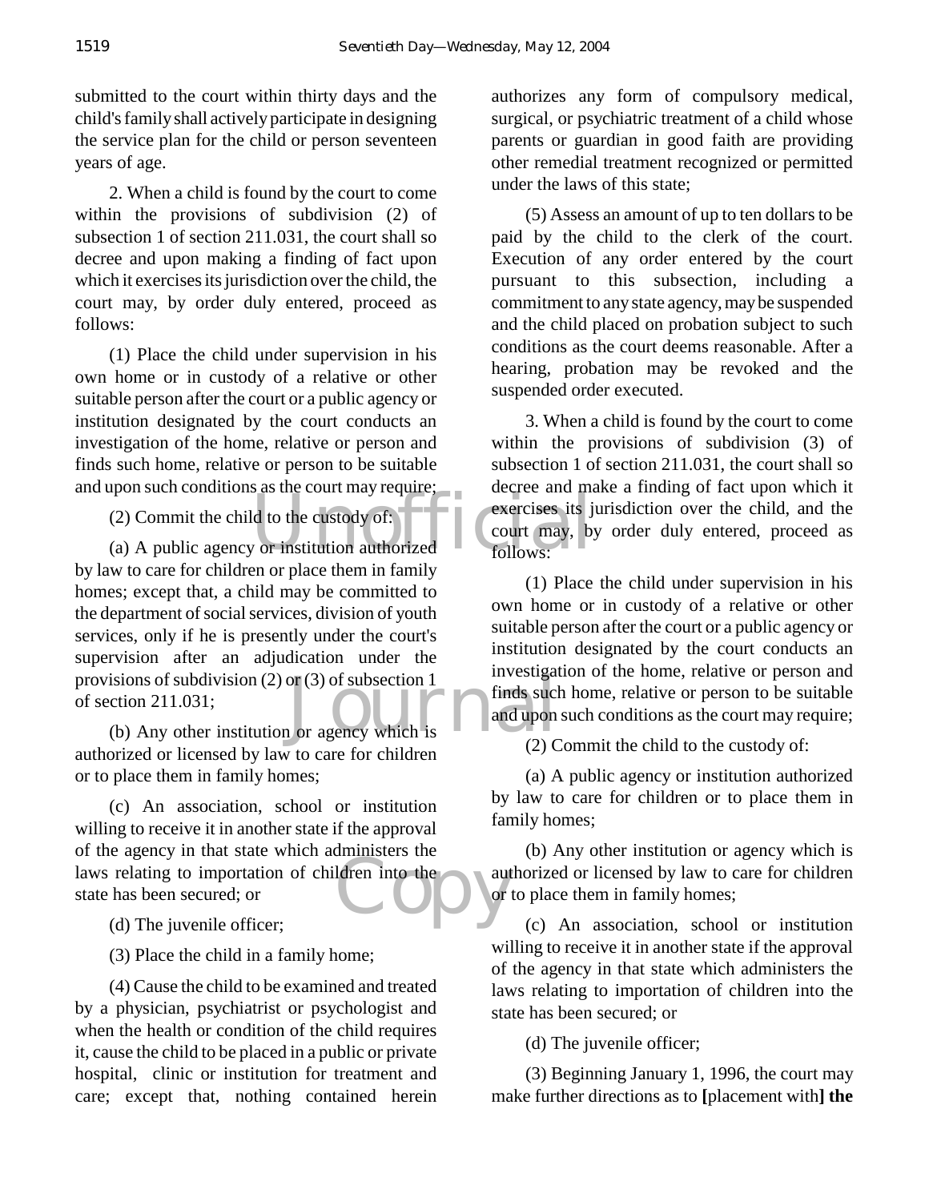submitted to the court within thirty days and the child's family shall actively participate in designing the service plan for the child or person seventeen years of age.

2. When a child is found by the court to come within the provisions of subdivision (2) of subsection 1 of section 211.031, the court shall so decree and upon making a finding of fact upon which it exercises its jurisdiction over the child, the court may, by order duly entered, proceed as follows:

(1) Place the child under supervision in his own home or in custody of a relative or other suitable person after the court or a public agency or institution designated by the court conducts an investigation of the home, relative or person and finds such home, relative or person to be suitable and upon such conditions as the court may require;

(2) Commit the child to the custody of:

(a) A public agency or institution authorized by law to care for children or place them in family homes; except that, a child may be committed to the department of social services, division of youth services, only if he is presently under the court's supervision after an adjudication under the provisions of subdivision (2) or (3) of subsection 1 of section 211.031;

(b) Any other institution or agency which is authorized or licensed by law to care for children or to place them in family homes;

(c) An association, school or institution willing to receive it in another state if the approval of the agency in that state which administers the laws relating to importation of children into the state has been secured; or

(d) The juvenile officer;

(3) Place the child in a family home;

(4) Cause the child to be examined and treated by a physician, psychiatrist or psychologist and when the health or condition of the child requires it, cause the child to be placed in a public or private hospital, clinic or institution for treatment and care; except that, nothing contained herein authorizes any form of compulsory medical, surgical, or psychiatric treatment of a child whose parents or guardian in good faith are providing other remedial treatment recognized or permitted under the laws of this state;

(5) Assess an amount of up to ten dollars to be paid by the child to the clerk of the court. Execution of any order entered by the court pursuant to this subsection, including a commitment to any state agency, may be suspended and the child placed on probation subject to such conditions as the court deems reasonable. After a hearing, probation may be revoked and the suspended order executed.

3. When a child is found by the court to come within the provisions of subdivision (3) of subsection 1 of section 211.031, the court shall so decree and make a finding of fact upon which it exercises its jurisdiction over the child, and the court may, by order duly entered, proceed as follows:

(1) Place the child under supervision in his own home or in custody of a relative or other suitable person after the court or a public agency or institution designated by the court conducts an investigation of the home, relative or person and finds such home, relative or person to be suitable and upon such conditions as the court may require;

(2) Commit the child to the custody of:

(a) A public agency or institution authorized by law to care for children or to place them in family homes;

(b) Any other institution or agency which is authorized or licensed by law to care for children or to place them in family homes;

(c) An association, school or institution willing to receive it in another state if the approval of the agency in that state which administers the laws relating to importation of children into the state has been secured; or

(d) The juvenile officer;

(3) Beginning January 1, 1996, the court may make further directions as to **[**placement with**] the**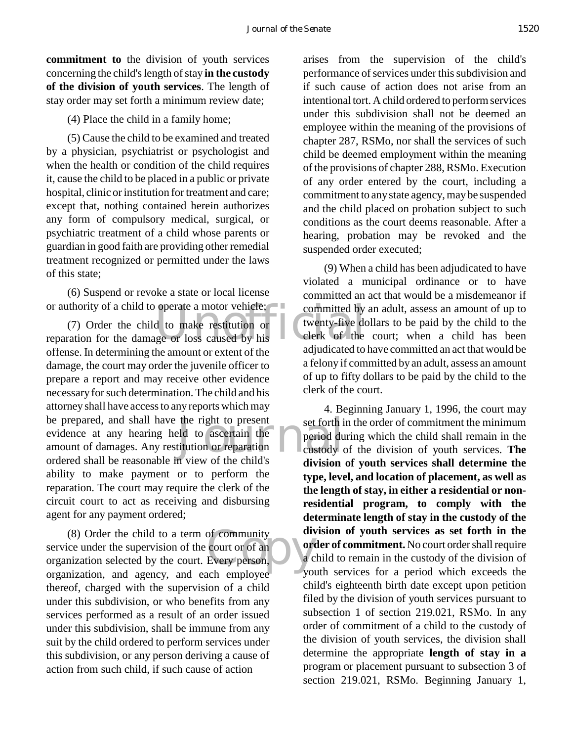**commitment to** the division of youth services concerning the child's length of stay **in the custody of the division of youth services**. The length of stay order may set forth a minimum review date;

(4) Place the child in a family home;

(5) Cause the child to be examined and treated by a physician, psychiatrist or psychologist and when the health or condition of the child requires it, cause the child to be placed in a public or private hospital, clinic or institution for treatment and care; except that, nothing contained herein authorizes any form of compulsory medical, surgical, or psychiatric treatment of a child whose parents or guardian in good faith are providing other remedial treatment recognized or permitted under the laws of this state;

(6) Suspend or revoke a state or local license or authority of a child to operate a motor vehicle;

(7) Order the child to make restitution or reparation for the damage or loss caused by his offense. In determining the amount or extent of the damage, the court may order the juvenile officer to prepare a report and may receive other evidence necessary for such determination. The child and his attorney shall have access to any reports which may be prepared, and shall have the right to present evidence at any hearing held to ascertain the amount of damages. Any restitution or reparation ordered shall be reasonable in view of the child's ability to make payment or to perform the reparation. The court may require the clerk of the circuit court to act as receiving and disbursing agent for any payment ordered;

(8) Order the child to a term of community service under the supervision of the court or of an organization selected by the court. Every person, organization, and agency, and each employee thereof, charged with the supervision of a child under this subdivision, or who benefits from any services performed as a result of an order issued under this subdivision, shall be immune from any suit by the child ordered to perform services under this subdivision, or any person deriving a cause of action from such child, if such cause of action arises from the supervision of the child's performance of services under this subdivision and if such cause of action does not arise from an intentional tort. A child ordered to perform services under this subdivision shall not be deemed an employee within the meaning of the provisions of chapter 287, RSMo, nor shall the services of such child be deemed employment within the meaning of the provisions of chapter 288, RSMo. Execution of any order entered by the court, including a commitment to any state agency, may be suspended and the child placed on probation subject to such conditions as the court deems reasonable. After a hearing, probation may be revoked and the suspended order executed;

(9) When a child has been adjudicated to have violated a municipal ordinance or to have committed an act that would be a misdemeanor if committed by an adult, assess an amount of up to twenty-five dollars to be paid by the child to the clerk of the court; when a child has been adjudicated to have committed an act that would be a felony if committed by an adult, assess an amount of up to fifty dollars to be paid by the child to the clerk of the court.

4. Beginning January 1, 1996, the court may set forth in the order of commitment the minimum period during which the child shall remain in the custody of the division of youth services. **The division of youth services shall determine the type, level, and location of placement, as well as the length of stay, in either a residential or non-residential program, to comply with the determinate length of stay in the custody of the division of youth services as set forth in the order of commitment.** No court order shall require a child to remain in the custody of the division of youth services for a period which exceeds the child's eighteenth birth date except upon petition filed by the division of youth services pursuant to subsection 1 of section 219.021, RSMo. In any order of commitment of a child to the custody of the division of youth services, the division shall determine the appropriate **length of stay in a** program or placement pursuant to subsection 3 of section 219.021, RSMo. Beginning January 1,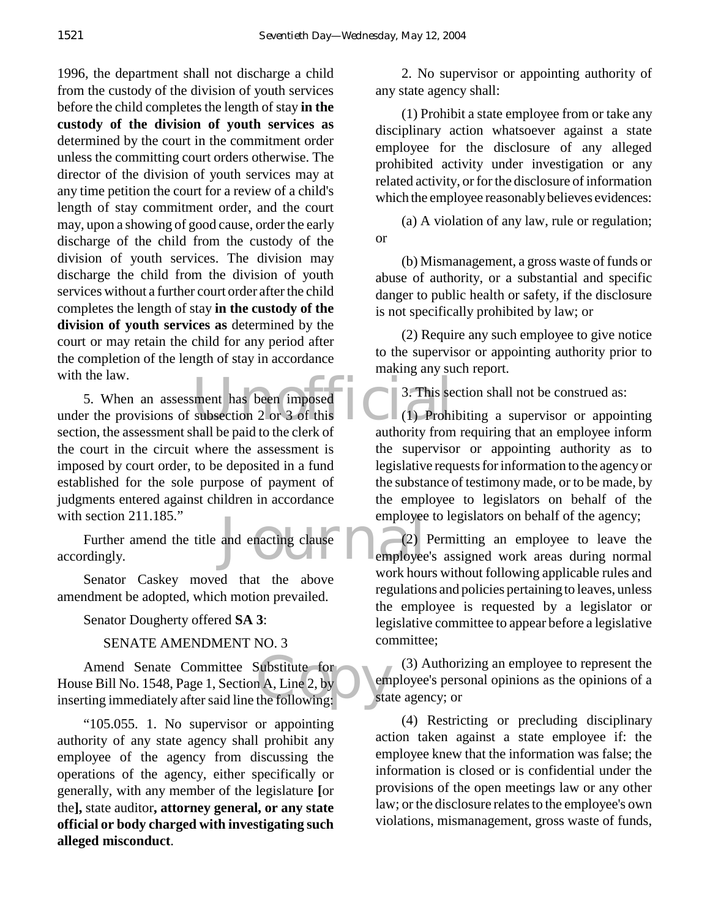1996, the department shall not discharge a child from the custody of the division of youth services before the child completes the length of stay **in the custody of the division of youth services as** determined by the court in the commitment order unless the committing court orders otherwise. The director of the division of youth services may at any time petition the court for a review of a child's length of stay commitment order, and the court may, upon a showing of good cause, order the early discharge of the child from the custody of the division of youth services. The division may discharge the child from the division of youth services without a further court order after the child completes the length of stay **in the custody of the division of youth services as** determined by the court or may retain the child for any period after the completion of the length of stay in accordance with the law.

5. When an assessment has been imposed under the provisions of subsection 2 or 3 of this section, the assessment shall be paid to the clerk of the court in the circuit where the assessment is imposed by court order, to be deposited in a fund established for the sole purpose of payment of judgments entered against children in accordance with section 211.185."

Further amend the title and enacting clause accordingly.

Senator Caskey moved that the above amendment be adopted, which motion prevailed.

Senator Dougherty offered **SA 3**:

SENATE AMENDMENT NO. 3

Amend Senate Committee Substitute for House Bill No. 1548, Page 1, Section A, Line 2, by inserting immediately after said line the following:

"105.055. 1. No supervisor or appointing authority of any state agency shall prohibit any employee of the agency from discussing the operations of the agency, either specifically or generally, with any member of the legislature **[**or the**]**, state auditor**, attorney general, or any state official or body charged with investigating such alleged misconduct**.

2. No supervisor or appointing authority of any state agency shall:

(1) Prohibit a state employee from or take any disciplinary action whatsoever against a state employee for the disclosure of any alleged prohibited activity under investigation or any related activity, or for the disclosure of information which the employee reasonably believes evidences:

(a) A violation of any law, rule or regulation; or

(b) Mismanagement, a gross waste of funds or abuse of authority, or a substantial and specific danger to public health or safety, if the disclosure is not specifically prohibited by law; or

(2) Require any such employee to give notice to the supervisor or appointing authority prior to making any such report.

3. This section shall not be construed as:

(1) Prohibiting a supervisor or appointing authority from requiring that an employee inform the supervisor or appointing authority as to legislative requests for information to the agency or the substance of testimony made, or to be made, by the employee to legislators on behalf of the employee to legislators on behalf of the agency;

(2) Permitting an employee to leave the employee's assigned work areas during normal work hours without following applicable rules and regulations and policies pertaining to leaves, unless the employee is requested by a legislator or legislative committee to appear before a legislative committee;

(3) Authorizing an employee to represent the employee's personal opinions as the opinions of a state agency; or

(4) Restricting or precluding disciplinary action taken against a state employee if: the employee knew that the information was false; the information is closed or is confidential under the provisions of the open meetings law or any other law; or the disclosure relates to the employee's own violations, mismanagement, gross waste of funds,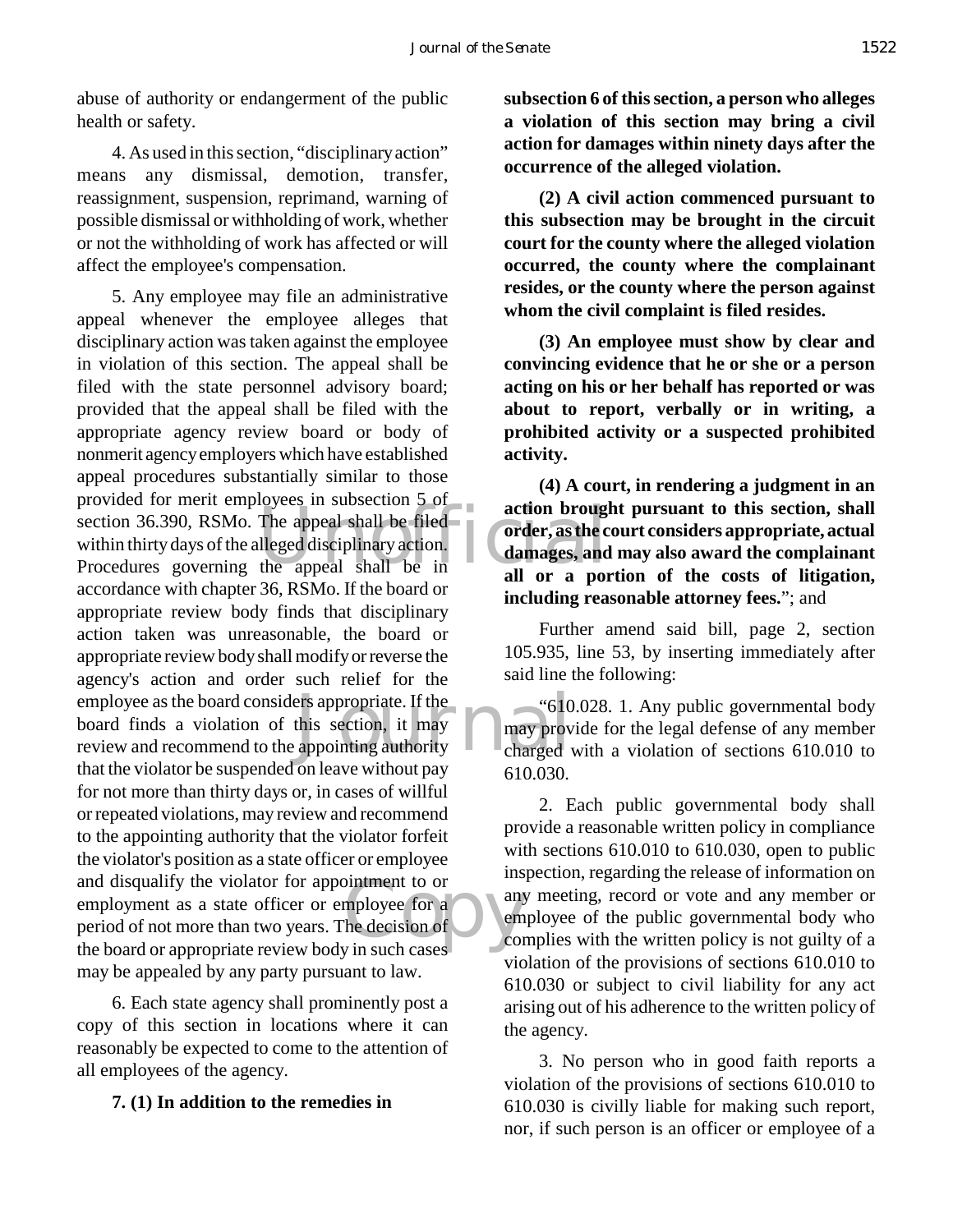abuse of authority or endangerment of the public health or safety.

4. As used in this section, "disciplinary action" means any dismissal, demotion, transfer, reassignment, suspension, reprimand, warning of possible dismissal or withholding of work, whether or not the withholding of work has affected or will affect the employee's compensation.

5. Any employee may file an administrative appeal whenever the employee alleges that disciplinary action was taken against the employee in violation of this section. The appeal shall be filed with the state personnel advisory board; provided that the appeal shall be filed with the appropriate agency review board or body of nonmerit agency employers which have established appeal procedures substantially similar to those provided for merit employees in subsection 5 of section 36.390, RSMo. The appeal shall be filed within thirty days of the alleged disciplinary action. Procedures governing the appeal shall be in accordance with chapter 36, RSMo. If the board or appropriate review body finds that disciplinary action taken was unreasonable, the board or appropriate review body shall modify or reverse the agency's action and order such relief for the employee as the board considers appropriate. If the board finds a violation of this section, it may review and recommend to the appointing authority that the violator be suspended on leave without pay for not more than thirty days or, in cases of willful or repeated violations, may review and recommend to the appointing authority that the violator forfeit the violator's position as a state officer or employee and disqualify the violator for appointment to or employment as a state officer or employee for a period of not more than two years. The decision of the board or appropriate review body in such cases may be appealed by any party pursuant to law.

6. Each state agency shall prominently post a copy of this section in locations where it can reasonably be expected to come to the attention of all employees of the agency.

**7. (1) In addition to the remedies in subsection 6 of this section, a person who alleges a violation of this section may bring a civil action for damages within ninety days after the occurrence of the alleged violation.**

**(2) A civil action commenced pursuant to this subsection may be brought in the circuit court for the county where the alleged violation occurred, the county where the complainant resides, or the county where the person against whom the civil complaint is filed resides.**

**(3) An employee must show by clear and convincing evidence that he or she or a person acting on his or her behalf has reported or was about to report, verbally or in writing, a prohibited activity or a suspected prohibited activity.**

**(4) A court, in rendering a judgment in an action brought pursuant to this section, shall order, as the court considers appropriate, actual damages, and may also award the complainant all or a portion of the costs of litigation, including reasonable attorney fees.**"; and

Further amend said bill, page 2, section 105.935, line 53, by inserting immediately after said line the following:

"610.028. 1. Any public governmental body may provide for the legal defense of any member charged with a violation of sections 610.010 to 610.030.

2. Each public governmental body shall provide a reasonable written policy in compliance with sections 610.010 to 610.030, open to public inspection, regarding the release of information on any meeting, record or vote and any member or employee of the public governmental body who complies with the written policy is not guilty of a violation of the provisions of sections 610.010 to 610.030 or subject to civil liability for any act arising out of his adherence to the written policy of the agency.

3. No person who in good faith reports a violation of the provisions of sections 610.010 to 610.030 is civilly liable for making such report, nor, if such person is an officer or employee of a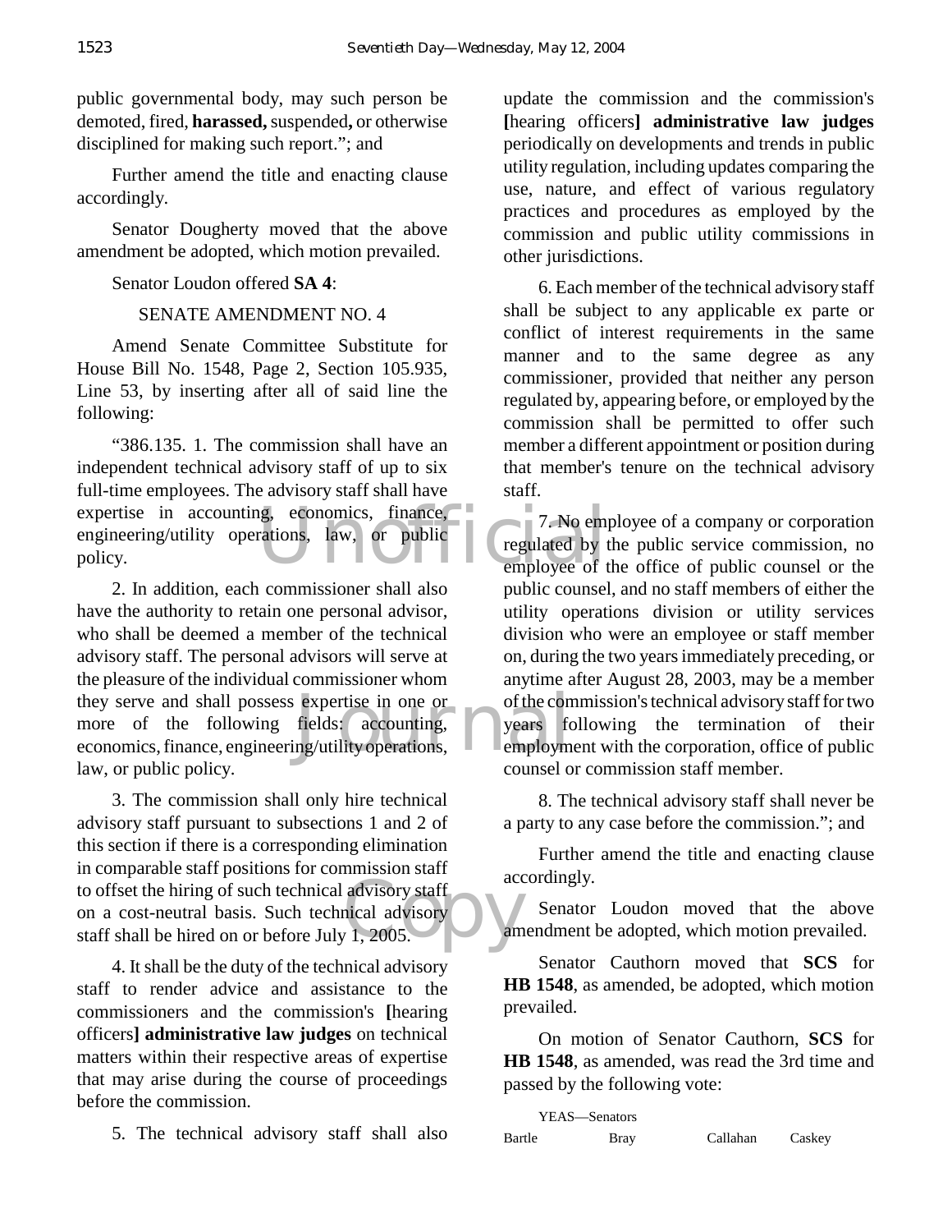public governmental body, may such person be demoted, fired, **harassed,** suspended**,** or otherwise disciplined for making such report."; and

Further amend the title and enacting clause accordingly.

Senator Dougherty moved that the above amendment be adopted, which motion prevailed.

Senator Loudon offered **SA 4**:

SENATE AMENDMENT NO. 4

Amend Senate Committee Substitute for House Bill No. 1548, Page 2, Section 105.935, Line 53, by inserting after all of said line the following:

"386.135. 1. The commission shall have an independent technical advisory staff of up to six full-time employees. The advisory staff shall have expertise in accounting, economics, finance, engineering/utility operations, law, or public policy.

2. In addition, each commissioner shall also have the authority to retain one personal advisor, who shall be deemed a member of the technical advisory staff. The personal advisors will serve at the pleasure of the individual commissioner whom they serve and shall possess expertise in one or more of the following fields: accounting, economics, finance, engineering/utility operations, law, or public policy.

3. The commission shall only hire technical advisory staff pursuant to subsections 1 and 2 of this section if there is a corresponding elimination in comparable staff positions for commission staff to offset the hiring of such technical advisory staff on a cost-neutral basis. Such technical advisory staff shall be hired on or before July 1, 2005.

4. It shall be the duty of the technical advisory staff to render advice and assistance to the commissioners and the commission's **[**hearing officers**] administrative law judges** on technical matters within their respective areas of expertise that may arise during the course of proceedings before the commission.

5. The technical advisory staff shall also update the commission and the commission's **[**hearing officers**] administrative law judges** periodically on developments and trends in public utility regulation, including updates comparing the use, nature, and effect of various regulatory practices and procedures as employed by the commission and public utility commissions in other jurisdictions.

6. Each member of the technical advisory staff shall be subject to any applicable ex parte or conflict of interest requirements in the same manner and to the same degree as any commissioner, provided that neither any person regulated by, appearing before, or employed by the commission shall be permitted to offer such member a different appointment or position during that member's tenure on the technical advisory staff.

7. No employee of a company or corporation regulated by the public service commission, no employee of the office of public counsel or the public counsel, and no staff members of either the utility operations division or utility services division who were an employee or staff member on, during the two years immediately preceding, or anytime after August 28, 2003, may be a member of the commission's technical advisory staff for two years following the termination of their employment with the corporation, office of public counsel or commission staff member.

8. The technical advisory staff shall never be a party to any case before the commission."; and

Further amend the title and enacting clause accordingly.

Senator Loudon moved that the above amendment be adopted, which motion prevailed.

Senator Cauthorn moved that **SCS** for **HB 1548**, as amended, be adopted, which motion prevailed.

On motion of Senator Cauthorn, **SCS** for **HB 1548**, as amended, was read the 3rd time and passed by the following vote:

YEAS—Senators

| Bartle | Bray | Callahan | Caskey |
|---|---|---|---|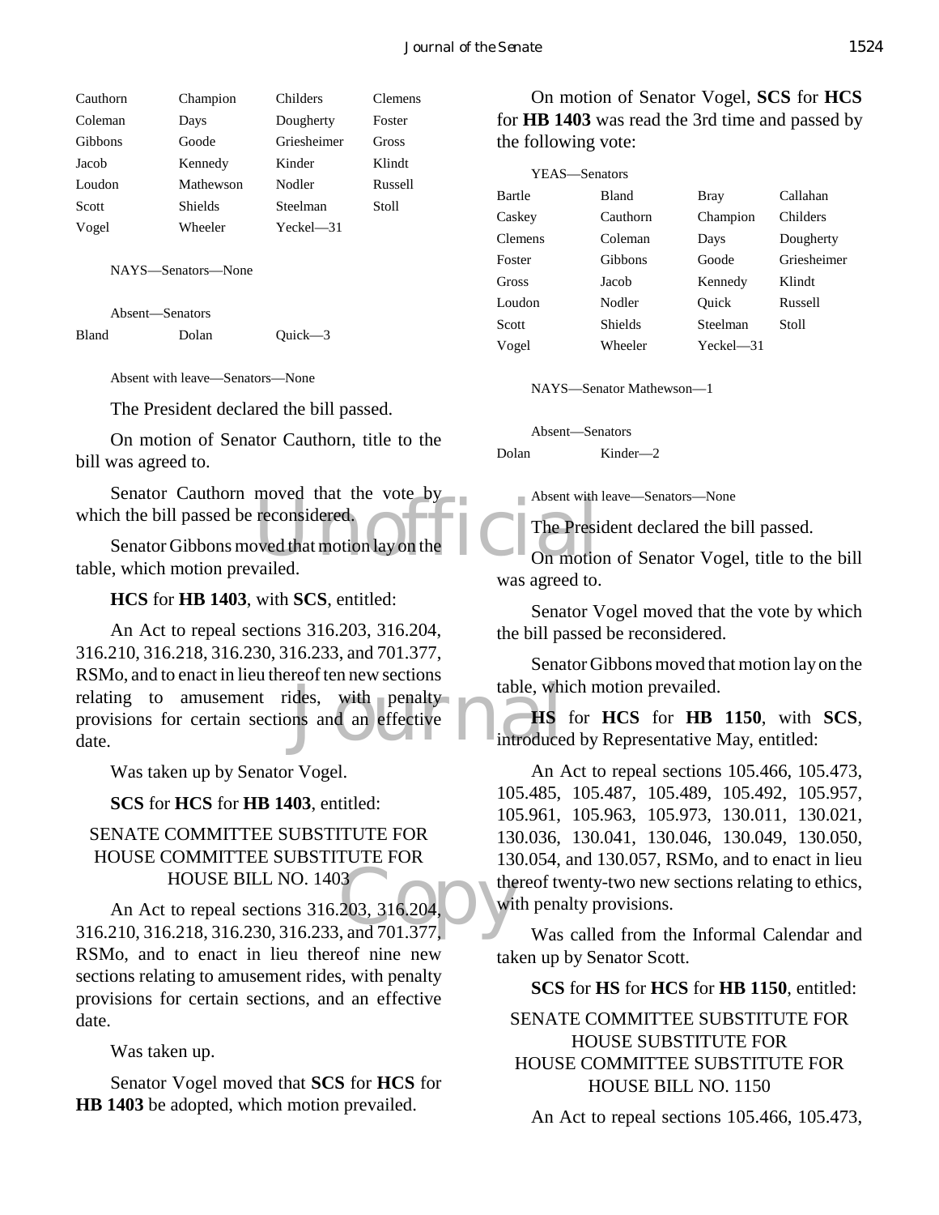| Cauthorn | Champion | Childers | Clemens |
|---|---|---|---|
| Coleman | Days | Dougherty | Foster |
| Gibbons | Goode | Griesheimer | Gross |
| Jacob | Kennedy | Kinder | Klindt |
| Loudon | Mathewson | Nodler | Russell |
| Scott | Shields | Steelman | Stoll |
| Vogel | Wheeler | Yeckel—31 | |

NAYS—Senators—None

Absent—Senators

| Bland | Dolan | Quick—3 |
|---|---|---|

Absent with leave—Senators—None

The President declared the bill passed.

On motion of Senator Cauthorn, title to the bill was agreed to.

Senator Cauthorn moved that the vote by which the bill passed be reconsidered.

Senator Gibbons moved that motion lay on the table, which motion prevailed.

**HCS** for **HB 1403**, with **SCS**, entitled:

An Act to repeal sections 316.203, 316.204, 316.210, 316.218, 316.230, 316.233, and 701.377, RSMo, and to enact in lieu thereof ten new sections relating to amusement rides, with penalty provisions for certain sections and an effective date.

Was taken up by Senator Vogel.

**SCS** for **HCS** for **HB 1403**, entitled:

SENATE COMMITTEE SUBSTITUTE FOR HOUSE COMMITTEE SUBSTITUTE FOR HOUSE BILL NO. 1403

An Act to repeal sections 316.203, 316.204, 316.210, 316.218, 316.230, 316.233, and 701.377, RSMo, and to enact in lieu thereof nine new sections relating to amusement rides, with penalty provisions for certain sections, and an effective date.

Was taken up.

Senator Vogel moved that **SCS** for **HCS** for **HB 1403** be adopted, which motion prevailed.

On motion of Senator Vogel, **SCS** for **HCS** for **HB 1403** was read the 3rd time and passed by the following vote:

YEAS—Senators

| Bartle | Bland | Bray | Callahan |
|---|---|---|---|
| Caskey | Cauthorn | Champion | Childers |
| Clemens | Coleman | Days | Dougherty |
| Foster | Gibbons | Goode | Griesheimer |
| Gross | Jacob | Kennedy | Klindt |
| Loudon | Nodler | Quick | Russell |
| Scott | Shields | Steelman | Stoll |
| Vogel | Wheeler | Yeckel—31 | |

NAYS—Senator Mathewson—1

Absent—Senators

| Dolan | Kinder—2 |
|---|---|

Absent with leave—Senators—None

The President declared the bill passed.

On motion of Senator Vogel, title to the bill was agreed to.

Senator Vogel moved that the vote by which the bill passed be reconsidered.

Senator Gibbons moved that motion lay on the table, which motion prevailed.

**HS** for **HCS** for **HB 1150**, with **SCS**, introduced by Representative May, entitled:

An Act to repeal sections 105.466, 105.473, 105.485, 105.487, 105.489, 105.492, 105.957, 105.961, 105.963, 105.973, 130.011, 130.021, 130.036, 130.041, 130.046, 130.049, 130.050, 130.054, and 130.057, RSMo, and to enact in lieu thereof twenty-two new sections relating to ethics, with penalty provisions.

Was called from the Informal Calendar and taken up by Senator Scott.

**SCS** for **HS** for **HCS** for **HB 1150**, entitled:

SENATE COMMITTEE SUBSTITUTE FOR HOUSE SUBSTITUTE FOR HOUSE COMMITTEE SUBSTITUTE FOR HOUSE BILL NO. 1150

An Act to repeal sections 105.466, 105.473,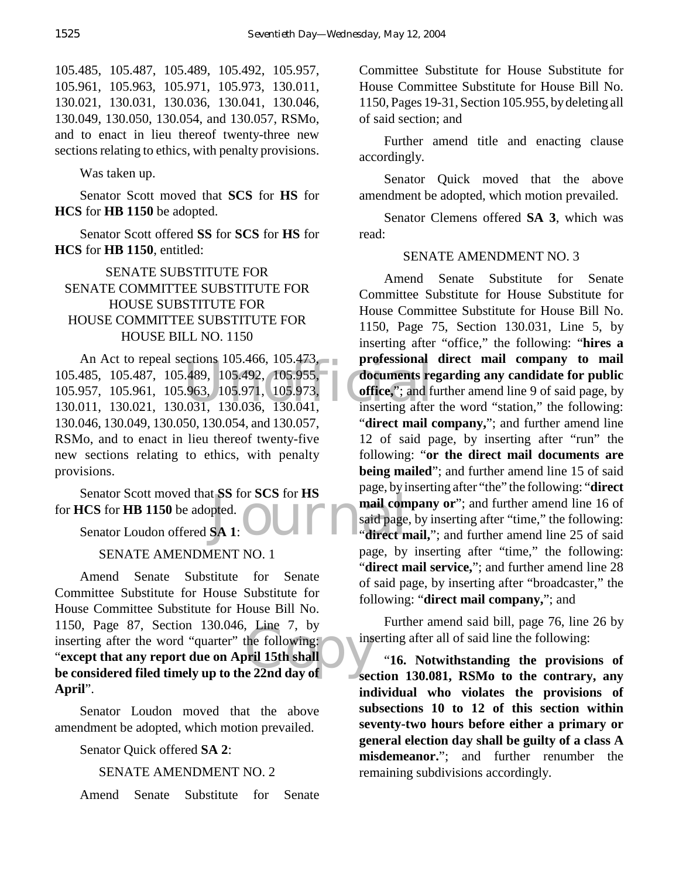105.485, 105.487, 105.489, 105.492, 105.957, 105.961, 105.963, 105.971, 105.973, 130.011, 130.021, 130.031, 130.036, 130.041, 130.046, 130.049, 130.050, 130.054, and 130.057, RSMo, and to enact in lieu thereof twenty-three new sections relating to ethics, with penalty provisions.

Was taken up.

Senator Scott moved that **SCS** for **HS** for **HCS** for **HB 1150** be adopted.

Senator Scott offered **SS** for **SCS** for **HS** for **HCS** for **HB 1150**, entitled:

SENATE SUBSTITUTE FOR
SENATE COMMITTEE SUBSTITUTE FOR
HOUSE SUBSTITUTE FOR
HOUSE COMMITTEE SUBSTITUTE FOR
HOUSE BILL NO. 1150

An Act to repeal sections 105.466, 105.473, 105.485, 105.487, 105.489, 105.492, 105.955, 105.957, 105.961, 105.963, 105.971, 105.973, 130.011, 130.021, 130.031, 130.036, 130.041, 130.046, 130.049, 130.050, 130.054, and 130.057, RSMo, and to enact in lieu thereof twenty-five new sections relating to ethics, with penalty provisions.

Senator Scott moved that **SS** for **SCS** for **HS** for **HCS** for **HB 1150** be adopted.

Senator Loudon offered **SA 1**:

SENATE AMENDMENT NO. 1

Amend Senate Substitute for Senate Committee Substitute for House Substitute for House Committee Substitute for House Bill No. 1150, Page 87, Section 130.046, Line 7, by inserting after the word "quarter" the following: "**except that any report due on April 15th shall be considered filed timely up to the 22nd day of April**".

Senator Loudon moved that the above amendment be adopted, which motion prevailed.

Senator Quick offered **SA 2**:

SENATE AMENDMENT NO. 2

Amend Senate Substitute for Senate Committee Substitute for House Substitute for House Committee Substitute for House Bill No. 1150, Pages 19-31, Section 105.955, by deleting all of said section; and

Further amend title and enacting clause accordingly.

Senator Quick moved that the above amendment be adopted, which motion prevailed.

Senator Clemens offered **SA 3**, which was read:

SENATE AMENDMENT NO. 3

Amend Senate Substitute for Senate Committee Substitute for House Substitute for House Committee Substitute for House Bill No. 1150, Page 75, Section 130.031, Line 5, by inserting after "office," the following: "**hires a professional direct mail company to mail documents regarding any candidate for public office,**"; and further amend line 9 of said page, by inserting after the word "station," the following: "**direct mail company,**"; and further amend line 12 of said page, by inserting after "run" the following: "**or the direct mail documents are being mailed**"; and further amend line 15 of said page, by inserting after "the" the following: "**direct mail company or**"; and further amend line 16 of said page, by inserting after "time," the following: "**direct mail,**"; and further amend line 25 of said page, by inserting after "time," the following: "**direct mail service,**"; and further amend line 28 of said page, by inserting after "broadcaster," the following: "**direct mail company,**"; and

Further amend said bill, page 76, line 26 by inserting after all of said line the following:

"**16. Notwithstanding the provisions of section 130.081, RSMo to the contrary, any individual who violates the provisions of subsections 10 to 12 of this section within seventy-two hours before either a primary or general election day shall be guilty of a class A misdemeanor.**"; and further renumber the remaining subdivisions accordingly.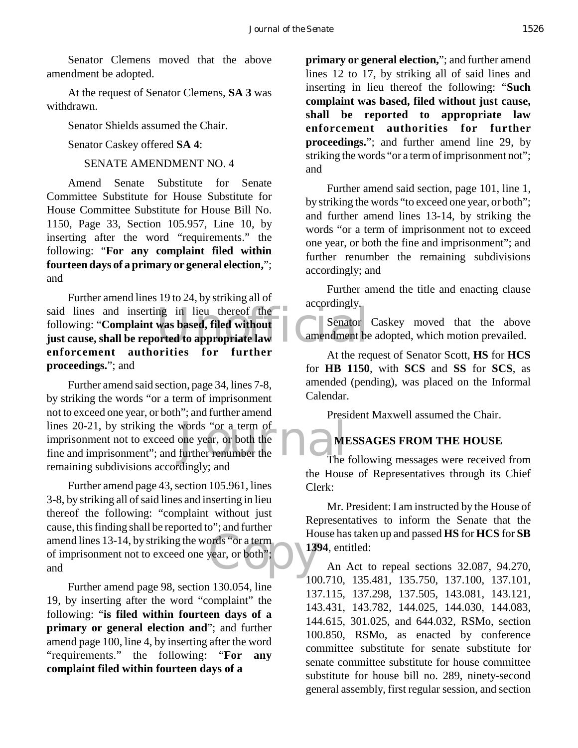Senator Clemens moved that the above amendment be adopted.

At the request of Senator Clemens, **SA 3** was withdrawn.

Senator Shields assumed the Chair.

Senator Caskey offered **SA 4**:

SENATE AMENDMENT NO. 4

Amend Senate Substitute for Senate Committee Substitute for House Substitute for House Committee Substitute for House Bill No. 1150, Page 33, Section 105.957, Line 10, by inserting after the word "requirements." the following: "**For any complaint filed within fourteen days of a primary or general election,**"; and

Further amend lines 19 to 24, by striking all of said lines and inserting in lieu thereof the following: "**Complaint was based, filed without just cause, shall be reported to appropriate law enforcement authorities for further proceedings.**"; and

Further amend said section, page 34, lines 7-8, by striking the words "or a term of imprisonment not to exceed one year, or both"; and further amend lines 20-21, by striking the words "or a term of imprisonment not to exceed one year, or both the fine and imprisonment"; and further renumber the remaining subdivisions accordingly; and

Further amend page 43, section 105.961, lines 3-8, by striking all of said lines and inserting in lieu thereof the following: "complaint without just cause, this finding shall be reported to"; and further amend lines 13-14, by striking the words "or a term of imprisonment not to exceed one year, or both"; and

Further amend page 98, section 130.054, line 19, by inserting after the word "complaint" the following: "**is filed within fourteen days of a primary or general election and**"; and further amend page 100, line 4, by inserting after the word "requirements." the following: "**For any complaint filed within fourteen days of a primary or general election,**"; and further amend lines 12 to 17, by striking all of said lines and inserting in lieu thereof the following: "**Such complaint was based, filed without just cause, shall be reported to appropriate law enforcement authorities for further proceedings.**"; and further amend line 29, by striking the words "or a term of imprisonment not"; and

Further amend said section, page 101, line 1, by striking the words "to exceed one year, or both"; and further amend lines 13-14, by striking the words "or a term of imprisonment not to exceed one year, or both the fine and imprisonment"; and further renumber the remaining subdivisions accordingly; and

Further amend the title and enacting clause accordingly.

Senator Caskey moved that the above amendment be adopted, which motion prevailed.

At the request of Senator Scott, **HS** for **HCS** for **HB 1150**, with **SCS** and **SS** for **SCS**, as amended (pending), was placed on the Informal Calendar.

President Maxwell assumed the Chair.

## MESSAGES FROM THE HOUSE

The following messages were received from the House of Representatives through its Chief Clerk:

Mr. President: I am instructed by the House of Representatives to inform the Senate that the House has taken up and passed **HS** for **HCS** for **SB 1394**, entitled:

An Act to repeal sections 32.087, 94.270, 100.710, 135.481, 135.750, 137.100, 137.101, 137.115, 137.298, 137.505, 143.081, 143.121, 143.431, 143.782, 144.025, 144.030, 144.083, 144.615, 301.025, and 644.032, RSMo, section 100.850, RSMo, as enacted by conference committee substitute for senate substitute for senate committee substitute for house committee substitute for house bill no. 289, ninety-second general assembly, first regular session, and section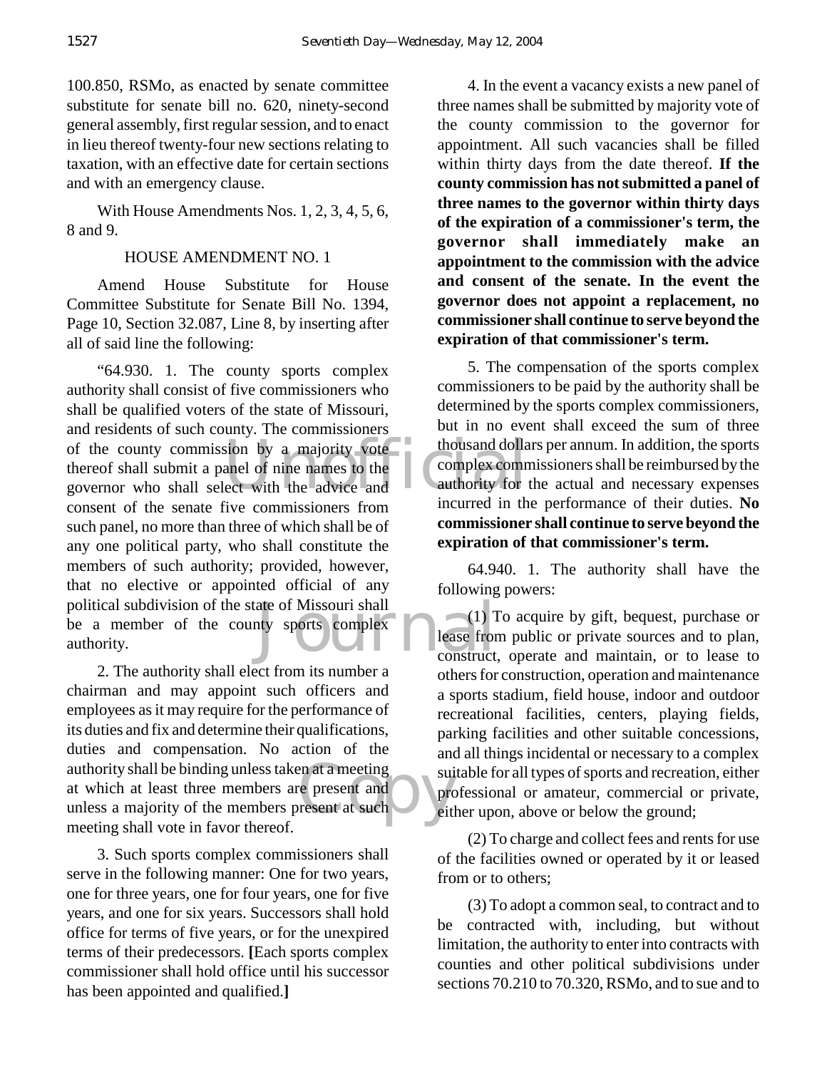100.850, RSMo, as enacted by senate committee substitute for senate bill no. 620, ninety-second general assembly, first regular session, and to enact in lieu thereof twenty-four new sections relating to taxation, with an effective date for certain sections and with an emergency clause.

With House Amendments Nos. 1, 2, 3, 4, 5, 6, 8 and 9.

HOUSE AMENDMENT NO. 1

Amend House Substitute for House Committee Substitute for Senate Bill No. 1394, Page 10, Section 32.087, Line 8, by inserting after all of said line the following:

"64.930. 1. The county sports complex authority shall consist of five commissioners who shall be qualified voters of the state of Missouri, and residents of such county. The commissioners of the county commission by a majority vote thereof shall submit a panel of nine names to the governor who shall select with the advice and consent of the senate five commissioners from such panel, no more than three of which shall be of any one political party, who shall constitute the members of such authority; provided, however, that no elective or appointed official of any political subdivision of the state of Missouri shall be a member of the county sports complex authority.

2. The authority shall elect from its number a chairman and may appoint such officers and employees as it may require for the performance of its duties and fix and determine their qualifications, duties and compensation. No action of the authority shall be binding unless taken at a meeting at which at least three members are present and unless a majority of the members present at such meeting shall vote in favor thereof.

3. Such sports complex commissioners shall serve in the following manner: One for two years, one for three years, one for four years, one for five years, and one for six years. Successors shall hold office for terms of five years, or for the unexpired terms of their predecessors. **[**Each sports complex commissioner shall hold office until his successor has been appointed and qualified.**]**

4. In the event a vacancy exists a new panel of three names shall be submitted by majority vote of the county commission to the governor for appointment. All such vacancies shall be filled within thirty days from the date thereof. **If the county commission has not submitted a panel of three names to the governor within thirty days of the expiration of a commissioner's term, the governor shall immediately make an appointment to the commission with the advice and consent of the senate. In the event the governor does not appoint a replacement, no commissioner shall continue to serve beyond the expiration of that commissioner's term.**

5. The compensation of the sports complex commissioners to be paid by the authority shall be determined by the sports complex commissioners, but in no event shall exceed the sum of three thousand dollars per annum. In addition, the sports complex commissioners shall be reimbursed by the authority for the actual and necessary expenses incurred in the performance of their duties. **No commissioner shall continue to serve beyond the expiration of that commissioner's term.**

64.940. 1. The authority shall have the following powers:

(1) To acquire by gift, bequest, purchase or lease from public or private sources and to plan, construct, operate and maintain, or to lease to others for construction, operation and maintenance a sports stadium, field house, indoor and outdoor recreational facilities, centers, playing fields, parking facilities and other suitable concessions, and all things incidental or necessary to a complex suitable for all types of sports and recreation, either professional or amateur, commercial or private, either upon, above or below the ground;

(2) To charge and collect fees and rents for use of the facilities owned or operated by it or leased from or to others;

(3) To adopt a common seal, to contract and to be contracted with, including, but without limitation, the authority to enter into contracts with counties and other political subdivisions under sections 70.210 to 70.320, RSMo, and to sue and to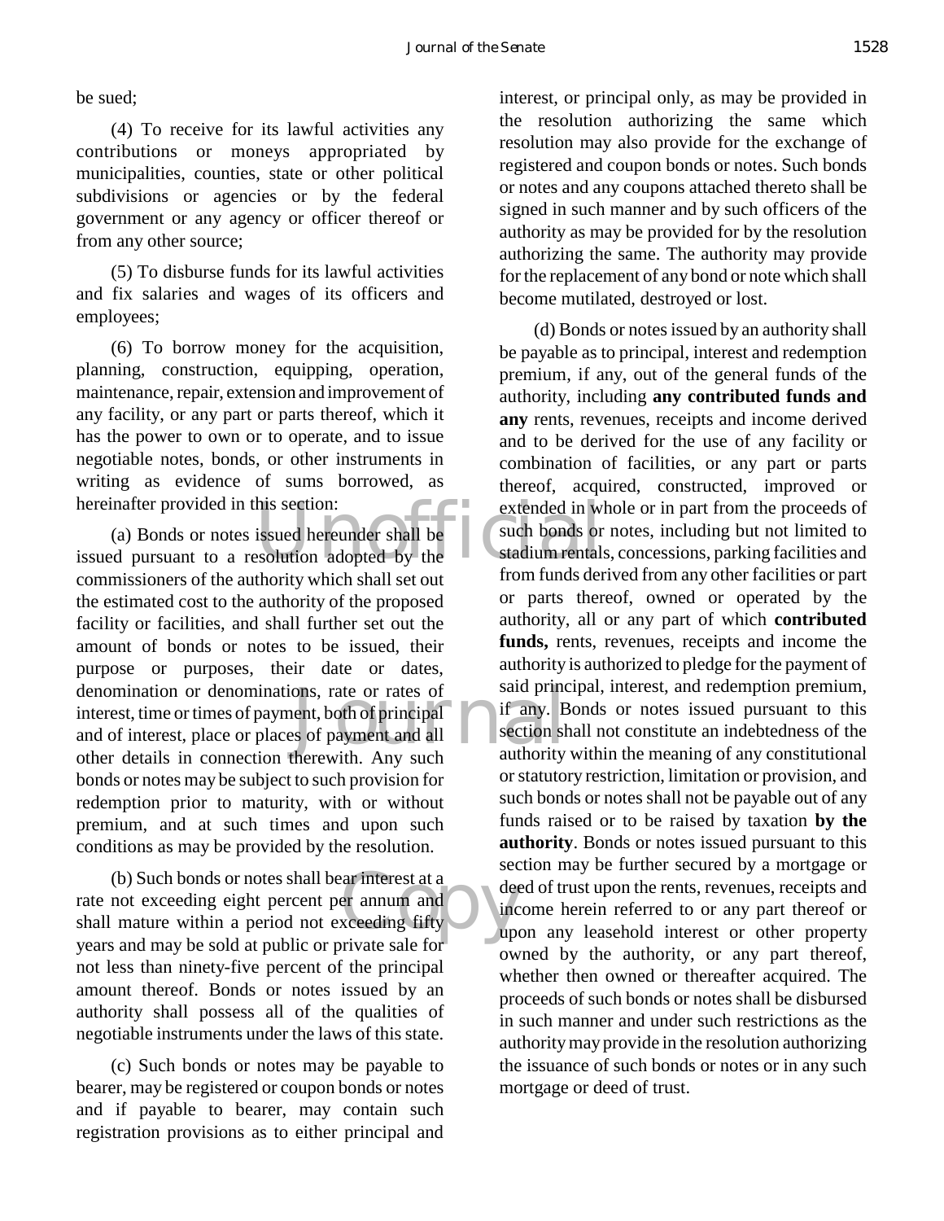be sued;

(4) To receive for its lawful activities any contributions or moneys appropriated by municipalities, counties, state or other political subdivisions or agencies or by the federal government or any agency or officer thereof or from any other source;

(5) To disburse funds for its lawful activities and fix salaries and wages of its officers and employees;

(6) To borrow money for the acquisition, planning, construction, equipping, operation, maintenance, repair, extension and improvement of any facility, or any part or parts thereof, which it has the power to own or to operate, and to issue negotiable notes, bonds, or other instruments in writing as evidence of sums borrowed, as hereinafter provided in this section:

(a) Bonds or notes issued hereunder shall be issued pursuant to a resolution adopted by the commissioners of the authority which shall set out the estimated cost to the authority of the proposed facility or facilities, and shall further set out the amount of bonds or notes to be issued, their purpose or purposes, their date or dates, denomination or denominations, rate or rates of interest, time or times of payment, both of principal and of interest, place or places of payment and all other details in connection therewith. Any such bonds or notes may be subject to such provision for redemption prior to maturity, with or without premium, and at such times and upon such conditions as may be provided by the resolution.

(b) Such bonds or notes shall bear interest at a rate not exceeding eight percent per annum and shall mature within a period not exceeding fifty years and may be sold at public or private sale for not less than ninety-five percent of the principal amount thereof. Bonds or notes issued by an authority shall possess all of the qualities of negotiable instruments under the laws of this state.

(c) Such bonds or notes may be payable to bearer, may be registered or coupon bonds or notes and if payable to bearer, may contain such registration provisions as to either principal and interest, or principal only, as may be provided in the resolution authorizing the same which resolution may also provide for the exchange of registered and coupon bonds or notes. Such bonds or notes and any coupons attached thereto shall be signed in such manner and by such officers of the authority as may be provided for by the resolution authorizing the same. The authority may provide for the replacement of any bond or note which shall become mutilated, destroyed or lost.

(d) Bonds or notes issued by an authority shall be payable as to principal, interest and redemption premium, if any, out of the general funds of the authority, including **any contributed funds and any** rents, revenues, receipts and income derived and to be derived for the use of any facility or combination of facilities, or any part or parts thereof, acquired, constructed, improved or extended in whole or in part from the proceeds of such bonds or notes, including but not limited to stadium rentals, concessions, parking facilities and from funds derived from any other facilities or part or parts thereof, owned or operated by the authority, all or any part of which **contributed funds,** rents, revenues, receipts and income the authority is authorized to pledge for the payment of said principal, interest, and redemption premium, if any. Bonds or notes issued pursuant to this section shall not constitute an indebtedness of the authority within the meaning of any constitutional or statutory restriction, limitation or provision, and such bonds or notes shall not be payable out of any funds raised or to be raised by taxation **by the authority**. Bonds or notes issued pursuant to this section may be further secured by a mortgage or deed of trust upon the rents, revenues, receipts and income herein referred to or any part thereof or upon any leasehold interest or other property owned by the authority, or any part thereof, whether then owned or thereafter acquired. The proceeds of such bonds or notes shall be disbursed in such manner and under such restrictions as the authority may provide in the resolution authorizing the issuance of such bonds or notes or in any such mortgage or deed of trust.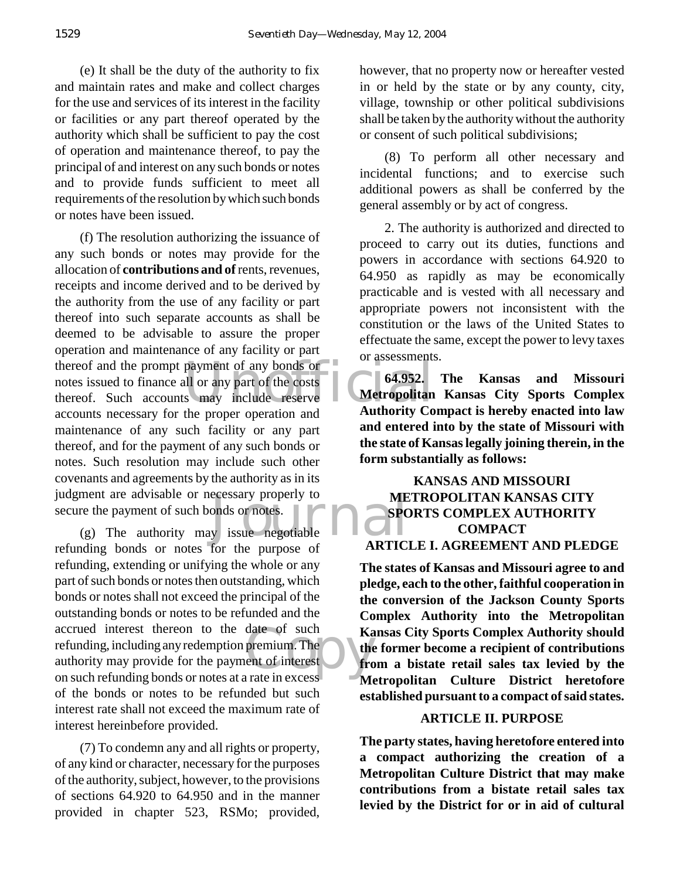(e) It shall be the duty of the authority to fix and maintain rates and make and collect charges for the use and services of its interest in the facility or facilities or any part thereof operated by the authority which shall be sufficient to pay the cost of operation and maintenance thereof, to pay the principal of and interest on any such bonds or notes and to provide funds sufficient to meet all requirements of the resolution by which such bonds or notes have been issued.

(f) The resolution authorizing the issuance of any such bonds or notes may provide for the allocation of **contributions and of** rents, revenues, receipts and income derived and to be derived by the authority from the use of any facility or part thereof into such separate accounts as shall be deemed to be advisable to assure the proper operation and maintenance of any facility or part thereof and the prompt payment of any bonds or notes issued to finance all or any part of the costs thereof. Such accounts may include reserve accounts necessary for the proper operation and maintenance of any such facility or any part thereof, and for the payment of any such bonds or notes. Such resolution may include such other covenants and agreements by the authority as in its judgment are advisable or necessary properly to secure the payment of such bonds or notes.

(g) The authority may issue negotiable refunding bonds or notes for the purpose of refunding, extending or unifying the whole or any part of such bonds or notes then outstanding, which bonds or notes shall not exceed the principal of the outstanding bonds or notes to be refunded and the accrued interest thereon to the date of such refunding, including any redemption premium. The authority may provide for the payment of interest on such refunding bonds or notes at a rate in excess of the bonds or notes to be refunded but such interest rate shall not exceed the maximum rate of interest hereinbefore provided.

(7) To condemn any and all rights or property, of any kind or character, necessary for the purposes of the authority, subject, however, to the provisions of sections 64.920 to 64.950 and in the manner provided in chapter 523, RSMo; provided, however, that no property now or hereafter vested in or held by the state or by any county, city, village, township or other political subdivisions shall be taken by the authority without the authority or consent of such political subdivisions;

(8) To perform all other necessary and incidental functions; and to exercise such additional powers as shall be conferred by the general assembly or by act of congress.

2. The authority is authorized and directed to proceed to carry out its duties, functions and powers in accordance with sections 64.920 to 64.950 as rapidly as may be economically practicable and is vested with all necessary and appropriate powers not inconsistent with the constitution or the laws of the United States to effectuate the same, except the power to levy taxes or assessments.

**64.952. The Kansas and Missouri Metropolitan Kansas City Sports Complex Authority Compact is hereby enacted into law and entered into by the state of Missouri with the state of Kansas legally joining therein, in the form substantially as follows:**

**KANSAS AND MISSOURI METROPOLITAN KANSAS CITY SPORTS COMPLEX AUTHORITY COMPACT**

**ARTICLE I. AGREEMENT AND PLEDGE**

**The states of Kansas and Missouri agree to and pledge, each to the other, faithful cooperation in the conversion of the Jackson County Sports Complex Authority into the Metropolitan Kansas City Sports Complex Authority should the former become a recipient of contributions from a bistate retail sales tax levied by the Metropolitan Culture District heretofore established pursuant to a compact of said states.**

**ARTICLE II. PURPOSE**

**The party states, having heretofore entered into a compact authorizing the creation of a Metropolitan Culture District that may make contributions from a bistate retail sales tax levied by the District for or in aid of cultural**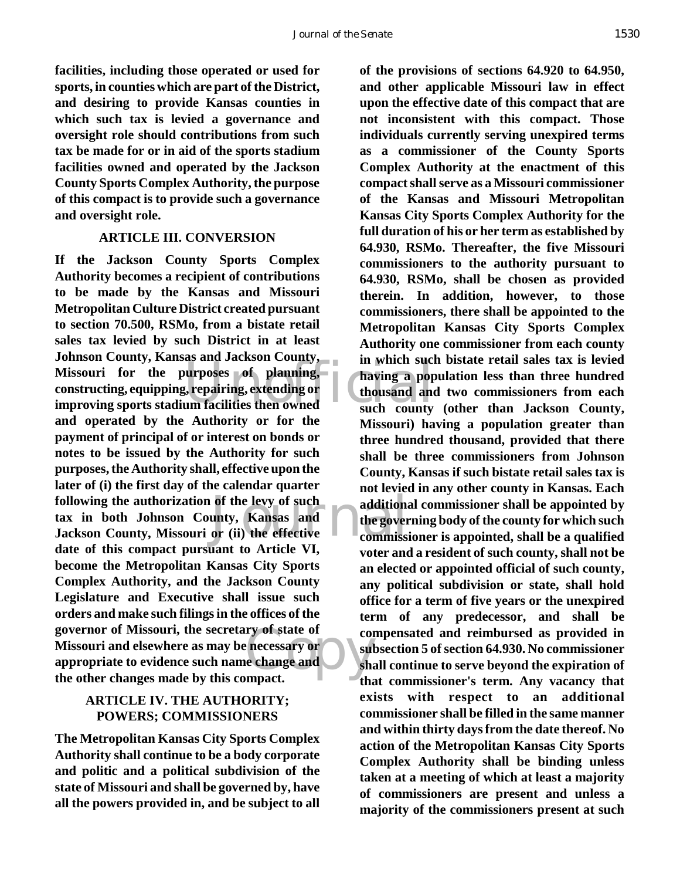**facilities, including those operated or used for sports, in counties which are part of the District, and desiring to provide Kansas counties in which such tax is levied a governance and oversight role should contributions from such tax be made for or in aid of the sports stadium facilities owned and operated by the Jackson County Sports Complex Authority, the purpose of this compact is to provide such a governance and oversight role.**

**ARTICLE III. CONVERSION**

**If the Jackson County Sports Complex Authority becomes a recipient of contributions to be made by the Kansas and Missouri Metropolitan Culture District created pursuant to section 70.500, RSMo, from a bistate retail sales tax levied by such District in at least Johnson County, Kansas and Jackson County, Missouri for the purposes of planning, constructing, equipping, repairing, extending or improving sports stadium facilities then owned and operated by the Authority or for the payment of principal of or interest on bonds or notes to be issued by the Authority for such purposes, the Authority shall, effective upon the later of (i) the first day of the calendar quarter following the authorization of the levy of such tax in both Johnson County, Kansas and Jackson County, Missouri or (ii) the effective date of this compact pursuant to Article VI, become the Metropolitan Kansas City Sports Complex Authority, and the Jackson County Legislature and Executive shall issue such orders and make such filings in the offices of the governor of Missouri, the secretary of state of Missouri and elsewhere as may be necessary or appropriate to evidence such name change and the other changes made by this compact.**

**ARTICLE IV. THE AUTHORITY; POWERS; COMMISSIONERS**

**The Metropolitan Kansas City Sports Complex Authority shall continue to be a body corporate and politic and a political subdivision of the state of Missouri and shall be governed by, have all the powers provided in, and be subject to all of the provisions of sections 64.920 to 64.950, and other applicable Missouri law in effect upon the effective date of this compact that are not inconsistent with this compact. Those individuals currently serving unexpired terms as a commissioner of the County Sports Complex Authority at the enactment of this compact shall serve as a Missouri commissioner of the Kansas and Missouri Metropolitan Kansas City Sports Complex Authority for the full duration of his or her term as established by 64.930, RSMo. Thereafter, the five Missouri commissioners to the authority pursuant to 64.930, RSMo, shall be chosen as provided therein. In addition, however, to those commissioners, there shall be appointed to the Metropolitan Kansas City Sports Complex Authority one commissioner from each county in which such bistate retail sales tax is levied having a population less than three hundred thousand and two commissioners from each such county (other than Jackson County, Missouri) having a population greater than three hundred thousand, provided that there shall be three commissioners from Johnson County, Kansas if such bistate retail sales tax is not levied in any other county in Kansas. Each additional commissioner shall be appointed by the governing body of the county for which such commissioner is appointed, shall be a qualified voter and a resident of such county, shall not be an elected or appointed official of such county, any political subdivision or state, shall hold office for a term of five years or the unexpired term of any predecessor, and shall be compensated and reimbursed as provided in subsection 5 of section 64.930. No commissioner shall continue to serve beyond the expiration of that commissioner's term. Any vacancy that exists with respect to an additional commissioner shall be filled in the same manner and within thirty days from the date thereof. No action of the Metropolitan Kansas City Sports Complex Authority shall be binding unless taken at a meeting of which at least a majority of commissioners are present and unless a majority of the commissioners present at such**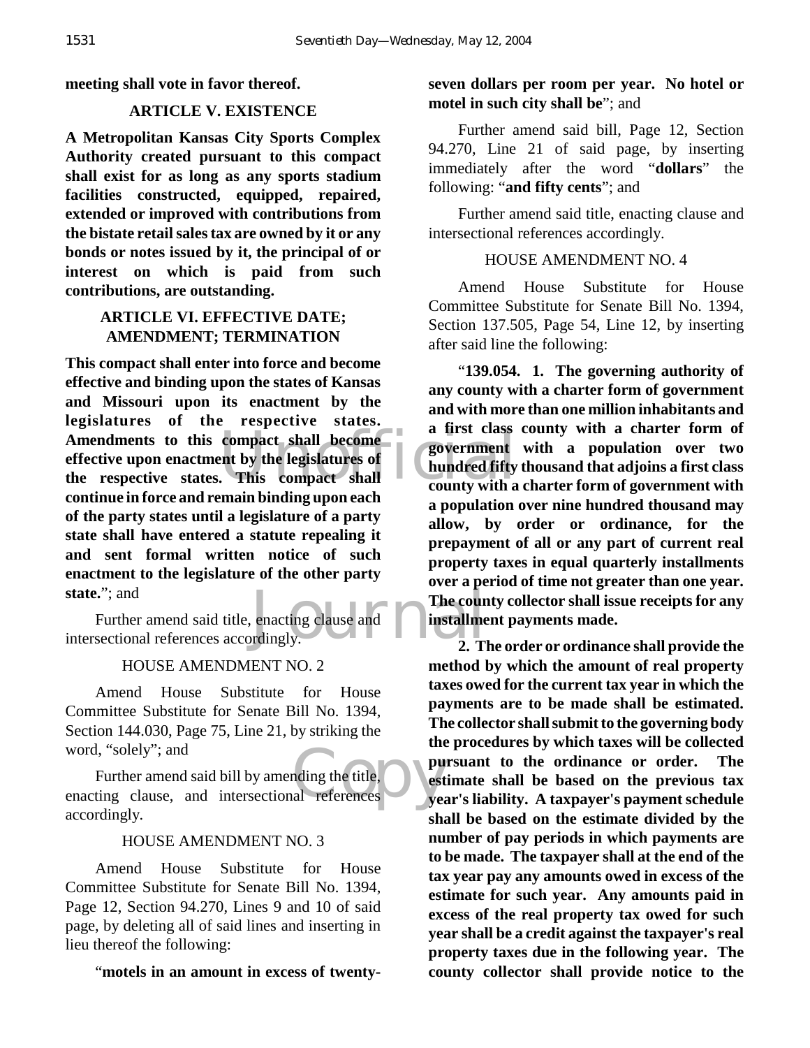**meeting shall vote in favor thereof.**

**ARTICLE V. EXISTENCE**

**A Metropolitan Kansas City Sports Complex Authority created pursuant to this compact shall exist for as long as any sports stadium facilities constructed, equipped, repaired, extended or improved with contributions from the bistate retail sales tax are owned by it or any bonds or notes issued by it, the principal of or interest on which is paid from such contributions, are outstanding.**

**ARTICLE VI. EFFECTIVE DATE; AMENDMENT; TERMINATION**

**This compact shall enter into force and become effective and binding upon the states of Kansas and Missouri upon its enactment by the legislatures of the respective states. Amendments to this compact shall become effective upon enactment by the legislatures of the respective states. This compact shall continue in force and remain binding upon each of the party states until a legislature of a party state shall have entered a statute repealing it and sent formal written notice of such enactment to the legislature of the other party state.**"; and

Further amend said title, enacting clause and intersectional references accordingly.

HOUSE AMENDMENT NO. 2

Amend House Substitute for House Committee Substitute for Senate Bill No. 1394, Section 144.030, Page 75, Line 21, by striking the word, "solely"; and

Further amend said bill by amending the title, enacting clause, and intersectional references accordingly.

HOUSE AMENDMENT NO. 3

Amend House Substitute for House Committee Substitute for Senate Bill No. 1394, Page 12, Section 94.270, Lines 9 and 10 of said page, by deleting all of said lines and inserting in lieu thereof the following:

"**motels in an amount in excess of twenty-seven dollars per room per year. No hotel or motel in such city shall be**"; and

Further amend said bill, Page 12, Section 94.270, Line 21 of said page, by inserting immediately after the word "**dollars**" the following: "**and fifty cents**"; and

Further amend said title, enacting clause and intersectional references accordingly.

HOUSE AMENDMENT NO. 4

Amend House Substitute for House Committee Substitute for Senate Bill No. 1394, Section 137.505, Page 54, Line 12, by inserting after said line the following:

"**139.054. 1. The governing authority of any county with a charter form of government and with more than one million inhabitants and a first class county with a charter form of government with a population over two hundred fifty thousand that adjoins a first class county with a charter form of government with a population over nine hundred thousand may allow, by order or ordinance, for the prepayment of all or any part of current real property taxes in equal quarterly installments over a period of time not greater than one year. The county collector shall issue receipts for any installment payments made.**

**2. The order or ordinance shall provide the method by which the amount of real property taxes owed for the current tax year in which the payments are to be made shall be estimated. The collector shall submit to the governing body the procedures by which taxes will be collected pursuant to the ordinance or order. The estimate shall be based on the previous tax year's liability. A taxpayer's payment schedule shall be based on the estimate divided by the number of pay periods in which payments are to be made. The taxpayer shall at the end of the tax year pay any amounts owed in excess of the estimate for such year. Any amounts paid in excess of the real property tax owed for such year shall be a credit against the taxpayer's real property taxes due in the following year. The county collector shall provide notice to the**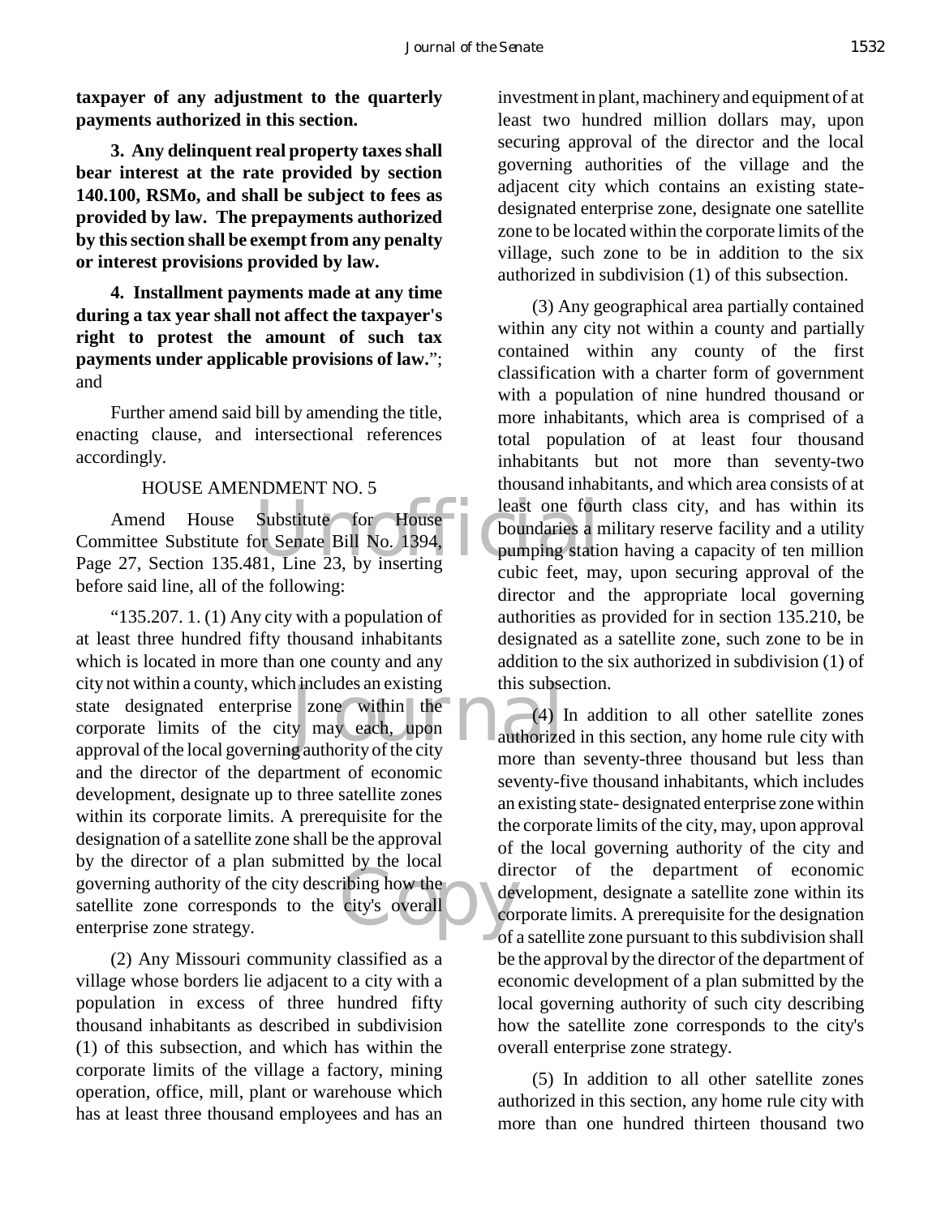**taxpayer of any adjustment to the quarterly payments authorized in this section.**

**3. Any delinquent real property taxes shall bear interest at the rate provided by section 140.100, RSMo, and shall be subject to fees as provided by law. The prepayments authorized by this section shall be exempt from any penalty or interest provisions provided by law.**

**4. Installment payments made at any time during a tax year shall not affect the taxpayer's right to protest the amount of such tax payments under applicable provisions of law.**"; and

Further amend said bill by amending the title, enacting clause, and intersectional references accordingly.

HOUSE AMENDMENT NO. 5

Amend House Substitute for House Committee Substitute for Senate Bill No. 1394, Page 27, Section 135.481, Line 23, by inserting before said line, all of the following:

"135.207. 1. (1) Any city with a population of at least three hundred fifty thousand inhabitants which is located in more than one county and any city not within a county, which includes an existing state designated enterprise zone within the corporate limits of the city may each, upon approval of the local governing authority of the city and the director of the department of economic development, designate up to three satellite zones within its corporate limits. A prerequisite for the designation of a satellite zone shall be the approval by the director of a plan submitted by the local governing authority of the city describing how the satellite zone corresponds to the city's overall enterprise zone strategy.

(2) Any Missouri community classified as a village whose borders lie adjacent to a city with a population in excess of three hundred fifty thousand inhabitants as described in subdivision (1) of this subsection, and which has within the corporate limits of the village a factory, mining operation, office, mill, plant or warehouse which has at least three thousand employees and has an investment in plant, machinery and equipment of at least two hundred million dollars may, upon securing approval of the director and the local governing authorities of the village and the adjacent city which contains an existing state-designated enterprise zone, designate one satellite zone to be located within the corporate limits of the village, such zone to be in addition to the six authorized in subdivision (1) of this subsection.

(3) Any geographical area partially contained within any city not within a county and partially contained within any county of the first classification with a charter form of government with a population of nine hundred thousand or more inhabitants, which area is comprised of a total population of at least four thousand inhabitants but not more than seventy-two thousand inhabitants, and which area consists of at least one fourth class city, and has within its boundaries a military reserve facility and a utility pumping station having a capacity of ten million cubic feet, may, upon securing approval of the director and the appropriate local governing authorities as provided for in section 135.210, be designated as a satellite zone, such zone to be in addition to the six authorized in subdivision (1) of this subsection.

(4) In addition to all other satellite zones authorized in this section, any home rule city with more than seventy-three thousand but less than seventy-five thousand inhabitants, which includes an existing state- designated enterprise zone within the corporate limits of the city, may, upon approval of the local governing authority of the city and director of the department of economic development, designate a satellite zone within its corporate limits. A prerequisite for the designation of a satellite zone pursuant to this subdivision shall be the approval by the director of the department of economic development of a plan submitted by the local governing authority of such city describing how the satellite zone corresponds to the city's overall enterprise zone strategy.

(5) In addition to all other satellite zones authorized in this section, any home rule city with more than one hundred thirteen thousand two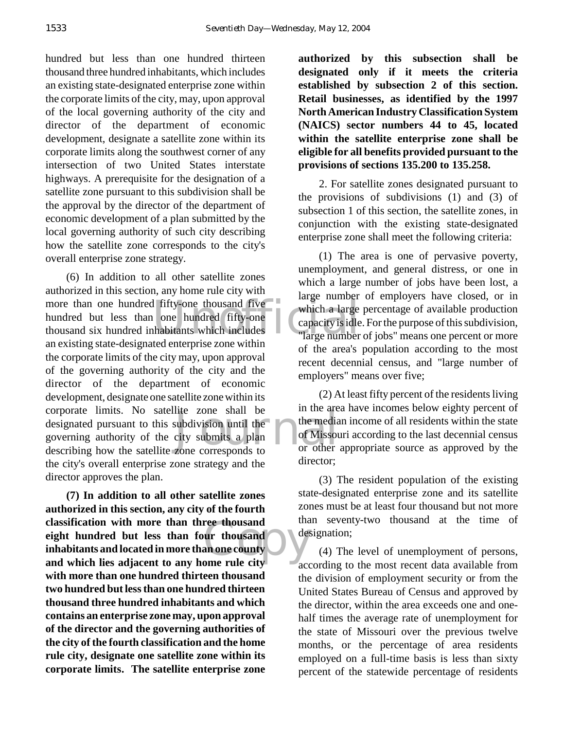hundred but less than one hundred thirteen thousand three hundred inhabitants, which includes an existing state-designated enterprise zone within the corporate limits of the city, may, upon approval of the local governing authority of the city and director of the department of economic development, designate a satellite zone within its corporate limits along the southwest corner of any intersection of two United States interstate highways. A prerequisite for the designation of a satellite zone pursuant to this subdivision shall be the approval by the director of the department of economic development of a plan submitted by the local governing authority of such city describing how the satellite zone corresponds to the city's overall enterprise zone strategy.

(6) In addition to all other satellite zones authorized in this section, any home rule city with more than one hundred fifty-one thousand five hundred but less than one hundred fifty-one thousand six hundred inhabitants which includes an existing state-designated enterprise zone within the corporate limits of the city may, upon approval of the governing authority of the city and the director of the department of economic development, designate one satellite zone within its corporate limits. No satellite zone shall be designated pursuant to this subdivision until the governing authority of the city submits a plan describing how the satellite zone corresponds to the city's overall enterprise zone strategy and the director approves the plan.

**(7) In addition to all other satellite zones authorized in this section, any city of the fourth classification with more than three thousand eight hundred but less than four thousand inhabitants and located in more than one county and which lies adjacent to any home rule city with more than one hundred thirteen thousand two hundred but less than one hundred thirteen thousand three hundred inhabitants and which contains an enterprise zone may, upon approval of the director and the governing authorities of the city of the fourth classification and the home rule city, designate one satellite zone within its corporate limits. The satellite enterprise zone authorized by this subsection shall be designated only if it meets the criteria established by subsection 2 of this section. Retail businesses, as identified by the 1997 North American Industry Classification System (NAICS) sector numbers 44 to 45, located within the satellite enterprise zone shall be eligible for all benefits provided pursuant to the provisions of sections 135.200 to 135.258.**

2. For satellite zones designated pursuant to the provisions of subdivisions (1) and (3) of subsection 1 of this section, the satellite zones, in conjunction with the existing state-designated enterprise zone shall meet the following criteria:

(1) The area is one of pervasive poverty, unemployment, and general distress, or one in which a large number of jobs have been lost, a large number of employers have closed, or in which a large percentage of available production capacity is idle. For the purpose of this subdivision, "large number of jobs" means one percent or more of the area's population according to the most recent decennial census, and "large number of employers" means over five;

(2) At least fifty percent of the residents living in the area have incomes below eighty percent of the median income of all residents within the state of Missouri according to the last decennial census or other appropriate source as approved by the director;

(3) The resident population of the existing state-designated enterprise zone and its satellite zones must be at least four thousand but not more than seventy-two thousand at the time of designation;

(4) The level of unemployment of persons, according to the most recent data available from the division of employment security or from the United States Bureau of Census and approved by the director, within the area exceeds one and one-half times the average rate of unemployment for the state of Missouri over the previous twelve months, or the percentage of area residents employed on a full-time basis is less than sixty percent of the statewide percentage of residents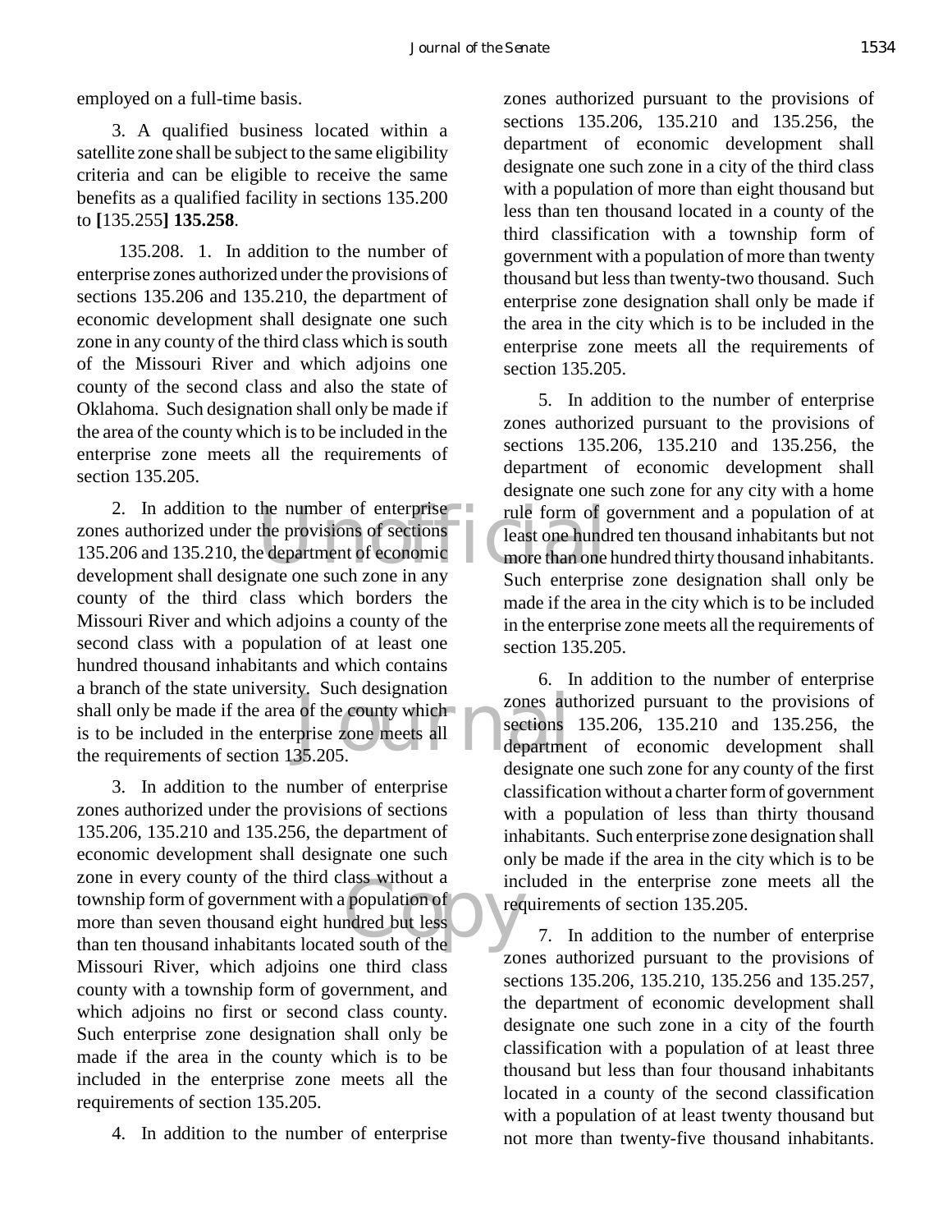employed on a full-time basis.

3. A qualified business located within a satellite zone shall be subject to the same eligibility criteria and can be eligible to receive the same benefits as a qualified facility in sections 135.200 to [135.255] **135.258**.

135.208. 1. In addition to the number of enterprise zones authorized under the provisions of sections 135.206 and 135.210, the department of economic development shall designate one such zone in any county of the third class which is south of the Missouri River and which adjoins one county of the second class and also the state of Oklahoma. Such designation shall only be made if the area of the county which is to be included in the enterprise zone meets all the requirements of section 135.205.

2. In addition to the number of enterprise zones authorized under the provisions of sections 135.206 and 135.210, the department of economic development shall designate one such zone in any county of the third class which borders the Missouri River and which adjoins a county of the second class with a population of at least one hundred thousand inhabitants and which contains a branch of the state university. Such designation shall only be made if the area of the county which is to be included in the enterprise zone meets all the requirements of section 135.205.

3. In addition to the number of enterprise zones authorized under the provisions of sections 135.206, 135.210 and 135.256, the department of economic development shall designate one such zone in every county of the third class without a township form of government with a population of more than seven thousand eight hundred but less than ten thousand inhabitants located south of the Missouri River, which adjoins one third class county with a township form of government, and which adjoins no first or second class county. Such enterprise zone designation shall only be made if the area in the county which is to be included in the enterprise zone meets all the requirements of section 135.205.

4. In addition to the number of enterprise zones authorized pursuant to the provisions of sections 135.206, 135.210 and 135.256, the department of economic development shall designate one such zone in a city of the third class with a population of more than eight thousand but less than ten thousand located in a county of the third classification with a township form of government with a population of more than twenty thousand but less than twenty-two thousand. Such enterprise zone designation shall only be made if the area in the city which is to be included in the enterprise zone meets all the requirements of section 135.205.

5. In addition to the number of enterprise zones authorized pursuant to the provisions of sections 135.206, 135.210 and 135.256, the department of economic development shall designate one such zone for any city with a home rule form of government and a population of at least one hundred ten thousand inhabitants but not more than one hundred thirty thousand inhabitants. Such enterprise zone designation shall only be made if the area in the city which is to be included in the enterprise zone meets all the requirements of section 135.205.

6. In addition to the number of enterprise zones authorized pursuant to the provisions of sections 135.206, 135.210 and 135.256, the department of economic development shall designate one such zone for any county of the first classification without a charter form of government with a population of less than thirty thousand inhabitants. Such enterprise zone designation shall only be made if the area in the city which is to be included in the enterprise zone meets all the requirements of section 135.205.

7. In addition to the number of enterprise zones authorized pursuant to the provisions of sections 135.206, 135.210, 135.256 and 135.257, the department of economic development shall designate one such zone in a city of the fourth classification with a population of at least three thousand but less than four thousand inhabitants located in a county of the second classification with a population of at least twenty thousand but not more than twenty-five thousand inhabitants.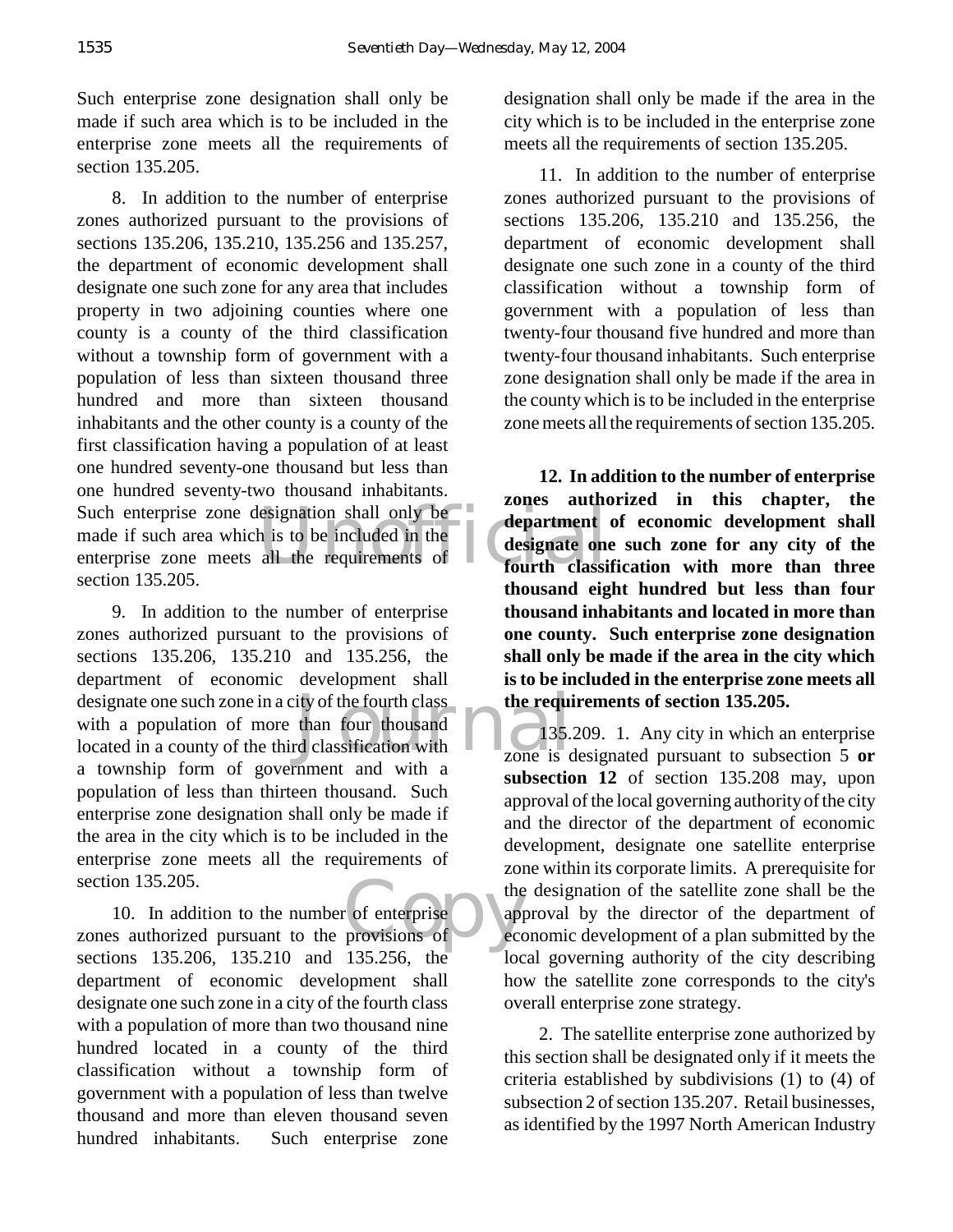Such enterprise zone designation shall only be made if such area which is to be included in the enterprise zone meets all the requirements of section 135.205.

8. In addition to the number of enterprise zones authorized pursuant to the provisions of sections 135.206, 135.210, 135.256 and 135.257, the department of economic development shall designate one such zone for any area that includes property in two adjoining counties where one county is a county of the third classification without a township form of government with a population of less than sixteen thousand three hundred and more than sixteen thousand inhabitants and the other county is a county of the first classification having a population of at least one hundred seventy-one thousand but less than one hundred seventy-two thousand inhabitants. Such enterprise zone designation shall only be made if such area which is to be included in the enterprise zone meets all the requirements of section 135.205.

9. In addition to the number of enterprise zones authorized pursuant to the provisions of sections 135.206, 135.210 and 135.256, the department of economic development shall designate one such zone in a city of the fourth class with a population of more than four thousand located in a county of the third classification with a township form of government and with a population of less than thirteen thousand. Such enterprise zone designation shall only be made if the area in the city which is to be included in the enterprise zone meets all the requirements of section 135.205.

10. In addition to the number of enterprise zones authorized pursuant to the provisions of sections 135.206, 135.210 and 135.256, the department of economic development shall designate one such zone in a city of the fourth class with a population of more than two thousand nine hundred located in a county of the third classification without a township form of government with a population of less than twelve thousand and more than eleven thousand seven hundred inhabitants. Such enterprise zone designation shall only be made if the area in the city which is to be included in the enterprise zone meets all the requirements of section 135.205.

11. In addition to the number of enterprise zones authorized pursuant to the provisions of sections 135.206, 135.210 and 135.256, the department of economic development shall designate one such zone in a county of the third classification without a township form of government with a population of less than twenty-four thousand five hundred and more than twenty-four thousand inhabitants. Such enterprise zone designation shall only be made if the area in the county which is to be included in the enterprise zone meets all the requirements of section 135.205.

**12. In addition to the number of enterprise zones authorized in this chapter, the department of economic development shall designate one such zone for any city of the fourth classification with more than three thousand eight hundred but less than four thousand inhabitants and located in more than one county. Such enterprise zone designation shall only be made if the area in the city which is to be included in the enterprise zone meets all the requirements of section 135.205.**

135.209. 1. Any city in which an enterprise zone is designated pursuant to subsection 5 **or subsection 12** of section 135.208 may, upon approval of the local governing authority of the city and the director of the department of economic development, designate one satellite enterprise zone within its corporate limits. A prerequisite for the designation of the satellite zone shall be the approval by the director of the department of economic development of a plan submitted by the local governing authority of the city describing how the satellite zone corresponds to the city's overall enterprise zone strategy.

2. The satellite enterprise zone authorized by this section shall be designated only if it meets the criteria established by subdivisions (1) to (4) of subsection 2 of section 135.207. Retail businesses, as identified by the 1997 North American Industry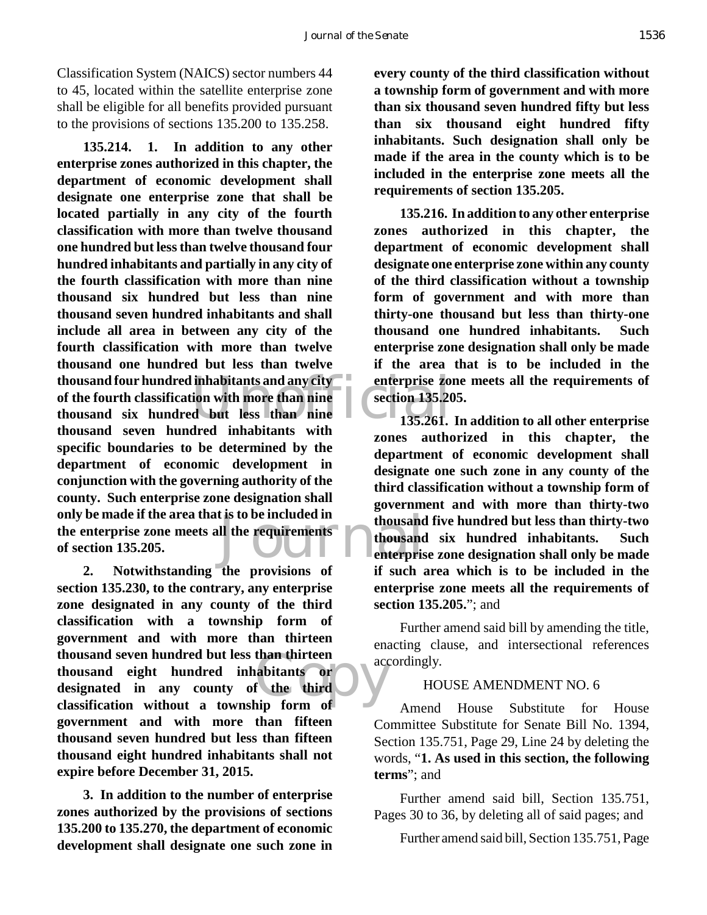Classification System (NAICS) sector numbers 44 to 45, located within the satellite enterprise zone shall be eligible for all benefits provided pursuant to the provisions of sections 135.200 to 135.258.

**135.214. 1. In addition to any other enterprise zones authorized in this chapter, the department of economic development shall designate one enterprise zone that shall be located partially in any city of the fourth classification with more than twelve thousand one hundred but less than twelve thousand four hundred inhabitants and partially in any city of the fourth classification with more than nine thousand six hundred but less than nine thousand seven hundred inhabitants and shall include all area in between any city of the fourth classification with more than twelve thousand one hundred but less than twelve thousand four hundred inhabitants and any city of the fourth classification with more than nine thousand six hundred but less than nine thousand seven hundred inhabitants with specific boundaries to be determined by the department of economic development in conjunction with the governing authority of the county. Such enterprise zone designation shall only be made if the area that is to be included in the enterprise zone meets all the requirements of section 135.205.**

**2. Notwithstanding the provisions of section 135.230, to the contrary, any enterprise zone designated in any county of the third classification with a township form of government and with more than thirteen thousand seven hundred but less than thirteen thousand eight hundred inhabitants or designated in any county of the third classification without a township form of government and with more than fifteen thousand seven hundred but less than fifteen thousand eight hundred inhabitants shall not expire before December 31, 2015.**

**3. In addition to the number of enterprise zones authorized by the provisions of sections 135.200 to 135.270, the department of economic development shall designate one such zone in every county of the third classification without a township form of government and with more than six thousand seven hundred fifty but less than six thousand eight hundred fifty inhabitants. Such designation shall only be made if the area in the county which is to be included in the enterprise zone meets all the requirements of section 135.205.**

**135.216. In addition to any other enterprise zones authorized in this chapter, the department of economic development shall designate one enterprise zone within any county of the third classification without a township form of government and with more than thirty-one thousand but less than thirty-one thousand one hundred inhabitants. Such enterprise zone designation shall only be made if the area that is to be included in the enterprise zone meets all the requirements of section 135.205.**

**135.261. In addition to all other enterprise zones authorized in this chapter, the department of economic development shall designate one such zone in any county of the third classification without a township form of government and with more than thirty-two thousand five hundred but less than thirty-two thousand six hundred inhabitants. Such enterprise zone designation shall only be made if such area which is to be included in the enterprise zone meets all the requirements of section 135.205.**"; and

Further amend said bill by amending the title, enacting clause, and intersectional references accordingly.

HOUSE AMENDMENT NO. 6

Amend House Substitute for House Committee Substitute for Senate Bill No. 1394, Section 135.751, Page 29, Line 24 by deleting the words, "**1. As used in this section, the following terms**"; and

Further amend said bill, Section 135.751, Pages 30 to 36, by deleting all of said pages; and

Further amend said bill, Section 135.751, Page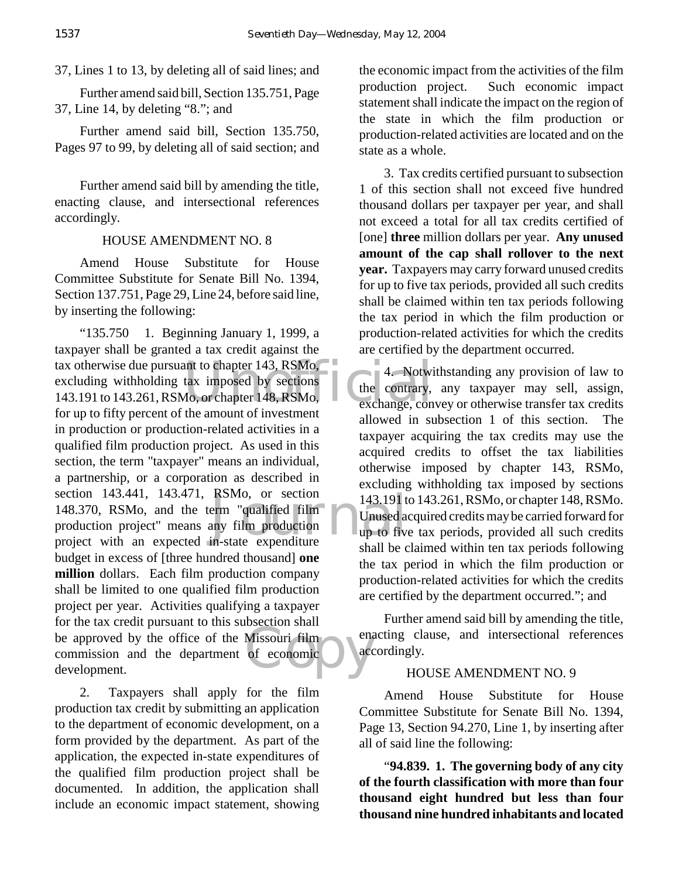37, Lines 1 to 13, by deleting all of said lines; and

Further amend said bill, Section 135.751, Page 37, Line 14, by deleting "8."; and

Further amend said bill, Section 135.750, Pages 97 to 99, by deleting all of said section; and

Further amend said bill by amending the title, enacting clause, and intersectional references accordingly.

HOUSE AMENDMENT NO. 8

Amend House Substitute for House Committee Substitute for Senate Bill No. 1394, Section 137.751, Page 29, Line 24, before said line, by inserting the following:

"135.750 1. Beginning January 1, 1999, a taxpayer shall be granted a tax credit against the tax otherwise due pursuant to chapter 143, RSMo, excluding withholding tax imposed by sections 143.191 to 143.261, RSMo, or chapter 148, RSMo, for up to fifty percent of the amount of investment in production or production-related activities in a qualified film production project. As used in this section, the term "taxpayer" means an individual, a partnership, or a corporation as described in section 143.441, 143.471, RSMo, or section 148.370, RSMo, and the term "qualified film production project" means any film production project with an expected in-state expenditure budget in excess of [three hundred thousand] **one million** dollars. Each film production company shall be limited to one qualified film production project per year. Activities qualifying a taxpayer for the tax credit pursuant to this subsection shall be approved by the office of the Missouri film commission and the department of economic development.

2. Taxpayers shall apply for the film production tax credit by submitting an application to the department of economic development, on a form provided by the department. As part of the application, the expected in-state expenditures of the qualified film production project shall be documented. In addition, the application shall include an economic impact statement, showing the economic impact from the activities of the film production project. Such economic impact statement shall indicate the impact on the region of the state in which the film production or production-related activities are located and on the state as a whole.

3. Tax credits certified pursuant to subsection 1 of this section shall not exceed five hundred thousand dollars per taxpayer per year, and shall not exceed a total for all tax credits certified of [one] **three** million dollars per year. **Any unused amount of the cap shall rollover to the next year.** Taxpayers may carry forward unused credits for up to five tax periods, provided all such credits shall be claimed within ten tax periods following the tax period in which the film production or production-related activities for which the credits are certified by the department occurred.

4. Notwithstanding any provision of law to the contrary, any taxpayer may sell, assign, exchange, convey or otherwise transfer tax credits allowed in subsection 1 of this section. The taxpayer acquiring the tax credits may use the acquired credits to offset the tax liabilities otherwise imposed by chapter 143, RSMo, excluding withholding tax imposed by sections 143.191 to 143.261, RSMo, or chapter 148, RSMo. Unused acquired credits may be carried forward for up to five tax periods, provided all such credits shall be claimed within ten tax periods following the tax period in which the film production or production-related activities for which the credits are certified by the department occurred."; and

Further amend said bill by amending the title, enacting clause, and intersectional references accordingly.

HOUSE AMENDMENT NO. 9

Amend House Substitute for House Committee Substitute for Senate Bill No. 1394, Page 13, Section 94.270, Line 1, by inserting after all of said line the following:

"**94.839. 1. The governing body of any city of the fourth classification with more than four thousand eight hundred but less than four thousand nine hundred inhabitants and located**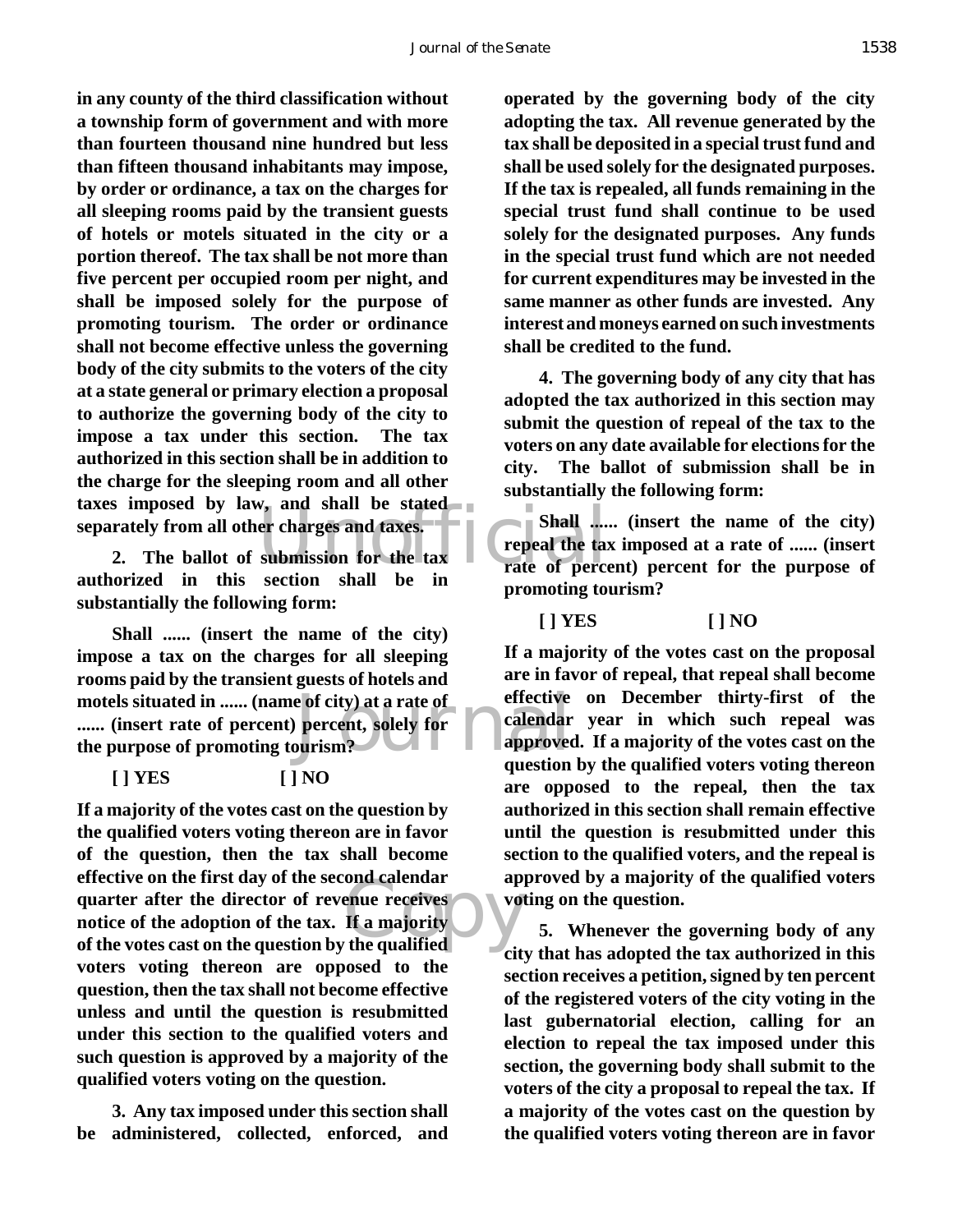**in any county of the third classification without a township form of government and with more than fourteen thousand nine hundred but less than fifteen thousand inhabitants may impose, by order or ordinance, a tax on the charges for all sleeping rooms paid by the transient guests of hotels or motels situated in the city or a portion thereof. The tax shall be not more than five percent per occupied room per night, and shall be imposed solely for the purpose of promoting tourism. The order or ordinance shall not become effective unless the governing body of the city submits to the voters of the city at a state general or primary election a proposal to authorize the governing body of the city to impose a tax under this section. The tax authorized in this section shall be in addition to the charge for the sleeping room and all other taxes imposed by law, and shall be stated separately from all other charges and taxes.**

**2. The ballot of submission for the tax authorized in this section shall be in substantially the following form:**

**Shall ...... (insert the name of the city) impose a tax on the charges for all sleeping rooms paid by the transient guests of hotels and motels situated in ...... (name of city) at a rate of ...... (insert rate of percent) percent, solely for the purpose of promoting tourism?**

**[ ] YES [ ] NO**

**If a majority of the votes cast on the question by the qualified voters voting thereon are in favor of the question, then the tax shall become effective on the first day of the second calendar quarter after the director of revenue receives notice of the adoption of the tax. If a majority of the votes cast on the question by the qualified voters voting thereon are opposed to the question, then the tax shall not become effective unless and until the question is resubmitted under this section to the qualified voters and such question is approved by a majority of the qualified voters voting on the question.**

**3. Any tax imposed under this section shall be administered, collected, enforced, and operated by the governing body of the city adopting the tax. All revenue generated by the tax shall be deposited in a special trust fund and shall be used solely for the designated purposes. If the tax is repealed, all funds remaining in the special trust fund shall continue to be used solely for the designated purposes. Any funds in the special trust fund which are not needed for current expenditures may be invested in the same manner as other funds are invested. Any interest and moneys earned on such investments shall be credited to the fund.**

**4. The governing body of any city that has adopted the tax authorized in this section may submit the question of repeal of the tax to the voters on any date available for elections for the city. The ballot of submission shall be in substantially the following form:**

**Shall ...... (insert the name of the city) repeal the tax imposed at a rate of ...... (insert rate of percent) percent for the purpose of promoting tourism?**

**[ ] YES [ ] NO**

**If a majority of the votes cast on the proposal are in favor of repeal, that repeal shall become effective on December thirty-first of the calendar year in which such repeal was approved. If a majority of the votes cast on the question by the qualified voters voting thereon are opposed to the repeal, then the tax authorized in this section shall remain effective until the question is resubmitted under this section to the qualified voters, and the repeal is approved by a majority of the qualified voters voting on the question.**

**5. Whenever the governing body of any city that has adopted the tax authorized in this section receives a petition, signed by ten percent of the registered voters of the city voting in the last gubernatorial election, calling for an election to repeal the tax imposed under this section, the governing body shall submit to the voters of the city a proposal to repeal the tax. If a majority of the votes cast on the question by the qualified voters voting thereon are in favor**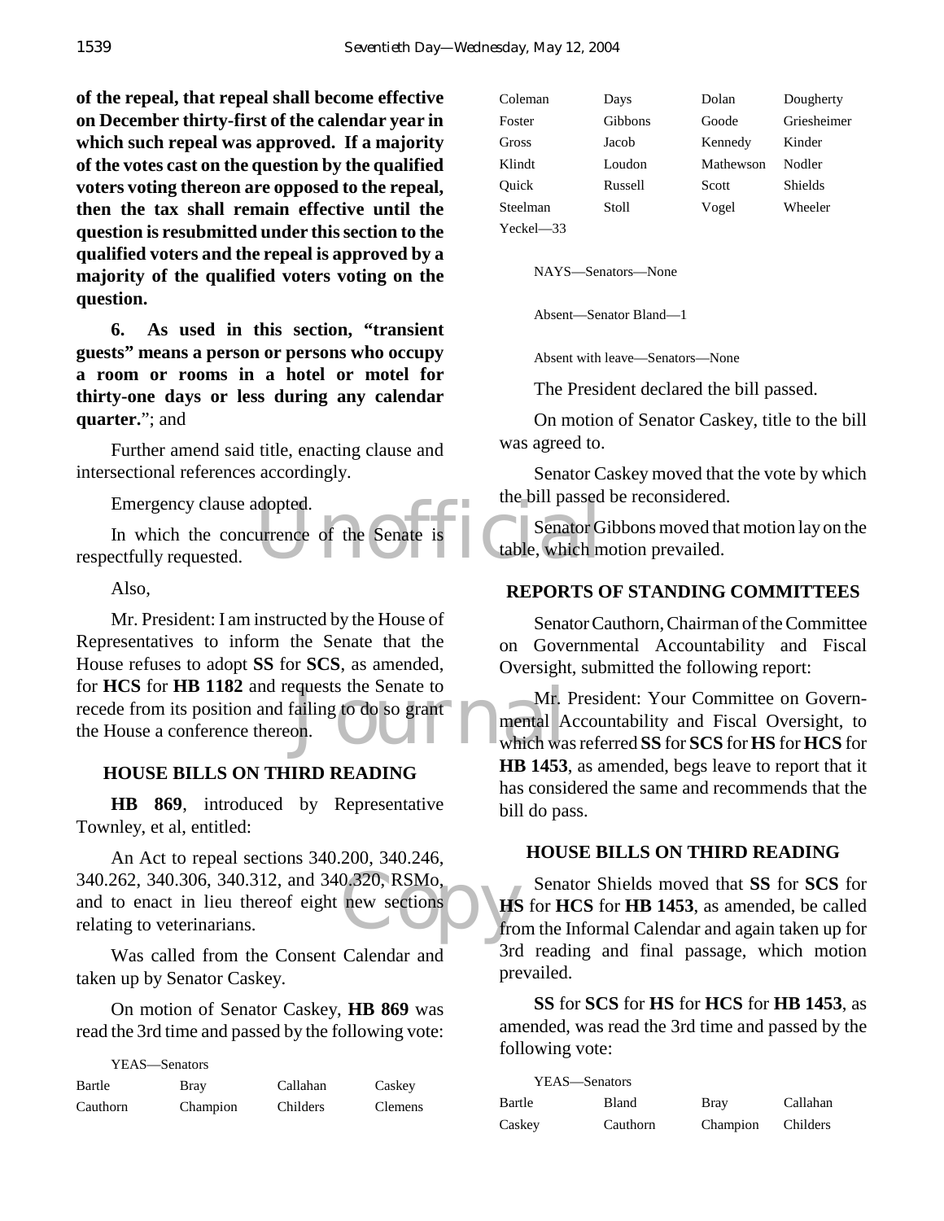**of the repeal, that repeal shall become effective on December thirty-first of the calendar year in which such repeal was approved. If a majority of the votes cast on the question by the qualified voters voting thereon are opposed to the repeal, then the tax shall remain effective until the question is resubmitted under this section to the qualified voters and the repeal is approved by a majority of the qualified voters voting on the question.**

**6. As used in this section, "transient guests" means a person or persons who occupy a room or rooms in a hotel or motel for thirty-one days or less during any calendar quarter.**"; and

Further amend said title, enacting clause and intersectional references accordingly.

Emergency clause adopted.

In which the concurrence of the Senate is respectfully requested.

Also,

Mr. President: I am instructed by the House of Representatives to inform the Senate that the House refuses to adopt **SS** for **SCS**, as amended, for **HCS** for **HB 1182** and requests the Senate to recede from its position and failing to do so grant the House a conference thereon.

## HOUSE BILLS ON THIRD READING

**HB 869**, introduced by Representative Townley, et al, entitled:

An Act to repeal sections 340.200, 340.246, 340.262, 340.306, 340.312, and 340.320, RSMo, and to enact in lieu thereof eight new sections relating to veterinarians.

Was called from the Consent Calendar and taken up by Senator Caskey.

On motion of Senator Caskey, **HB 869** was read the 3rd time and passed by the following vote:

YEAS—Senators

| | | | |
|---|---|---|---|
| Bartle | Bray | Callahan | Caskey |
| Cauthorn | Champion | Childers | Clemens |
| Coleman | Days | Dolan | Dougherty |
| Foster | Gibbons | Goode | Griesheimer |
| Gross | Jacob | Kennedy | Kinder |
| Klindt | Loudon | Mathewson | Nodler |
| Quick | Russell | Scott | Shields |
| Steelman | Stoll | Vogel | Wheeler |
| Yeckel—33 | | | |

NAYS—Senators—None

Absent—Senator Bland—1

Absent with leave—Senators—None

The President declared the bill passed.

On motion of Senator Caskey, title to the bill was agreed to.

Senator Caskey moved that the vote by which the bill passed be reconsidered.

Senator Gibbons moved that motion lay on the table, which motion prevailed.

## REPORTS OF STANDING COMMITTEES

Senator Cauthorn, Chairman of the Committee on Governmental Accountability and Fiscal Oversight, submitted the following report:

Mr. President: Your Committee on Governmental Accountability and Fiscal Oversight, to which was referred **SS** for **SCS** for **HS** for **HCS** for **HB 1453**, as amended, begs leave to report that it has considered the same and recommends that the bill do pass.

## HOUSE BILLS ON THIRD READING

Senator Shields moved that **SS** for **SCS** for **HS** for **HCS** for **HB 1453**, as amended, be called from the Informal Calendar and again taken up for 3rd reading and final passage, which motion prevailed.

**SS** for **SCS** for **HS** for **HCS** for **HB 1453**, as amended, was read the 3rd time and passed by the following vote:

YEAS—Senators

| | | | |
|---|---|---|---|
| Bartle | Bland | Bray | Callahan |
| Caskey | Cauthorn | Champion | Childers |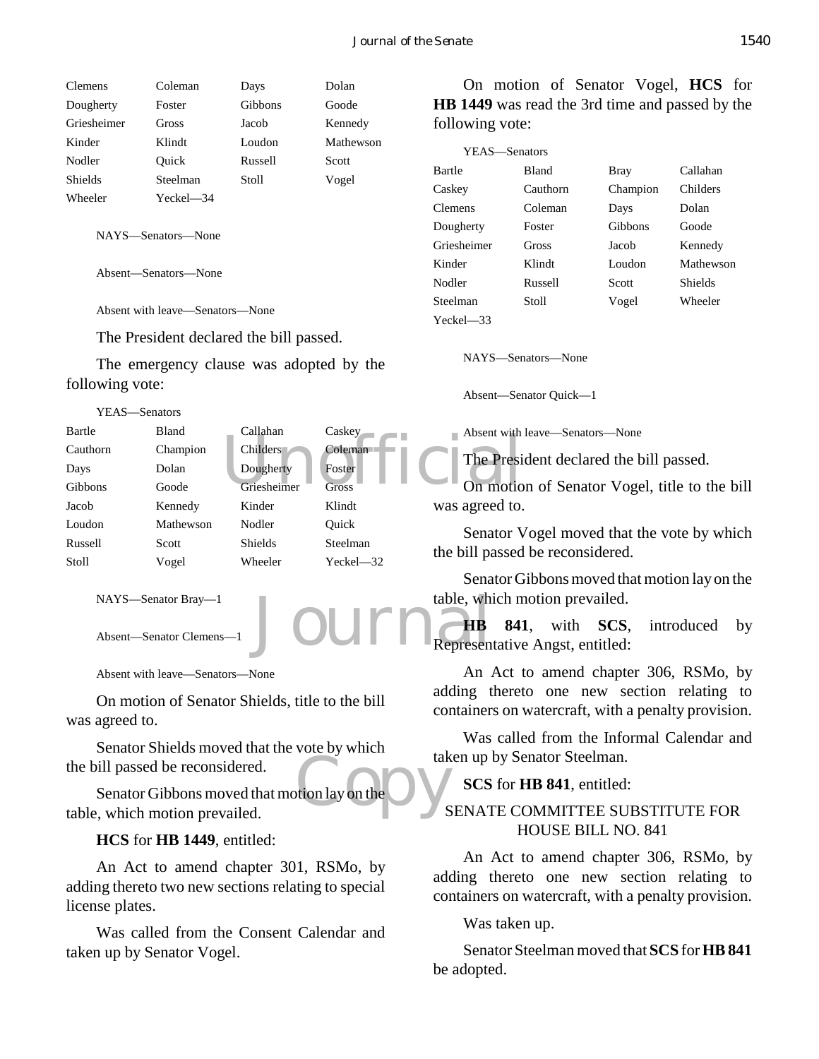| Clemens | Coleman | Days | Dolan |
|---|---|---|---|
| Dougherty | Foster | Gibbons | Goode |
| Griesheimer | Gross | Jacob | Kennedy |
| Kinder | Klindt | Loudon | Mathewson |
| Nodler | Quick | Russell | Scott |
| Shields | Steelman | Stoll | Vogel |
| Wheeler | Yeckel—34 | | |

NAYS—Senators—None

Absent—Senators—None

Absent with leave—Senators—None

The President declared the bill passed.

The emergency clause was adopted by the following vote:

YEAS—Senators

| Bartle | Bland | Callahan | Caskey |
|---|---|---|---|
| Cauthorn | Champion | Childers | Coleman |
| Days | Dolan | Dougherty | Foster |
| Gibbons | Goode | Griesheimer | Gross |
| Jacob | Kennedy | Kinder | Klindt |
| Loudon | Mathewson | Nodler | Quick |
| Russell | Scott | Shields | Steelman |
| Stoll | Vogel | Wheeler | Yeckel—32 |

NAYS—Senator Bray—1

Absent—Senator Clemens—1

Absent with leave—Senators—None

On motion of Senator Shields, title to the bill was agreed to.

Senator Shields moved that the vote by which the bill passed be reconsidered.

Senator Gibbons moved that motion lay on the table, which motion prevailed.

**HCS** for **HB 1449**, entitled:

An Act to amend chapter 301, RSMo, by adding thereto two new sections relating to special license plates.

Was called from the Consent Calendar and taken up by Senator Vogel.

On motion of Senator Vogel, **HCS** for **HB 1449** was read the 3rd time and passed by the following vote:

YEAS—Senators

| Bartle | Bland | Bray | Callahan |
|---|---|---|---|
| Caskey | Cauthorn | Champion | Childers |
| Clemens | Coleman | Days | Dolan |
| Dougherty | Foster | Gibbons | Goode |
| Griesheimer | Gross | Jacob | Kennedy |
| Kinder | Klindt | Loudon | Mathewson |
| Nodler | Russell | Scott | Shields |
| Steelman | Stoll | Vogel | Wheeler |
| Yeckel—33 | | | |

NAYS—Senators—None

Absent—Senator Quick—1

Absent with leave—Senators—None

The President declared the bill passed.

On motion of Senator Vogel, title to the bill was agreed to.

Senator Vogel moved that the vote by which the bill passed be reconsidered.

Senator Gibbons moved that motion lay on the table, which motion prevailed.

**HB 841**, with **SCS**, introduced by Representative Angst, entitled:

An Act to amend chapter 306, RSMo, by adding thereto one new section relating to containers on watercraft, with a penalty provision.

Was called from the Informal Calendar and taken up by Senator Steelman.

**SCS** for **HB 841**, entitled:

SENATE COMMITTEE SUBSTITUTE FOR HOUSE BILL NO. 841

An Act to amend chapter 306, RSMo, by adding thereto one new section relating to containers on watercraft, with a penalty provision.

Was taken up.

Senator Steelman moved that **SCS** for **HB 841** be adopted.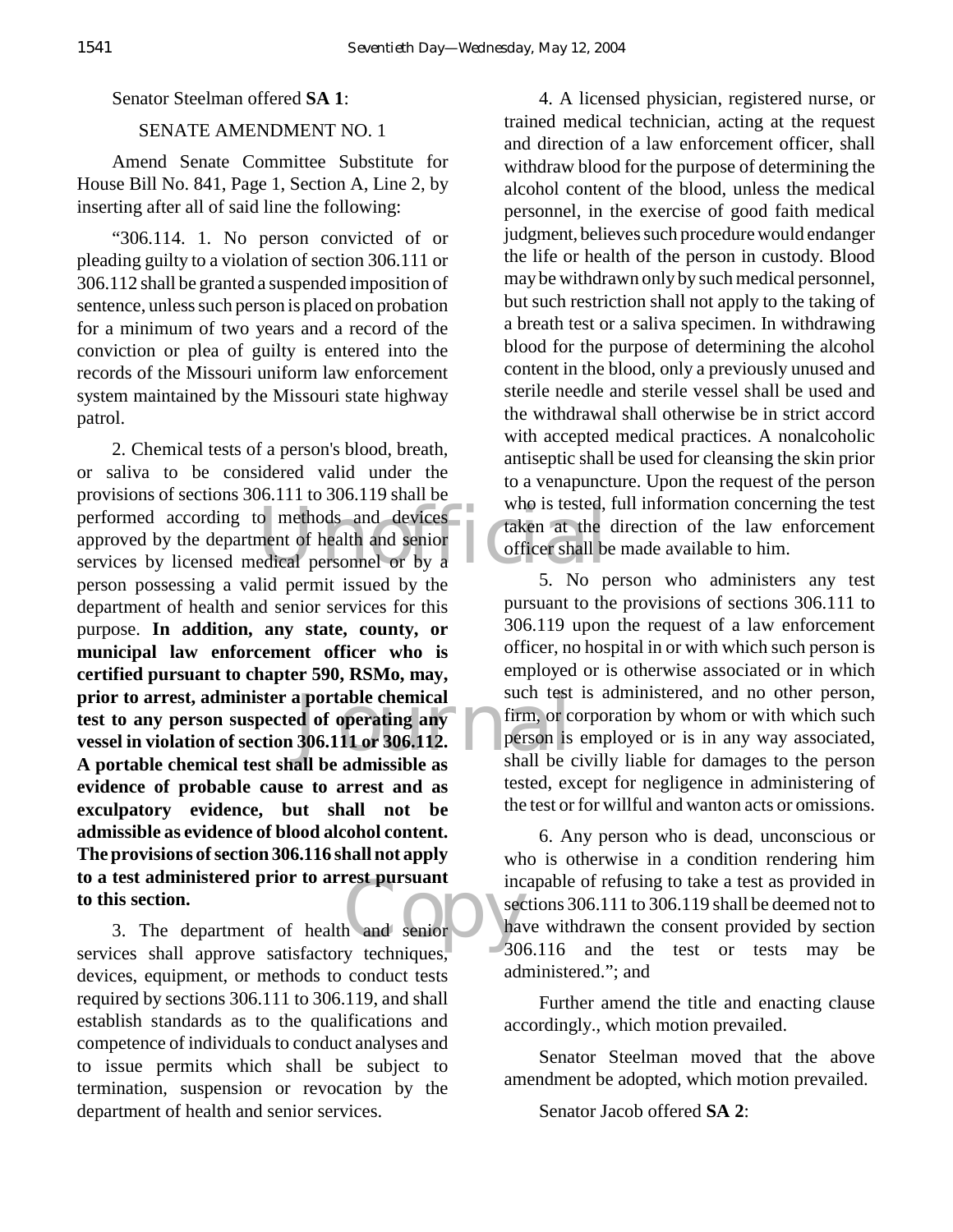Senator Steelman offered **SA 1**:

SENATE AMENDMENT NO. 1

Amend Senate Committee Substitute for House Bill No. 841, Page 1, Section A, Line 2, by inserting after all of said line the following:

"306.114. 1. No person convicted of or pleading guilty to a violation of section 306.111 or 306.112 shall be granted a suspended imposition of sentence, unless such person is placed on probation for a minimum of two years and a record of the conviction or plea of guilty is entered into the records of the Missouri uniform law enforcement system maintained by the Missouri state highway patrol.

2. Chemical tests of a person's blood, breath, or saliva to be considered valid under the provisions of sections 306.111 to 306.119 shall be performed according to methods and devices approved by the department of health and senior services by licensed medical personnel or by a person possessing a valid permit issued by the department of health and senior services for this purpose. **In addition, any state, county, or municipal law enforcement officer who is certified pursuant to chapter 590, RSMo, may, prior to arrest, administer a portable chemical test to any person suspected of operating any vessel in violation of section 306.111 or 306.112. A portable chemical test shall be admissible as evidence of probable cause to arrest and as exculpatory evidence, but shall not be admissible as evidence of blood alcohol content. The provisions of section 306.116 shall not apply to a test administered prior to arrest pursuant to this section.**

3. The department of health and senior services shall approve satisfactory techniques, devices, equipment, or methods to conduct tests required by sections 306.111 to 306.119, and shall establish standards as to the qualifications and competence of individuals to conduct analyses and to issue permits which shall be subject to termination, suspension or revocation by the department of health and senior services.

4. A licensed physician, registered nurse, or trained medical technician, acting at the request and direction of a law enforcement officer, shall withdraw blood for the purpose of determining the alcohol content of the blood, unless the medical personnel, in the exercise of good faith medical judgment, believes such procedure would endanger the life or health of the person in custody. Blood may be withdrawn only by such medical personnel, but such restriction shall not apply to the taking of a breath test or a saliva specimen. In withdrawing blood for the purpose of determining the alcohol content in the blood, only a previously unused and sterile needle and sterile vessel shall be used and the withdrawal shall otherwise be in strict accord with accepted medical practices. A nonalcoholic antiseptic shall be used for cleansing the skin prior to a venapuncture. Upon the request of the person who is tested, full information concerning the test taken at the direction of the law enforcement officer shall be made available to him.

5. No person who administers any test pursuant to the provisions of sections 306.111 to 306.119 upon the request of a law enforcement officer, no hospital in or with which such person is employed or is otherwise associated or in which such test is administered, and no other person, firm, or corporation by whom or with which such person is employed or is in any way associated, shall be civilly liable for damages to the person tested, except for negligence in administering of the test or for willful and wanton acts or omissions.

6. Any person who is dead, unconscious or who is otherwise in a condition rendering him incapable of refusing to take a test as provided in sections 306.111 to 306.119 shall be deemed not to have withdrawn the consent provided by section 306.116 and the test or tests may be administered."; and

Further amend the title and enacting clause accordingly., which motion prevailed.

Senator Steelman moved that the above amendment be adopted, which motion prevailed.

Senator Jacob offered **SA 2**: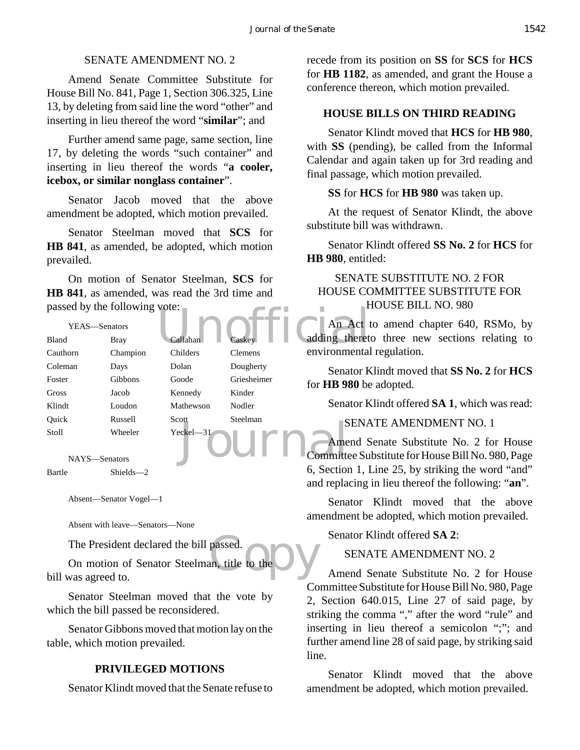SENATE AMENDMENT NO. 2

Amend Senate Committee Substitute for House Bill No. 841, Page 1, Section 306.325, Line 13, by deleting from said line the word "other" and inserting in lieu thereof the word "**similar**"; and

Further amend same page, same section, line 17, by deleting the words "such container" and inserting in lieu thereof the words "**a cooler, icebox, or similar nonglass container**".

Senator Jacob moved that the above amendment be adopted, which motion prevailed.

Senator Steelman moved that **SCS** for **HB 841**, as amended, be adopted, which motion prevailed.

On motion of Senator Steelman, **SCS** for **HB 841**, as amended, was read the 3rd time and passed by the following vote:

YEAS—Senators

| | | | |
|---|---|---|---|
| Bland | Bray | Callahan | Caskey |
| Cauthorn | Champion | Childers | Clemens |
| Coleman | Days | Dolan | Dougherty |
| Foster | Gibbons | Goode | Griesheimer |
| Gross | Jacob | Kennedy | Kinder |
| Klindt | Loudon | Mathewson | Nodler |
| Quick | Russell | Scott | Steelman |
| Stoll | Wheeler | Yeckel—31 | |

NAYS—Senators

| | |
|---|---|
| Bartle | Shields—2 |

Absent—Senator Vogel—1

Absent with leave—Senators—None

The President declared the bill passed.

On motion of Senator Steelman, title to the bill was agreed to.

Senator Steelman moved that the vote by which the bill passed be reconsidered.

Senator Gibbons moved that motion lay on the table, which motion prevailed.

## PRIVILEGED MOTIONS

Senator Klindt moved that the Senate refuse to recede from its position on **SS** for **SCS** for **HCS** for **HB 1182**, as amended, and grant the House a conference thereon, which motion prevailed.

## HOUSE BILLS ON THIRD READING

Senator Klindt moved that **HCS** for **HB 980**, with **SS** (pending), be called from the Informal Calendar and again taken up for 3rd reading and final passage, which motion prevailed.

**SS** for **HCS** for **HB 980** was taken up.

At the request of Senator Klindt, the above substitute bill was withdrawn.

Senator Klindt offered **SS No. 2** for **HCS** for **HB 980**, entitled:

SENATE SUBSTITUTE NO. 2 FOR HOUSE COMMITTEE SUBSTITUTE FOR HOUSE BILL NO. 980

An Act to amend chapter 640, RSMo, by adding thereto three new sections relating to environmental regulation.

Senator Klindt moved that **SS No. 2** for **HCS** for **HB 980** be adopted.

Senator Klindt offered **SA 1**, which was read:

SENATE AMENDMENT NO. 1

Amend Senate Substitute No. 2 for House Committee Substitute for House Bill No. 980, Page 6, Section 1, Line 25, by striking the word "and" and replacing in lieu thereof the following: "**an**".

Senator Klindt moved that the above amendment be adopted, which motion prevailed.

Senator Klindt offered **SA 2**:

SENATE AMENDMENT NO. 2

Amend Senate Substitute No. 2 for House Committee Substitute for House Bill No. 980, Page 2, Section 640.015, Line 27 of said page, by striking the comma "," after the word "rule" and inserting in lieu thereof a semicolon ";"; and further amend line 28 of said page, by striking said line.

Senator Klindt moved that the above amendment be adopted, which motion prevailed.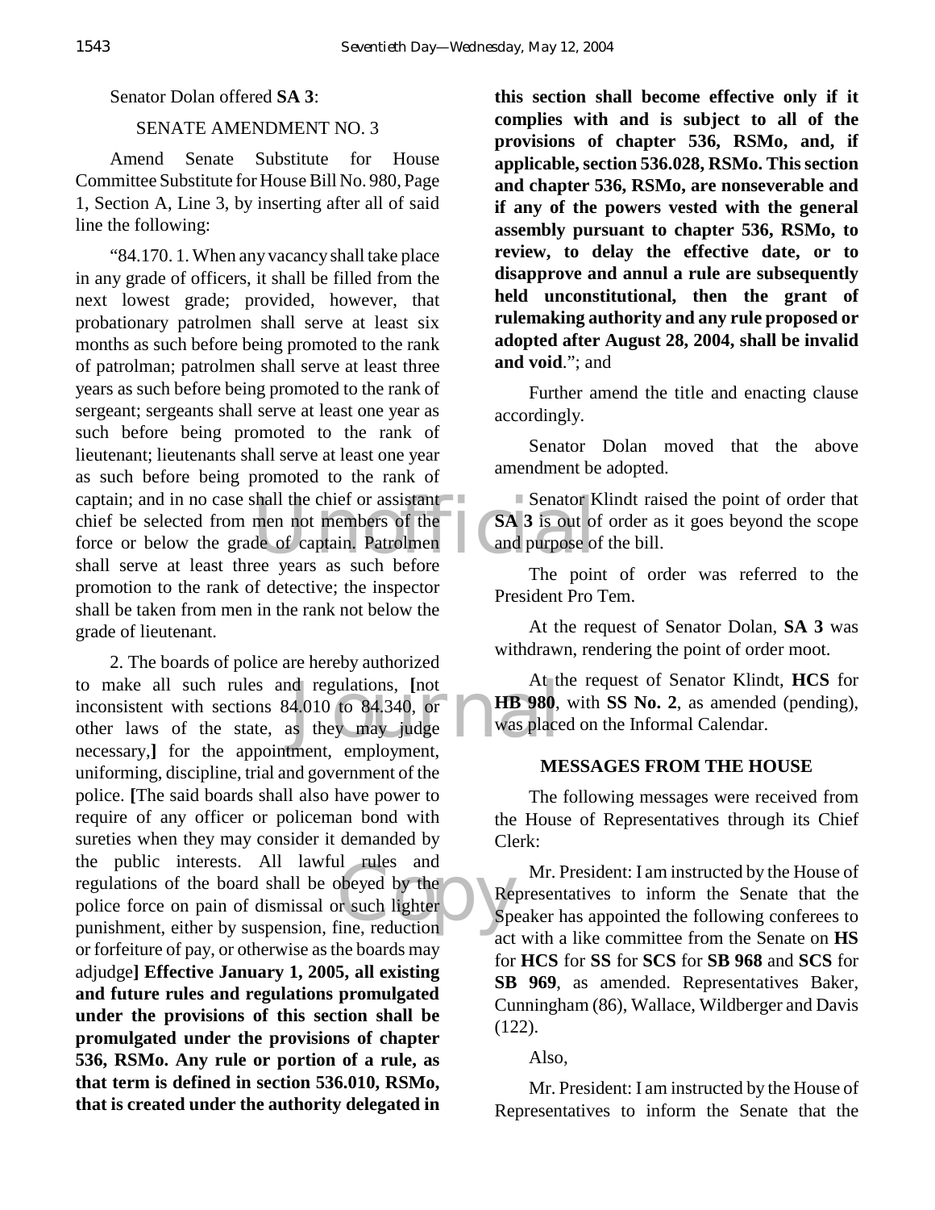Senator Dolan offered **SA 3**:

SENATE AMENDMENT NO. 3

Amend Senate Substitute for House Committee Substitute for House Bill No. 980, Page 1, Section A, Line 3, by inserting after all of said line the following:

"84.170. 1. When any vacancy shall take place in any grade of officers, it shall be filled from the next lowest grade; provided, however, that probationary patrolmen shall serve at least six months as such before being promoted to the rank of patrolman; patrolmen shall serve at least three years as such before being promoted to the rank of sergeant; sergeants shall serve at least one year as such before being promoted to the rank of lieutenant; lieutenants shall serve at least one year as such before being promoted to the rank of captain; and in no case shall the chief or assistant chief be selected from men not members of the force or below the grade of captain. Patrolmen shall serve at least three years as such before promotion to the rank of detective; the inspector shall be taken from men in the rank not below the grade of lieutenant.

2. The boards of police are hereby authorized to make all such rules and regulations, **[**not inconsistent with sections 84.010 to 84.340, or other laws of the state, as they may judge necessary,**]** for the appointment, employment, uniforming, discipline, trial and government of the police. **[**The said boards shall also have power to require of any officer or policeman bond with sureties when they may consider it demanded by the public interests. All lawful rules and regulations of the board shall be obeyed by the police force on pain of dismissal or such lighter punishment, either by suspension, fine, reduction or forfeiture of pay, or otherwise as the boards may adjudge**] Effective January 1, 2005, all existing and future rules and regulations promulgated under the provisions of this section shall be promulgated under the provisions of chapter 536, RSMo. Any rule or portion of a rule, as that term is defined in section 536.010, RSMo, that is created under the authority delegated in this section shall become effective only if it complies with and is subject to all of the provisions of chapter 536, RSMo, and, if applicable, section 536.028, RSMo. This section and chapter 536, RSMo, are nonseverable and if any of the powers vested with the general assembly pursuant to chapter 536, RSMo, to review, to delay the effective date, or to disapprove and annul a rule are subsequently held unconstitutional, then the grant of rulemaking authority and any rule proposed or adopted after August 28, 2004, shall be invalid and void**."; and

Further amend the title and enacting clause accordingly.

Senator Dolan moved that the above amendment be adopted.

Senator Klindt raised the point of order that **SA 3** is out of order as it goes beyond the scope and purpose of the bill.

The point of order was referred to the President Pro Tem.

At the request of Senator Dolan, **SA 3** was withdrawn, rendering the point of order moot.

At the request of Senator Klindt, **HCS** for **HB 980**, with **SS No. 2**, as amended (pending), was placed on the Informal Calendar.

## MESSAGES FROM THE HOUSE

The following messages were received from the House of Representatives through its Chief Clerk:

Mr. President: I am instructed by the House of Representatives to inform the Senate that the Speaker has appointed the following conferees to act with a like committee from the Senate on **HS** for **HCS** for **SS** for **SCS** for **SB 968** and **SCS** for **SB 969**, as amended. Representatives Baker, Cunningham (86), Wallace, Wildberger and Davis (122).

Also,

Mr. President: I am instructed by the House of Representatives to inform the Senate that the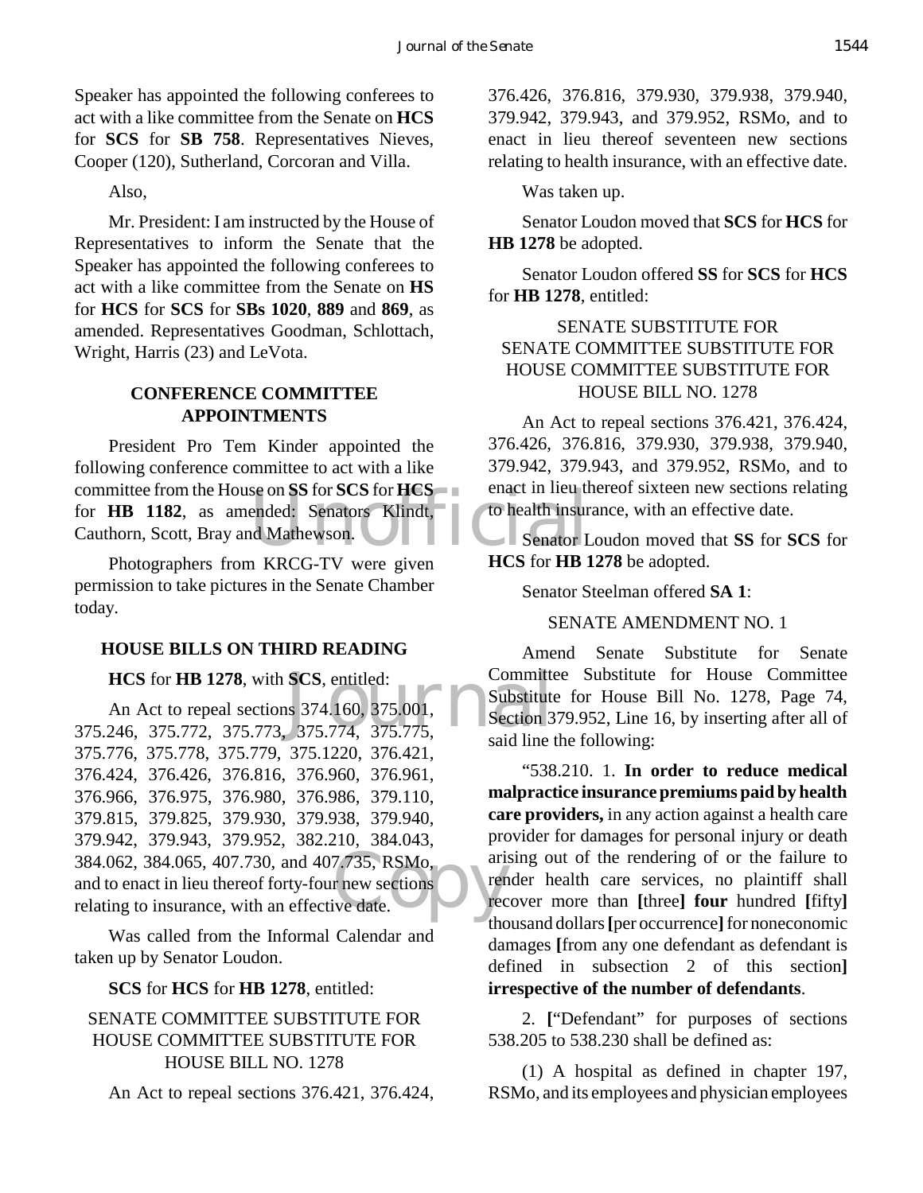Speaker has appointed the following conferees to act with a like committee from the Senate on **HCS** for **SCS** for **SB 758**. Representatives Nieves, Cooper (120), Sutherland, Corcoran and Villa.

Also,

Mr. President: I am instructed by the House of Representatives to inform the Senate that the Speaker has appointed the following conferees to act with a like committee from the Senate on **HS** for **HCS** for **SCS** for **SBs 1020**, **889** and **869**, as amended. Representatives Goodman, Schlottach, Wright, Harris (23) and LeVota.

## CONFERENCE COMMITTEE APPOINTMENTS

President Pro Tem Kinder appointed the following conference committee to act with a like committee from the House on **SS** for **SCS** for **HCS** for **HB 1182**, as amended: Senators Klindt, Cauthorn, Scott, Bray and Mathewson.

Photographers from KRCG-TV were given permission to take pictures in the Senate Chamber today.

## HOUSE BILLS ON THIRD READING

**HCS** for **HB 1278**, with **SCS**, entitled:

An Act to repeal sections 374.160, 375.001, 375.246, 375.772, 375.773, 375.774, 375.775, 375.776, 375.778, 375.779, 375.1220, 376.421, 376.424, 376.426, 376.816, 376.960, 376.961, 376.966, 376.975, 376.980, 376.986, 379.110, 379.815, 379.825, 379.930, 379.938, 379.940, 379.942, 379.943, 379.952, 382.210, 384.043, 384.062, 384.065, 407.730, and 407.735, RSMo, and to enact in lieu thereof forty-four new sections relating to insurance, with an effective date.

Was called from the Informal Calendar and taken up by Senator Loudon.

**SCS** for **HCS** for **HB 1278**, entitled:

SENATE COMMITTEE SUBSTITUTE FOR HOUSE COMMITTEE SUBSTITUTE FOR HOUSE BILL NO. 1278

An Act to repeal sections 376.421, 376.424, 376.426, 376.816, 379.930, 379.938, 379.940, 379.942, 379.943, and 379.952, RSMo, and to enact in lieu thereof seventeen new sections relating to health insurance, with an effective date.

Was taken up.

Senator Loudon moved that **SCS** for **HCS** for **HB 1278** be adopted.

Senator Loudon offered **SS** for **SCS** for **HCS** for **HB 1278**, entitled:

SENATE SUBSTITUTE FOR SENATE COMMITTEE SUBSTITUTE FOR HOUSE COMMITTEE SUBSTITUTE FOR HOUSE BILL NO. 1278

An Act to repeal sections 376.421, 376.424, 376.426, 376.816, 379.930, 379.938, 379.940, 379.942, 379.943, and 379.952, RSMo, and to enact in lieu thereof sixteen new sections relating to health insurance, with an effective date.

Senator Loudon moved that **SS** for **SCS** for **HCS** for **HB 1278** be adopted.

Senator Steelman offered **SA 1**:

SENATE AMENDMENT NO. 1

Amend Senate Substitute for Senate Committee Substitute for House Committee Substitute for House Bill No. 1278, Page 74, Section 379.952, Line 16, by inserting after all of said line the following:

"538.210. 1. **In order to reduce medical malpractice insurance premiums paid by health care providers,** in any action against a health care provider for damages for personal injury or death arising out of the rendering of or the failure to render health care services, no plaintiff shall recover more than **[**three**] four** hundred **[**fifty**]** thousand dollars **[**per occurrence**]** for noneconomic damages **[**from any one defendant as defendant is defined in subsection 2 of this section**] irrespective of the number of defendants**.

2. **[**"Defendant" for purposes of sections 538.205 to 538.230 shall be defined as:

(1) A hospital as defined in chapter 197, RSMo, and its employees and physician employees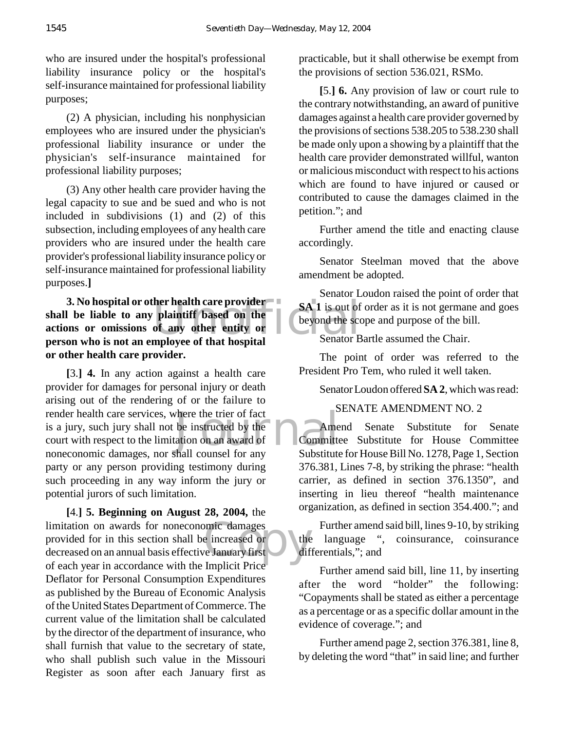who are insured under the hospital's professional liability insurance policy or the hospital's self-insurance maintained for professional liability purposes;

(2) A physician, including his nonphysician employees who are insured under the physician's professional liability insurance or under the physician's self-insurance maintained for professional liability purposes;

(3) Any other health care provider having the legal capacity to sue and be sued and who is not included in subdivisions (1) and (2) of this subsection, including employees of any health care providers who are insured under the health care provider's professional liability insurance policy or self-insurance maintained for professional liability purposes.**]**

**3. No hospital or other health care provider shall be liable to any plaintiff based on the actions or omissions of any other entity or person who is not an employee of that hospital or other health care provider.**

**[**3.**] 4.** In any action against a health care provider for damages for personal injury or death arising out of the rendering of or the failure to render health care services, where the trier of fact is a jury, such jury shall not be instructed by the court with respect to the limitation on an award of noneconomic damages, nor shall counsel for any party or any person providing testimony during such proceeding in any way inform the jury or potential jurors of such limitation.

**[**4.**] 5. Beginning on August 28, 2004,** the limitation on awards for noneconomic damages provided for in this section shall be increased or decreased on an annual basis effective January first of each year in accordance with the Implicit Price Deflator for Personal Consumption Expenditures as published by the Bureau of Economic Analysis of the United States Department of Commerce. The current value of the limitation shall be calculated by the director of the department of insurance, who shall furnish that value to the secretary of state, who shall publish such value in the Missouri Register as soon after each January first as practicable, but it shall otherwise be exempt from the provisions of section 536.021, RSMo.

**[**5.**] 6.** Any provision of law or court rule to the contrary notwithstanding, an award of punitive damages against a health care provider governed by the provisions of sections 538.205 to 538.230 shall be made only upon a showing by a plaintiff that the health care provider demonstrated willful, wanton or malicious misconduct with respect to his actions which are found to have injured or caused or contributed to cause the damages claimed in the petition."; and

Further amend the title and enacting clause accordingly.

Senator Steelman moved that the above amendment be adopted.

Senator Loudon raised the point of order that **SA 1** is out of order as it is not germane and goes beyond the scope and purpose of the bill.

Senator Bartle assumed the Chair.

The point of order was referred to the President Pro Tem, who ruled it well taken.

Senator Loudon offered **SA 2**, which was read:

SENATE AMENDMENT NO. 2

Amend Senate Substitute for Senate Committee Substitute for House Committee Substitute for House Bill No. 1278, Page 1, Section 376.381, Lines 7-8, by striking the phrase: "health carrier, as defined in section 376.1350", and inserting in lieu thereof "health maintenance organization, as defined in section 354.400."; and

Further amend said bill, lines 9-10, by striking the language ", coinsurance, coinsurance differentials,"; and

Further amend said bill, line 11, by inserting after the word "holder" the following: "Copayments shall be stated as either a percentage as a percentage or as a specific dollar amount in the evidence of coverage."; and

Further amend page 2, section 376.381, line 8, by deleting the word "that" in said line; and further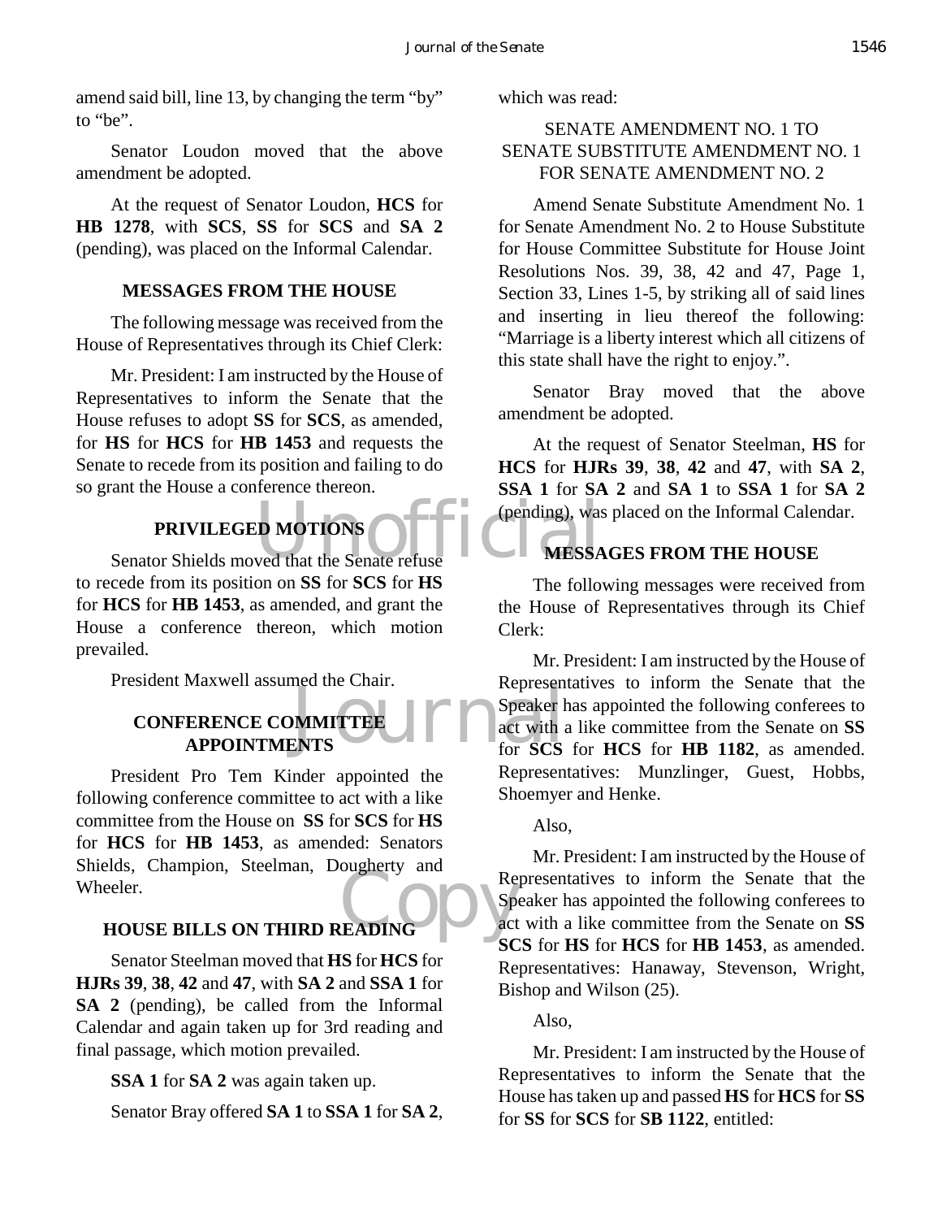amend said bill, line 13, by changing the term "by" to "be".

Senator Loudon moved that the above amendment be adopted.

At the request of Senator Loudon, **HCS** for **HB 1278**, with **SCS**, **SS** for **SCS** and **SA 2** (pending), was placed on the Informal Calendar.

## MESSAGES FROM THE HOUSE

The following message was received from the House of Representatives through its Chief Clerk:

Mr. President: I am instructed by the House of Representatives to inform the Senate that the House refuses to adopt **SS** for **SCS**, as amended, for **HS** for **HCS** for **HB 1453** and requests the Senate to recede from its position and failing to do so grant the House a conference thereon.

## PRIVILEGED MOTIONS

Senator Shields moved that the Senate refuse to recede from its position on **SS** for **SCS** for **HS** for **HCS** for **HB 1453**, as amended, and grant the House a conference thereon, which motion prevailed.

President Maxwell assumed the Chair.

## CONFERENCE COMMITTEE APPOINTMENTS

President Pro Tem Kinder appointed the following conference committee to act with a like committee from the House on **SS** for **SCS** for **HS** for **HCS** for **HB 1453**, as amended: Senators Shields, Champion, Steelman, Dougherty and Wheeler.

## HOUSE BILLS ON THIRD READING

Senator Steelman moved that **HS** for **HCS** for **HJRs 39**, **38**, **42** and **47**, with **SA 2** and **SSA 1** for **SA 2** (pending), be called from the Informal Calendar and again taken up for 3rd reading and final passage, which motion prevailed.

**SSA 1** for **SA 2** was again taken up.

Senator Bray offered **SA 1** to **SSA 1** for **SA 2**, which was read:

SENATE AMENDMENT NO. 1 TO SENATE SUBSTITUTE AMENDMENT NO. 1 FOR SENATE AMENDMENT NO. 2

Amend Senate Substitute Amendment No. 1 for Senate Amendment No. 2 to House Substitute for House Committee Substitute for House Joint Resolutions Nos. 39, 38, 42 and 47, Page 1, Section 33, Lines 1-5, by striking all of said lines and inserting in lieu thereof the following: "Marriage is a liberty interest which all citizens of this state shall have the right to enjoy.".

Senator Bray moved that the above amendment be adopted.

At the request of Senator Steelman, **HS** for **HCS** for **HJRs 39**, **38**, **42** and **47**, with **SA 2**, **SSA 1** for **SA 2** and **SA 1** to **SSA 1** for **SA 2** (pending), was placed on the Informal Calendar.

## MESSAGES FROM THE HOUSE

The following messages were received from the House of Representatives through its Chief Clerk:

Mr. President: I am instructed by the House of Representatives to inform the Senate that the Speaker has appointed the following conferees to act with a like committee from the Senate on **SS** for **SCS** for **HCS** for **HB 1182**, as amended. Representatives: Munzlinger, Guest, Hobbs, Shoemyer and Henke.

Also,

Mr. President: I am instructed by the House of Representatives to inform the Senate that the Speaker has appointed the following conferees to act with a like committee from the Senate on **SS SCS** for **HS** for **HCS** for **HB 1453**, as amended. Representatives: Hanaway, Stevenson, Wright, Bishop and Wilson (25).

Also,

Mr. President: I am instructed by the House of Representatives to inform the Senate that the House has taken up and passed **HS** for **HCS** for **SS** for **SS** for **SCS** for **SB 1122**, entitled: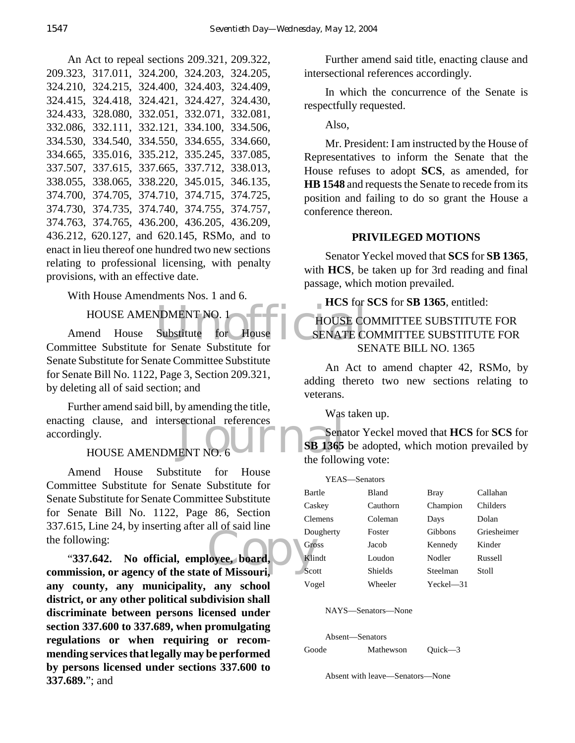An Act to repeal sections 209.321, 209.322, 209.323, 317.011, 324.200, 324.203, 324.205, 324.210, 324.215, 324.400, 324.403, 324.409, 324.415, 324.418, 324.421, 324.427, 324.430, 324.433, 328.080, 332.051, 332.071, 332.081, 332.086, 332.111, 332.121, 334.100, 334.506, 334.530, 334.540, 334.550, 334.655, 334.660, 334.665, 335.016, 335.212, 335.245, 337.085, 337.507, 337.615, 337.665, 337.712, 338.013, 338.055, 338.065, 338.220, 345.015, 346.135, 374.700, 374.705, 374.710, 374.715, 374.725, 374.730, 374.735, 374.740, 374.755, 374.757, 374.763, 374.765, 436.200, 436.205, 436.209, 436.212, 620.127, and 620.145, RSMo, and to enact in lieu thereof one hundred two new sections relating to professional licensing, with penalty provisions, with an effective date.

With House Amendments Nos. 1 and 6.

HOUSE AMENDMENT NO. 1

Amend House Substitute for House Committee Substitute for Senate Substitute for Senate Substitute for Senate Committee Substitute for Senate Bill No. 1122, Page 3, Section 209.321, by deleting all of said section; and

Further amend said bill, by amending the title, enacting clause, and intersectional references accordingly.

HOUSE AMENDMENT NO. 6

Amend House Substitute for House Committee Substitute for Senate Substitute for Senate Substitute for Senate Committee Substitute for Senate Bill No. 1122, Page 86, Section 337.615, Line 24, by inserting after all of said line the following:

"**337.642. No official, employee, board, commission, or agency of the state of Missouri, any county, any municipality, any school district, or any other political subdivision shall discriminate between persons licensed under section 337.600 to 337.689, when promulgating regulations or when requiring or recommending services that legally may be performed by persons licensed under sections 337.600 to 337.689.**"; and

Further amend said title, enacting clause and intersectional references accordingly.

In which the concurrence of the Senate is respectfully requested.

Also,

Mr. President: I am instructed by the House of Representatives to inform the Senate that the House refuses to adopt **SCS**, as amended, for **HB 1548** and requests the Senate to recede from its position and failing to do so grant the House a conference thereon.

## PRIVILEGED MOTIONS

Senator Yeckel moved that **SCS** for **SB 1365**, with **HCS**, be taken up for 3rd reading and final passage, which motion prevailed.

**HCS** for **SCS** for **SB 1365**, entitled:

HOUSE COMMITTEE SUBSTITUTE FOR SENATE COMMITTEE SUBSTITUTE FOR SENATE BILL NO. 1365

An Act to amend chapter 42, RSMo, by adding thereto two new sections relating to veterans.

Was taken up.

Senator Yeckel moved that **HCS** for **SCS** for **SB 1365** be adopted, which motion prevailed by the following vote:

YEAS—Senators

| | | | |
|---|---|---|---|
| Bartle | Bland | Bray | Callahan |
| Caskey | Cauthorn | Champion | Childers |
| Clemens | Coleman | Days | Dolan |
| Dougherty | Foster | Gibbons | Griesheimer |
| Gross | Jacob | Kennedy | Kinder |
| Klindt | Loudon | Nodler | Russell |
| Scott | Shields | Steelman | Stoll |
| Vogel | Wheeler | Yeckel—31 | |

NAYS—Senators—None

Absent—Senators

| | | |
|---|---|---|
| Goode | Mathewson | Quick—3 |

Absent with leave—Senators—None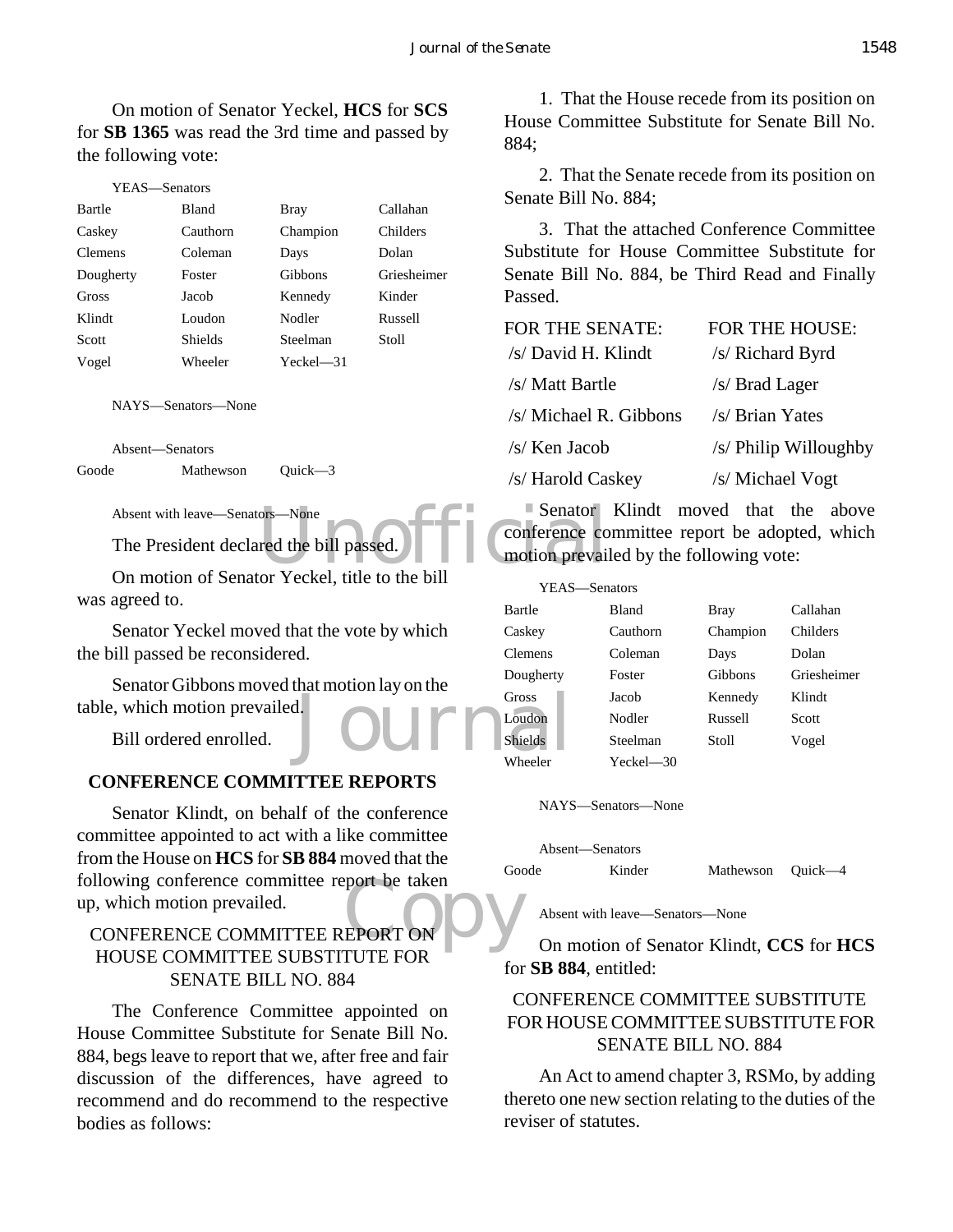On motion of Senator Yeckel, **HCS** for **SCS** for **SB 1365** was read the 3rd time and passed by the following vote:

YEAS—Senators

| | | | |
|---|---|---|---|
| Bartle | Bland | Bray | Callahan |
| Caskey | Cauthorn | Champion | Childers |
| Clemens | Coleman | Days | Dolan |
| Dougherty | Foster | Gibbons | Griesheimer |
| Gross | Jacob | Kennedy | Kinder |
| Klindt | Loudon | Nodler | Russell |
| Scott | Shields | Steelman | Stoll |
| Vogel | Wheeler | Yeckel—31 | |

NAYS—Senators—None

Absent—Senators

| | | |
|---|---|---|
| Goode | Mathewson | Quick—3 |

Absent with leave—Senators—None

The President declared the bill passed.

On motion of Senator Yeckel, title to the bill was agreed to.

Senator Yeckel moved that the vote by which the bill passed be reconsidered.

Senator Gibbons moved that motion lay on the table, which motion prevailed.

Bill ordered enrolled.

## CONFERENCE COMMITTEE REPORTS

Senator Klindt, on behalf of the conference committee appointed to act with a like committee from the House on **HCS** for **SB 884** moved that the following conference committee report be taken up, which motion prevailed.

### CONFERENCE COMMITTEE REPORT ON HOUSE COMMITTEE SUBSTITUTE FOR SENATE BILL NO. 884

The Conference Committee appointed on House Committee Substitute for Senate Bill No. 884, begs leave to report that we, after free and fair discussion of the differences, have agreed to recommend and do recommend to the respective bodies as follows:

1. That the House recede from its position on House Committee Substitute for Senate Bill No. 884;

2. That the Senate recede from its position on Senate Bill No. 884;

3. That the attached Conference Committee Substitute for House Committee Substitute for Senate Bill No. 884, be Third Read and Finally Passed.

| FOR THE SENATE: | FOR THE HOUSE: |
|---|---|
| /s/ David H. Klindt | /s/ Richard Byrd |
| /s/ Matt Bartle | /s/ Brad Lager |
| /s/ Michael R. Gibbons | /s/ Brian Yates |
| /s/ Ken Jacob | /s/ Philip Willoughby |
| /s/ Harold Caskey | /s/ Michael Vogt |

Senator Klindt moved that the above conference committee report be adopted, which motion prevailed by the following vote:

YEAS—Senators

| | | | |
|---|---|---|---|
| Bartle | Bland | Bray | Callahan |
| Caskey | Cauthorn | Champion | Childers |
| Clemens | Coleman | Days | Dolan |
| Dougherty | Foster | Gibbons | Griesheimer |
| Gross | Jacob | Kennedy | Klindt |
| Loudon | Nodler | Russell | Scott |
| Shields | Steelman | Stoll | Vogel |
| Wheeler | Yeckel—30 | | |

NAYS—Senators—None

Absent—Senators

| | | | |
|---|---|---|---|
| Goode | Kinder | Mathewson | Quick—4 |

Absent with leave—Senators—None

On motion of Senator Klindt, **CCS** for **HCS** for **SB 884**, entitled:

### CONFERENCE COMMITTEE SUBSTITUTE FOR HOUSE COMMITTEE SUBSTITUTE FOR SENATE BILL NO. 884

An Act to amend chapter 3, RSMo, by adding thereto one new section relating to the duties of the reviser of statutes.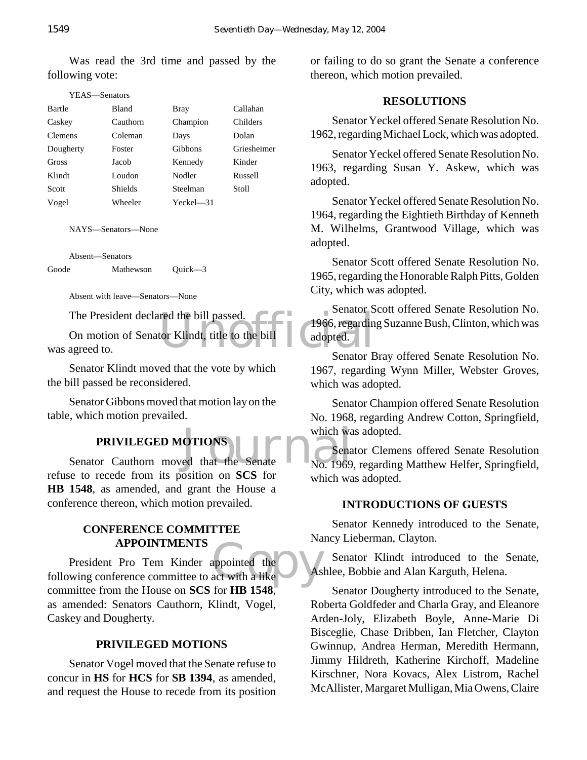Was read the 3rd time and passed by the following vote:

YEAS—Senators

| | | | |
|---|---|---|---|
| Bartle | Bland | Bray | Callahan |
| Caskey | Cauthorn | Champion | Childers |
| Clemens | Coleman | Days | Dolan |
| Dougherty | Foster | Gibbons | Griesheimer |
| Gross | Jacob | Kennedy | Kinder |
| Klindt | Loudon | Nodler | Russell |
| Scott | Shields | Steelman | Stoll |
| Vogel | Wheeler | Yeckel—31 | |

NAYS—Senators—None

Absent—Senators

| | | |
|---|---|---|
| Goode | Mathewson | Quick—3 |

Absent with leave—Senators—None

The President declared the bill passed.

On motion of Senator Klindt, title to the bill was agreed to.

Senator Klindt moved that the vote by which the bill passed be reconsidered.

Senator Gibbons moved that motion lay on the table, which motion prevailed.

## PRIVILEGED MOTIONS

Senator Cauthorn moved that the Senate refuse to recede from its position on **SCS** for **HB 1548**, as amended, and grant the House a conference thereon, which motion prevailed.

## CONFERENCE COMMITTEE APPOINTMENTS

President Pro Tem Kinder appointed the following conference committee to act with a like committee from the House on **SCS** for **HB 1548**, as amended: Senators Cauthorn, Klindt, Vogel, Caskey and Dougherty.

## PRIVILEGED MOTIONS

Senator Vogel moved that the Senate refuse to concur in **HS** for **HCS** for **SB 1394**, as amended, and request the House to recede from its position or failing to do so grant the Senate a conference thereon, which motion prevailed.

## RESOLUTIONS

Senator Yeckel offered Senate Resolution No. 1962, regarding Michael Lock, which was adopted.

Senator Yeckel offered Senate Resolution No. 1963, regarding Susan Y. Askew, which was adopted.

Senator Yeckel offered Senate Resolution No. 1964, regarding the Eightieth Birthday of Kenneth M. Wilhelms, Grantwood Village, which was adopted.

Senator Scott offered Senate Resolution No. 1965, regarding the Honorable Ralph Pitts, Golden City, which was adopted.

Senator Scott offered Senate Resolution No. 1966, regarding Suzanne Bush, Clinton, which was adopted.

Senator Bray offered Senate Resolution No. 1967, regarding Wynn Miller, Webster Groves, which was adopted.

Senator Champion offered Senate Resolution No. 1968, regarding Andrew Cotton, Springfield, which was adopted.

Senator Clemens offered Senate Resolution No. 1969, regarding Matthew Helfer, Springfield, which was adopted.

## INTRODUCTIONS OF GUESTS

Senator Kennedy introduced to the Senate, Nancy Lieberman, Clayton.

Senator Klindt introduced to the Senate, Ashlee, Bobbie and Alan Karguth, Helena.

Senator Dougherty introduced to the Senate, Roberta Goldfeder and Charla Gray, and Eleanore Arden-Joly, Elizabeth Boyle, Anne-Marie Di Bisceglie, Chase Dribben, Ian Fletcher, Clayton Gwinnup, Andrea Herman, Meredith Hermann, Jimmy Hildreth, Katherine Kirchoff, Madeline Kirschner, Nora Kovacs, Alex Listrom, Rachel McAllister, Margaret Mulligan, Mia Owens, Claire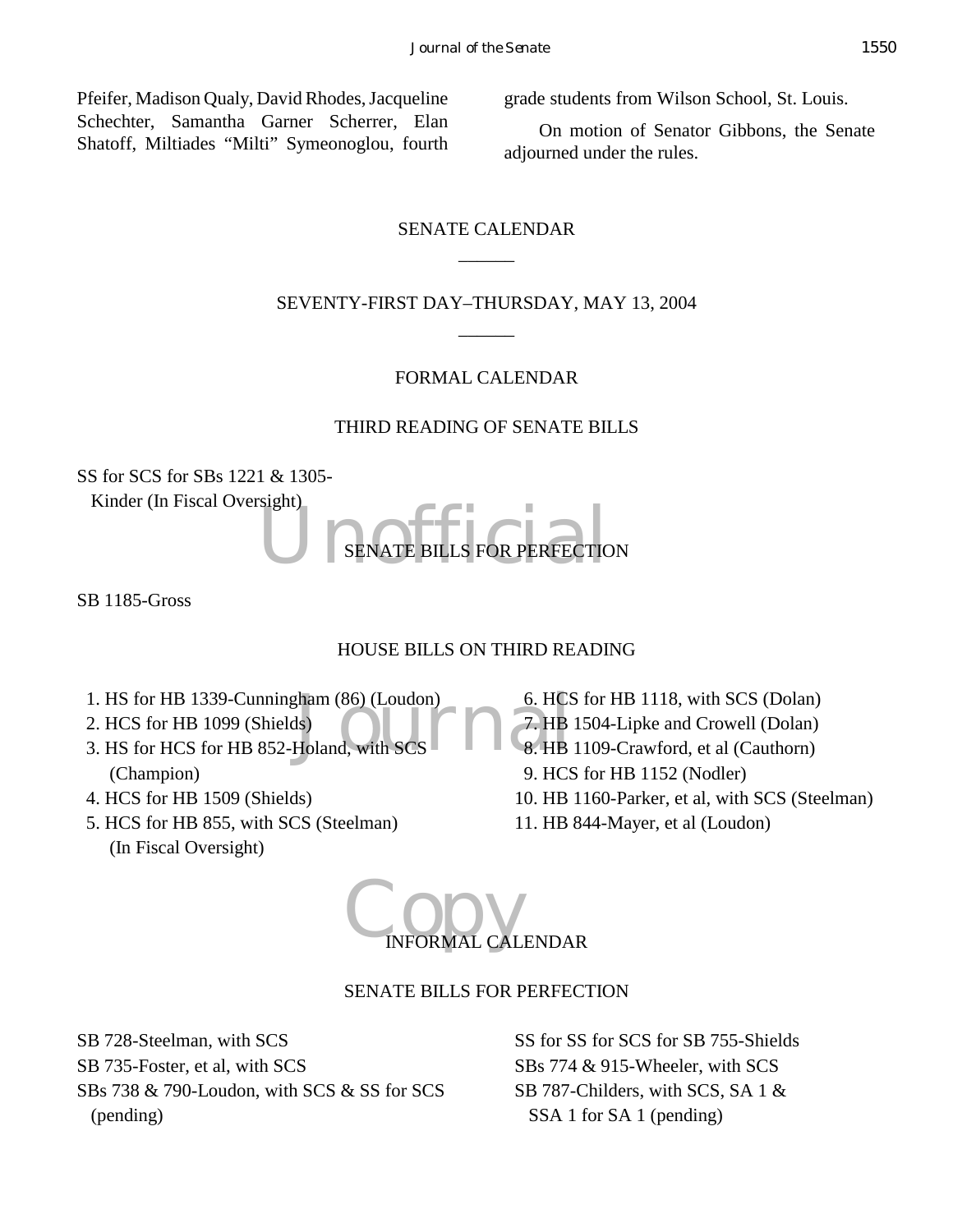Pfeifer, Madison Qualy, David Rhodes, Jacqueline Schechter, Samantha Garner Scherrer, Elan Shatoff, Miltiades "Milti" Symeonoglou, fourth grade students from Wilson School, St. Louis.

On motion of Senator Gibbons, the Senate adjourned under the rules.

## SENATE CALENDAR

______

### SEVENTY-FIRST DAY–THURSDAY, MAY 13, 2004

______

### FORMAL CALENDAR

#### THIRD READING OF SENATE BILLS

SS for SCS for SBs 1221 & 1305-Kinder (In Fiscal Oversight)

#### SENATE BILLS FOR PERFECTION

SB 1185-Gross

#### HOUSE BILLS ON THIRD READING

1. HS for HB 1339-Cunningham (86) (Loudon)
2. HCS for HB 1099 (Shields)
3. HS for HCS for HB 852-Holand, with SCS (Champion)
4. HCS for HB 1509 (Shields)
5. HCS for HB 855, with SCS (Steelman) (In Fiscal Oversight)
6. HCS for HB 1118, with SCS (Dolan)
7. HB 1504-Lipke and Crowell (Dolan)
8. HB 1109-Crawford, et al (Cauthorn)
9. HCS for HB 1152 (Nodler)
10. HB 1160-Parker, et al, with SCS (Steelman)
11. HB 844-Mayer, et al (Loudon)

### INFORMAL CALENDAR

#### SENATE BILLS FOR PERFECTION

SB 728-Steelman, with SCS

SB 735-Foster, et al, with SCS

SBs 738 & 790-Loudon, with SCS & SS for SCS (pending)

SS for SS for SCS for SB 755-Shields

SBs 774 & 915-Wheeler, with SCS

SB 787-Childers, with SCS, SA 1 & SSA 1 for SA 1 (pending)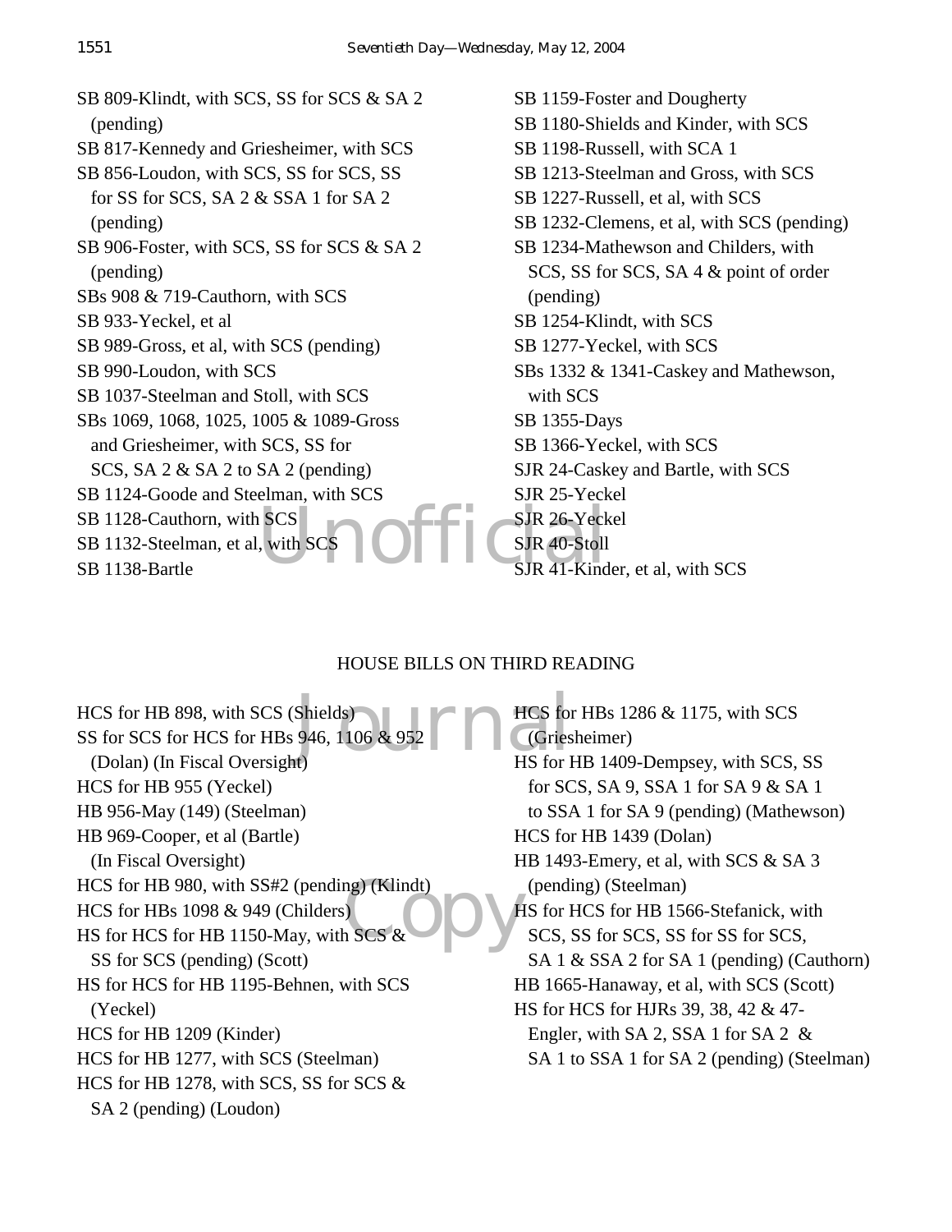SB 809-Klindt, with SCS, SS for SCS & SA 2 (pending)
SB 817-Kennedy and Griesheimer, with SCS
SB 856-Loudon, with SCS, SS for SCS, SS for SS for SCS, SA 2 & SSA 1 for SA 2 (pending)
SB 906-Foster, with SCS, SS for SCS & SA 2 (pending)
SBs 908 & 719-Cauthorn, with SCS
SB 933-Yeckel, et al
SB 989-Gross, et al, with SCS (pending)
SB 990-Loudon, with SCS
SB 1037-Steelman and Stoll, with SCS
SBs 1069, 1068, 1025, 1005 & 1089-Gross and Griesheimer, with SCS, SS for SCS, SA 2 & SA 2 to SA 2 (pending)
SB 1124-Goode and Steelman, with SCS
SB 1128-Cauthorn, with SCS
SB 1132-Steelman, et al, with SCS
SB 1138-Bartle
SB 1159-Foster and Dougherty
SB 1180-Shields and Kinder, with SCS
SB 1198-Russell, with SCA 1
SB 1213-Steelman and Gross, with SCS
SB 1227-Russell, et al, with SCS
SB 1232-Clemens, et al, with SCS (pending)
SB 1234-Mathewson and Childers, with SCS, SS for SCS, SA 4 & point of order (pending)
SB 1254-Klindt, with SCS
SB 1277-Yeckel, with SCS
SBs 1332 & 1341-Caskey and Mathewson, with SCS
SB 1355-Days
SB 1366-Yeckel, with SCS
SJR 24-Caskey and Bartle, with SCS
SJR 25-Yeckel
SJR 26-Yeckel
SJR 40-Stoll
SJR 41-Kinder, et al, with SCS

HOUSE BILLS ON THIRD READING

HCS for HB 898, with SCS (Shields)
SS for SCS for HCS for HBs 946, 1106 & 952 (Dolan) (In Fiscal Oversight)
HCS for HB 955 (Yeckel)
HB 956-May (149) (Steelman)
HB 969-Cooper, et al (Bartle) (In Fiscal Oversight)
HCS for HB 980, with SS#2 (pending) (Klindt)
HCS for HBs 1098 & 949 (Childers)
HS for HCS for HB 1150-May, with SCS & SS for SCS (pending) (Scott)
HS for HCS for HB 1195-Behnen, with SCS (Yeckel)
HCS for HB 1209 (Kinder)
HCS for HB 1277, with SCS (Steelman)
HCS for HB 1278, with SCS, SS for SCS & SA 2 (pending) (Loudon)
HCS for HBs 1286 & 1175, with SCS (Griesheimer)
HS for HB 1409-Dempsey, with SCS, SS for SCS, SA 9, SSA 1 for SA 9 & SA 1 to SSA 1 for SA 9 (pending) (Mathewson)
HCS for HB 1439 (Dolan)
HB 1493-Emery, et al, with SCS & SA 3 (pending) (Steelman)
HS for HCS for HB 1566-Stefanick, with SCS, SS for SCS, SS for SS for SCS, SA 1 & SSA 2 for SA 1 (pending) (Cauthorn)
HB 1665-Hanaway, et al, with SCS (Scott)
HS for HCS for HJRs 39, 38, 42 & 47-Engler, with SA 2, SSA 1 for SA 2 & SA 1 to SSA 1 for SA 2 (pending) (Steelman)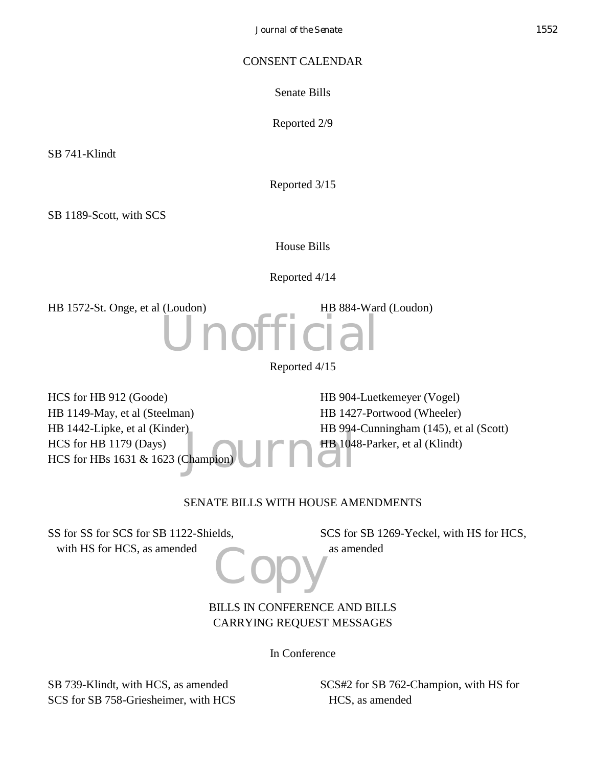## CONSENT CALENDAR

### Senate Bills

Reported 2/9

SB 741-Klindt

Reported 3/15

SB 1189-Scott, with SCS

### House Bills

Reported 4/14

HB 1572-St. Onge, et al (Loudon)

HB 884-Ward (Loudon)

Reported 4/15

HCS for HB 912 (Goode)

HB 1149-May, et al (Steelman)

HB 1442-Lipke, et al (Kinder)

HCS for HB 1179 (Days)

HCS for HBs 1631 & 1623 (Champion)

HB 904-Luetkemeyer (Vogel)

HB 1427-Portwood (Wheeler)

HB 994-Cunningham (145), et al (Scott)

HB 1048-Parker, et al (Klindt)

## SENATE BILLS WITH HOUSE AMENDMENTS

SS for SS for SCS for SB 1122-Shields, with HS for HCS, as amended

SCS for SB 1269-Yeckel, with HS for HCS, as amended

## BILLS IN CONFERENCE AND BILLS CARRYING REQUEST MESSAGES

### In Conference

SB 739-Klindt, with HCS, as amended

SCS for SB 758-Griesheimer, with HCS

SCS#2 for SB 762-Champion, with HS for HCS, as amended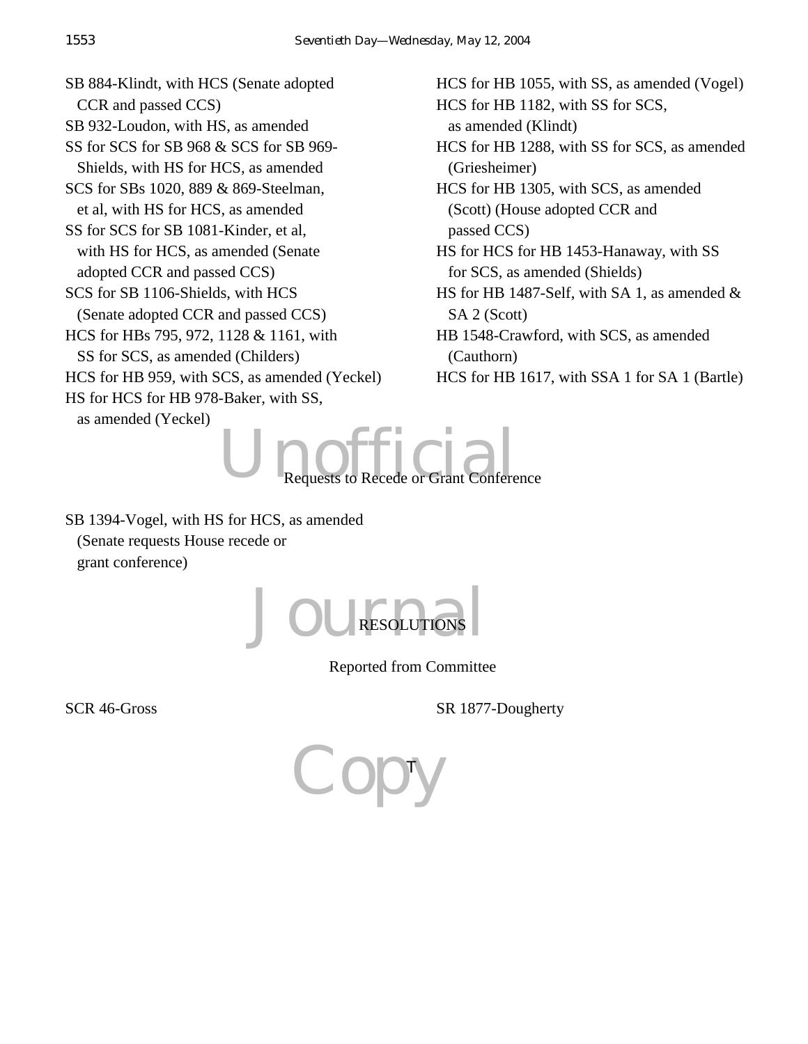SB 884-Klindt, with HCS (Senate adopted CCR and passed CCS)
SB 932-Loudon, with HS, as amended
SS for SCS for SB 968 & SCS for SB 969-Shields, with HS for HCS, as amended
SCS for SBs 1020, 889 & 869-Steelman, et al, with HS for HCS, as amended
SS for SCS for SB 1081-Kinder, et al, with HS for HCS, as amended (Senate adopted CCR and passed CCS)
SCS for SB 1106-Shields, with HCS (Senate adopted CCR and passed CCS)
HCS for HBs 795, 972, 1128 & 1161, with SS for SCS, as amended (Childers)
HCS for HB 959, with SCS, as amended (Yeckel)
HS for HCS for HB 978-Baker, with SS, as amended (Yeckel)
HCS for HB 1055, with SS, as amended (Vogel)
HCS for HB 1182, with SS for SCS, as amended (Klindt)
HCS for HB 1288, with SS for SCS, as amended (Griesheimer)
HCS for HB 1305, with SCS, as amended (Scott) (House adopted CCR and passed CCS)
HS for HCS for HB 1453-Hanaway, with SS for SCS, as amended (Shields)
HS for HB 1487-Self, with SA 1, as amended & SA 2 (Scott)
HB 1548-Crawford, with SCS, as amended (Cauthorn)
HCS for HB 1617, with SSA 1 for SA 1 (Bartle)

Requests to Recede or Grant Conference

SB 1394-Vogel, with HS for HCS, as amended (Senate requests House recede or grant conference)

RESOLUTIONS

Reported from Committee

SCR 46-Gross

SR 1877-Dougherty

T